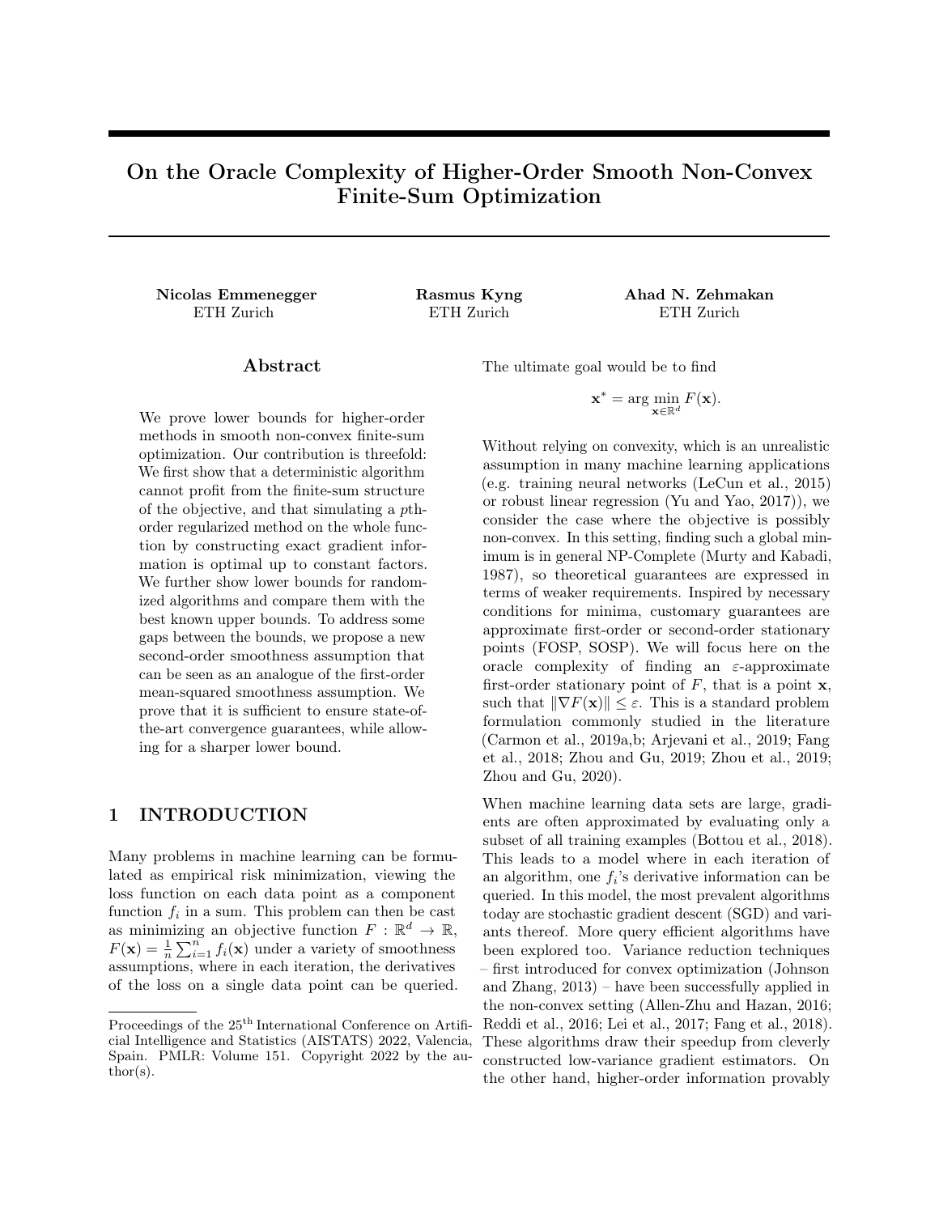# On the Oracle Complexity of Higher-Order Smooth Non-Convex Finite-Sum Optimization

**Nicolas Emmenegger**
ETH Zurich

**Rasmus Kyng**
ETH Zurich

**Ahad N. Zehmakan**
ETH Zurich

## Abstract

We prove lower bounds for higher-order methods in smooth non-convex finite-sum optimization. Our contribution is threefold: We first show that a deterministic algorithm cannot profit from the finite-sum structure of the objective, and that simulating a $p$th-order regularized method on the whole function by constructing exact gradient information is optimal up to constant factors. We further show lower bounds for randomized algorithms and compare them with the best known upper bounds. To address some gaps between the bounds, we propose a new second-order smoothness assumption that can be seen as an analogue of the first-order mean-squared smoothness assumption. We prove that it is sufficient to ensure state-of-the-art convergence guarantees, while allowing for a sharper lower bound.

## 1 INTRODUCTION

Many problems in machine learning can be formulated as empirical risk minimization, viewing the loss function on each data point as a component function $f_i$ in a sum. This problem can then be cast as minimizing an objective function $F : \mathbb{R}^d \to \mathbb{R}$, $F(\mathbf{x}) = \frac{1}{n}\sum_{i=1}^{n} f_i(\mathbf{x})$ under a variety of smoothness assumptions, where in each iteration, the derivatives of the loss on a single data point can be queried.

The ultimate goal would be to find

$$\mathbf{x}^* = \arg\min_{\mathbf{x}\in\mathbb{R}^d} F(\mathbf{x}).$$

Without relying on convexity, which is an unrealistic assumption in many machine learning applications (e.g. training neural networks (LeCun et al., 2015) or robust linear regression (Yu and Yao, 2017)), we consider the case where the objective is possibly non-convex. In this setting, finding such a global minimum is in general NP-Complete (Murty and Kabadi, 1987), so theoretical guarantees are expressed in terms of weaker requirements. Inspired by necessary conditions for minima, customary guarantees are approximate first-order or second-order stationary points (FOSP, SOSP). We will focus here on the oracle complexity of finding an $\varepsilon$-approximate first-order stationary point of $F$, that is a point $\mathbf{x}$, such that $\|\nabla F(\mathbf{x})\| \le \varepsilon$. This is a standard problem formulation commonly studied in the literature (Carmon et al., 2019a,b; Arjevani et al., 2019; Fang et al., 2018; Zhou and Gu, 2019; Zhou et al., 2019; Zhou and Gu, 2020).

When machine learning data sets are large, gradients are often approximated by evaluating only a subset of all training examples (Bottou et al., 2018). This leads to a model where in each iteration of an algorithm, one $f_i$'s derivative information can be queried. In this model, the most prevalent algorithms today are stochastic gradient descent (SGD) and variants thereof. More query efficient algorithms have been explored too. Variance reduction techniques – first introduced for convex optimization (Johnson and Zhang, 2013) – have been successfully applied in the non-convex setting (Allen-Zhu and Hazan, 2016; Reddi et al., 2016; Lei et al., 2017; Fang et al., 2018). These algorithms draw their speedup from cleverly constructed low-variance gradient estimators. On the other hand, higher-order information provably

Proceedings of the 25[th] International Conference on Artificial Intelligence and Statistics (AISTATS) 2022, Valencia, Spain. PMLR: Volume 151. Copyright 2022 by the author(s).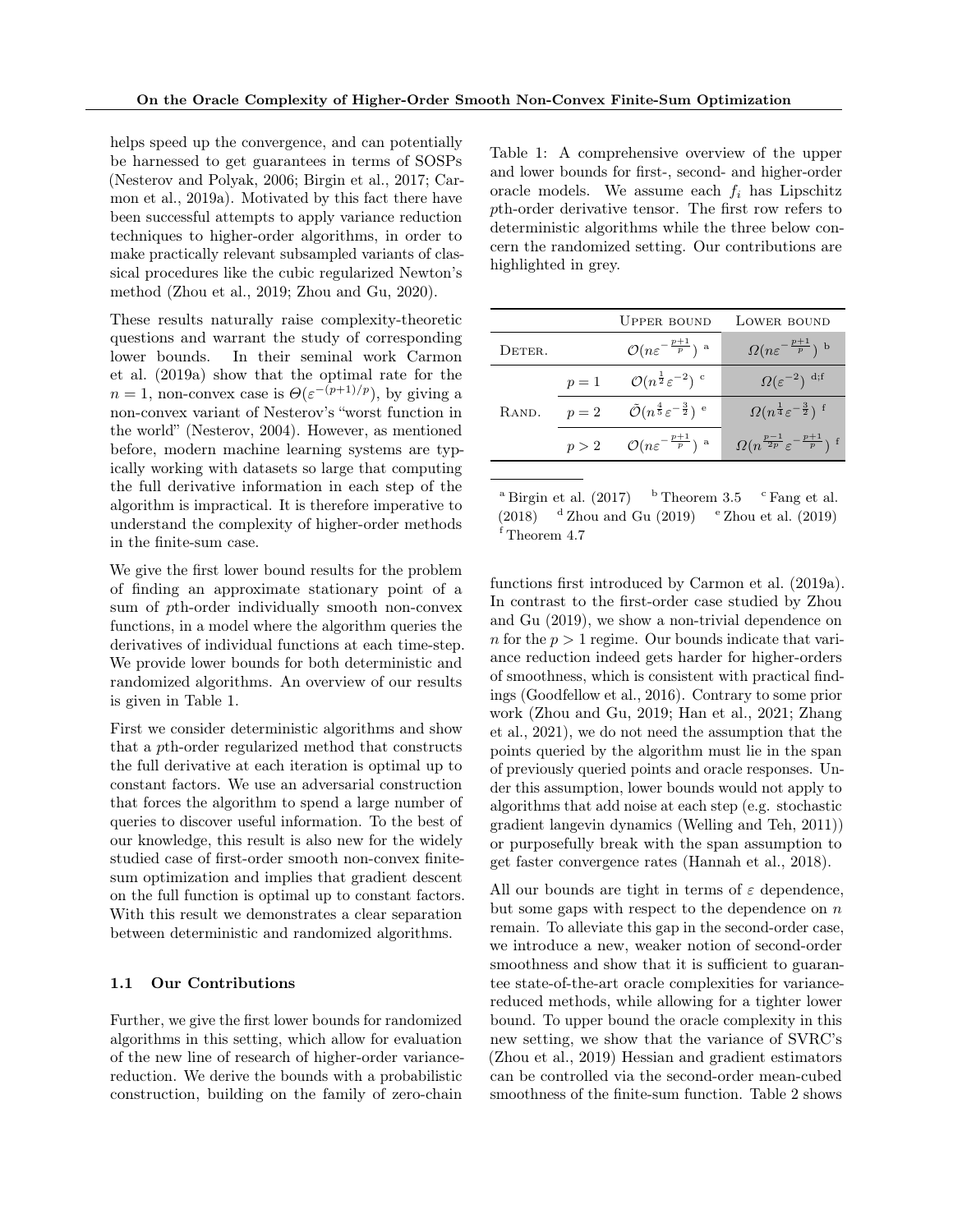helps speed up the convergence, and can potentially be harnessed to get guarantees in terms of SOSPs (Nesterov and Polyak, 2006; Birgin et al., 2017; Carmon et al., 2019a). Motivated by this fact there have been successful attempts to apply variance reduction techniques to higher-order algorithms, in order to make practically relevant subsampled variants of classical procedures like the cubic regularized Newton's method (Zhou et al., 2019; Zhou and Gu, 2020).

These results naturally raise complexity-theoretic questions and warrant the study of corresponding lower bounds. In their seminal work Carmon et al. (2019a) show that the optimal rate for the $n = 1$, non-convex case is $\Theta(\varepsilon^{-(p+1)/p})$, by giving a non-convex variant of Nesterov's "worst function in the world" (Nesterov, 2004). However, as mentioned before, modern machine learning systems are typically working with datasets so large that computing the full derivative information in each step of the algorithm is impractical. It is therefore imperative to understand the complexity of higher-order methods in the finite-sum case.

We give the first lower bound results for the problem of finding an approximate stationary point of a sum of $p$th-order individually smooth non-convex functions, in a model where the algorithm queries the derivatives of individual functions at each time-step. We provide lower bounds for both deterministic and randomized algorithms. An overview of our results is given in Table 1.

First we consider deterministic algorithms and show that a $p$th-order regularized method that constructs the full derivative at each iteration is optimal up to constant factors. We use an adversarial construction that forces the algorithm to spend a large number of queries to discover useful information. To the best of our knowledge, this result is also new for the widely studied case of first-order smooth non-convex finite-sum optimization and implies that gradient descent on the full function is optimal up to constant factors. With this result we demonstrates a clear separation between deterministic and randomized algorithms.

### 1.1 Our Contributions

Further, we give the first lower bounds for randomized algorithms in this setting, which allow for evaluation of the new line of research of higher-order variance-reduction. We derive the bounds with a probabilistic construction, building on the family of zero-chain functions first introduced by Carmon et al. (2019a). In contrast to the first-order case studied by Zhou and Gu (2019), we show a non-trivial dependence on $n$ for the $p > 1$ regime. Our bounds indicate that variance reduction indeed gets harder for higher-orders of smoothness, which is consistent with practical findings (Goodfellow et al., 2016). Contrary to some prior work (Zhou and Gu, 2019; Han et al., 2021; Zhang et al., 2021), we do not need the assumption that the points queried by the algorithm must lie in the span of previously queried points and oracle responses. Under this assumption, lower bounds would not apply to algorithms that add noise at each step (e.g. stochastic gradient langevin dynamics (Welling and Teh, 2011)) or purposefully break with the span assumption to get faster convergence rates (Hannah et al., 2018).

All our bounds are tight in terms of $\varepsilon$ dependence, but some gaps with respect to the dependence on $n$ remain. To alleviate this gap in the second-order case, we introduce a new, weaker notion of second-order smoothness and show that it is sufficient to guarantee state-of-the-art oracle complexities for variance-reduced methods, while allowing for a tighter lower bound. To upper bound the oracle complexity in this new setting, we show that the variance of SVRC's (Zhou et al., 2019) Hessian and gradient estimators can be controlled via the second-order mean-cubed smoothness of the finite-sum function. Table 2 shows

Table 1: A comprehensive overview of the upper and lower bounds for first-, second- and higher-order oracle models. We assume each $f_i$ has Lipschitz $p$th-order derivative tensor. The first row refers to deterministic algorithms while the three below concern the randomized setting. Our contributions are highlighted in grey.

| | | Upper bound | Lower bound |
|---|---|---|---|
| Deter. | | $\mathcal{O}(n\varepsilon^{-\frac{p+1}{p}})$ [a] | $\Omega(n\varepsilon^{-\frac{p+1}{p}})$ [b] |
| Rand. | $p=1$ | $\mathcal{O}(n^{\frac{1}{2}}\varepsilon^{-2})$ [c] | $\Omega(\varepsilon^{-2})$ [d;f] |
| | $p=2$ | $\tilde{\mathcal{O}}(n^{\frac{4}{5}}\varepsilon^{-\frac{3}{2}})$ [e] | $\Omega(n^{\frac{1}{4}}\varepsilon^{-\frac{3}{2}})$ [f] |
| | $p>2$ | $\mathcal{O}(n\varepsilon^{-\frac{p+1}{p}})$ [a] | $\Omega(n^{\frac{p-1}{2p}}\varepsilon^{-\frac{p+1}{p}})$ [f] |

[a] Birgin et al. (2017) [b] Theorem 3.5 [c] Fang et al. (2018) [d] Zhou and Gu (2019) [e] Zhou et al. (2019) [f] Theorem 4.7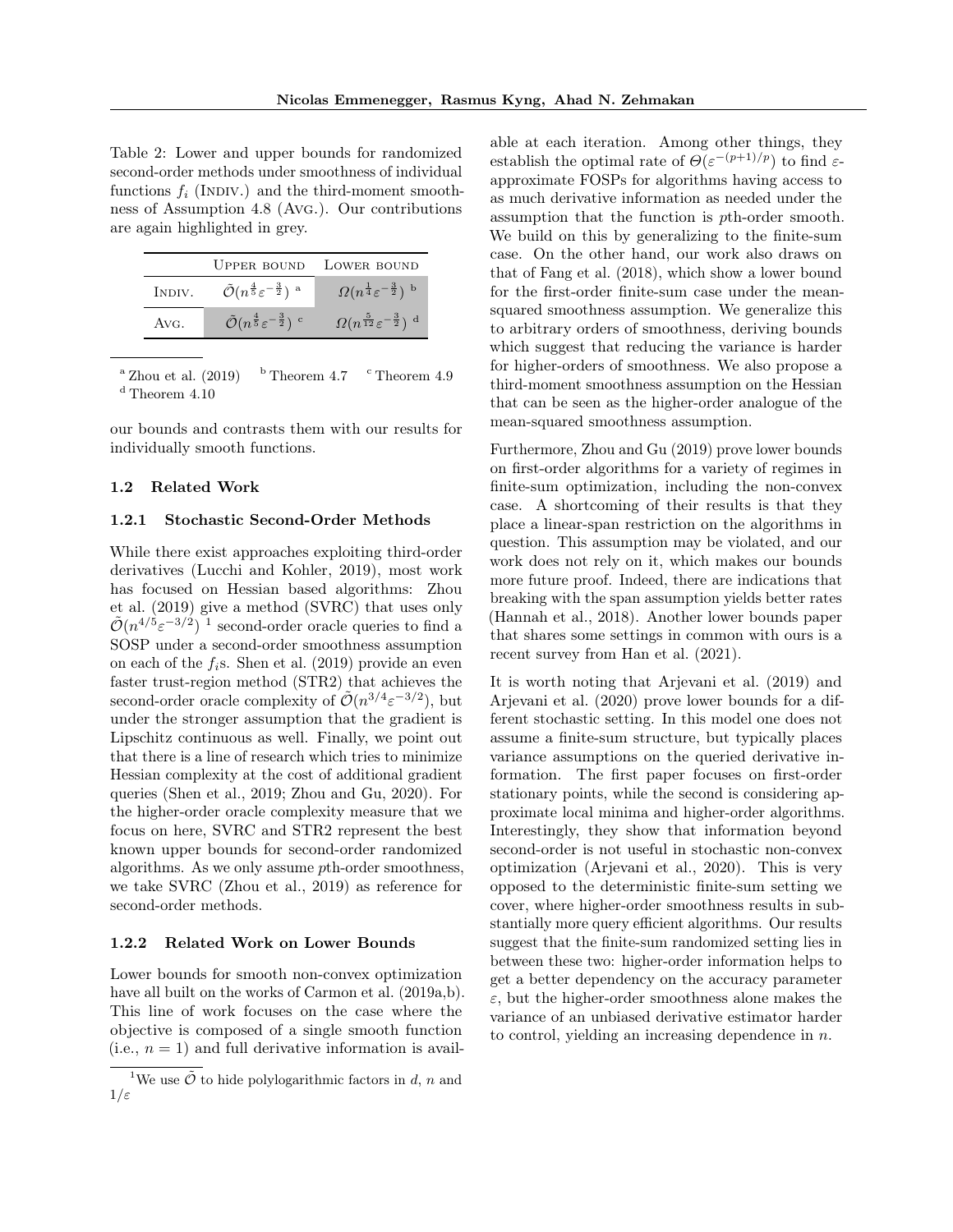Table 2: Lower and upper bounds for randomized second-order methods under smoothness of individual functions $f_i$ (INDIV.) and the third-moment smoothness of Assumption 4.8 (AVG.). Our contributions are again highlighted in grey.

| | UPPER BOUND | LOWER BOUND |
|---|---|---|
| INDIV. | $\tilde{\mathcal{O}}(n^{\frac{4}{5}}\varepsilon^{-\frac{3}{2}})$ [a] | $\Omega(n^{\frac{1}{4}}\varepsilon^{-\frac{3}{2}})$ [b] |
| AVG. | $\tilde{\mathcal{O}}(n^{\frac{4}{5}}\varepsilon^{-\frac{3}{2}})$ [c] | $\Omega(n^{\frac{5}{12}}\varepsilon^{-\frac{3}{2}})$ [d] |

[a] Zhou et al. (2019) [b] Theorem 4.7 [c] Theorem 4.9
[d] Theorem 4.10

our bounds and contrasts them with our results for individually smooth functions.

### 1.2 Related Work

#### 1.2.1 Stochastic Second-Order Methods

While there exist approaches exploiting third-order derivatives (Lucchi and Kohler, 2019), most work has focused on Hessian based algorithms: Zhou et al. (2019) give a method (SVRC) that uses only $\tilde{\mathcal{O}}(n^{4/5}\varepsilon^{-3/2})$ [1] second-order oracle queries to find a SOSP under a second-order smoothness assumption on each of the $f_i$s. Shen et al. (2019) provide an even faster trust-region method (STR2) that achieves the second-order oracle complexity of $\tilde{\mathcal{O}}(n^{3/4}\varepsilon^{-3/2})$, but under the stronger assumption that the gradient is Lipschitz continuous as well. Finally, we point out that there is a line of research which tries to minimize Hessian complexity at the cost of additional gradient queries (Shen et al., 2019; Zhou and Gu, 2020). For the higher-order oracle complexity measure that we focus on here, SVRC and STR2 represent the best known upper bounds for second-order randomized algorithms. As we only assume $p$th-order smoothness, we take SVRC (Zhou et al., 2019) as reference for second-order methods.

#### 1.2.2 Related Work on Lower Bounds

Lower bounds for smooth non-convex optimization have all built on the works of Carmon et al. (2019a,b). This line of work focuses on the case where the objective is composed of a single smooth function (i.e., $n = 1$) and full derivative information is available at each iteration. Among other things, they establish the optimal rate of $\Theta(\varepsilon^{-(p+1)/p})$ to find $\varepsilon$-approximate FOSPs for algorithms having access to as much derivative information as needed under the assumption that the function is $p$th-order smooth. We build on this by generalizing to the finite-sum case. On the other hand, our work also draws on that of Fang et al. (2018), which show a lower bound for the first-order finite-sum case under the mean-squared smoothness assumption. We generalize this to arbitrary orders of smoothness, deriving bounds which suggest that reducing the variance is harder for higher-orders of smoothness. We also propose a third-moment smoothness assumption on the Hessian that can be seen as the higher-order analogue of the mean-squared smoothness assumption.

Furthermore, Zhou and Gu (2019) prove lower bounds on first-order algorithms for a variety of regimes in finite-sum optimization, including the non-convex case. A shortcoming of their results is that they place a linear-span restriction on the algorithms in question. This assumption may be violated, and our work does not rely on it, which makes our bounds more future proof. Indeed, there are indications that breaking with the span assumption yields better rates (Hannah et al., 2018). Another lower bounds paper that shares some settings in common with ours is a recent survey from Han et al. (2021).

It is worth noting that Arjevani et al. (2019) and Arjevani et al. (2020) prove lower bounds for a different stochastic setting. In this model one does not assume a finite-sum structure, but typically places variance assumptions on the queried derivative information. The first paper focuses on first-order stationary points, while the second is considering approximate local minima and higher-order algorithms. Interestingly, they show that information beyond second-order is not useful in stochastic non-convex optimization (Arjevani et al., 2020). This is very opposed to the deterministic finite-sum setting we cover, where higher-order smoothness results in substantially more query efficient algorithms. Our results suggest that the finite-sum randomized setting lies in between these two: higher-order information helps to get a better dependency on the accuracy parameter $\varepsilon$, but the higher-order smoothness alone makes the variance of an unbiased derivative estimator harder to control, yielding an increasing dependence in $n$.

[1] We use $\tilde{\mathcal{O}}$ to hide polylogarithmic factors in $d$, $n$ and $1/\varepsilon$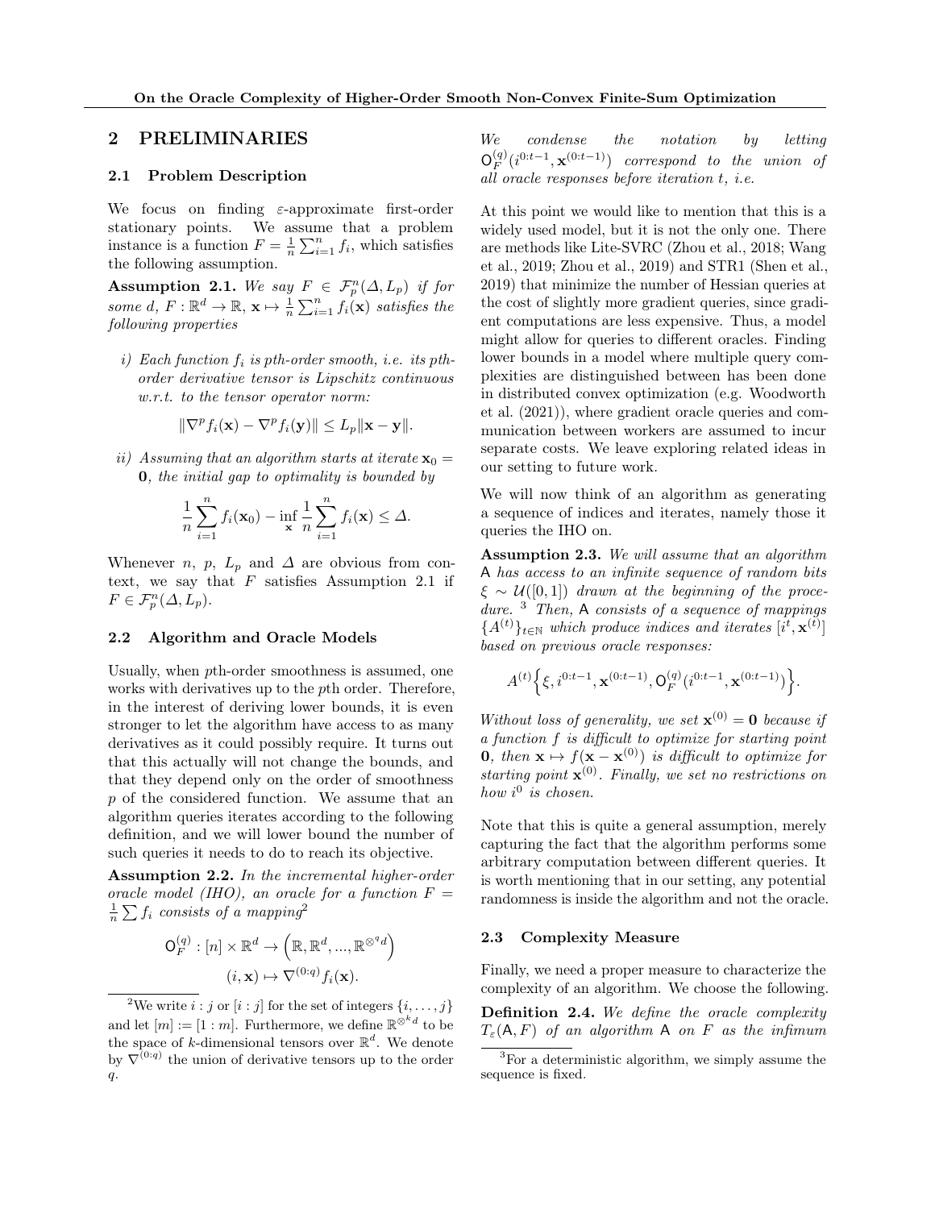## 2 PRELIMINARIES

### 2.1 Problem Description

We focus on finding $\varepsilon$-approximate first-order stationary points. We assume that a problem instance is a function $F = \frac{1}{n}\sum_{i=1}^{n} f_i$, which satisfies the following assumption.

**Assumption 2.1.** *We say $F \in \mathcal{F}_p^n(\Delta, L_p)$ if for some $d$, $F : \mathbb{R}^d \to \mathbb{R}$, $\mathbf{x} \mapsto \frac{1}{n}\sum_{i=1}^{n} f_i(\mathbf{x})$ satisfies the following properties*

*i) Each function $f_i$ is pth-order smooth, i.e. its pth-order derivative tensor is Lipschitz continuous w.r.t. to the tensor operator norm:*

$$\|\nabla^p f_i(\mathbf{x}) - \nabla^p f_i(\mathbf{y})\| \leq L_p \|\mathbf{x} - \mathbf{y}\|.$$

*ii) Assuming that an algorithm starts at iterate $\mathbf{x}_0 = \mathbf{0}$, the initial gap to optimality is bounded by*

$$\frac{1}{n}\sum_{i=1}^{n} f_i(\mathbf{x}_0) - \inf_{\mathbf{x}} \frac{1}{n}\sum_{i=1}^{n} f_i(\mathbf{x}) \leq \Delta.$$

Whenever $n$, $p$, $L_p$ and $\Delta$ are obvious from context, we say that $F$ satisfies Assumption 2.1 if $F \in \mathcal{F}_p^n(\Delta, L_p)$.

### 2.2 Algorithm and Oracle Models

Usually, when $p$th-order smoothness is assumed, one works with derivatives up to the $p$th order. Therefore, in the interest of deriving lower bounds, it is even stronger to let the algorithm have access to as many derivatives as it could possibly require. It turns out that this actually will not change the bounds, and that they depend only on the order of smoothness $p$ of the considered function. We assume that an algorithm queries iterates according to the following definition, and we will lower bound the number of such queries it needs to do to reach its objective.

**Assumption 2.2.** *In the incremental higher-order oracle model (IHO), an oracle for a function $F = \frac{1}{n}\sum f_i$ consists of a mapping*[2]

$$\mathsf{O}_F^{(q)} : [n] \times \mathbb{R}^d \to \left(\mathbb{R}, \mathbb{R}^d, ..., \mathbb{R}^{\otimes^q d}\right)$$
$$(i, \mathbf{x}) \mapsto \nabla^{(0:q)} f_i(\mathbf{x}).$$

*We condense the notation by letting $\mathsf{O}_F^{(q)}(i^{0:t-1}, \mathbf{x}^{(0:t-1)})$ correspond to the union of all oracle responses before iteration $t$, i.e.*

At this point we would like to mention that this is a widely used model, but it is not the only one. There are methods like Lite-SVRC (Zhou et al., 2018; Wang et al., 2019; Zhou et al., 2019) and STR1 (Shen et al., 2019) that minimize the number of Hessian queries at the cost of slightly more gradient queries, since gradient computations are less expensive. Thus, a model might allow for queries to different oracles. Finding lower bounds in a model where multiple query complexities are distinguished between has been done in distributed convex optimization (e.g. Woodworth et al. (2021)), where gradient oracle queries and communication between workers are assumed to incur separate costs. We leave exploring related ideas in our setting to future work.

We will now think of an algorithm as generating a sequence of indices and iterates, namely those it queries the IHO on.

**Assumption 2.3.** *We will assume that an algorithm $\mathsf{A}$ has access to an infinite sequence of random bits $\xi \sim \mathcal{U}([0,1])$ drawn at the beginning of the procedure.*[3] *Then, $\mathsf{A}$ consists of a sequence of mappings $\{A^{(t)}\}_{t\in\mathbb{N}}$ which produce indices and iterates $[i^t, \mathbf{x}^{(t)}]$ based on previous oracle responses:*

$$A^{(t)}\Big\{\xi, i^{0:t-1}, \mathbf{x}^{(0:t-1)}, \mathsf{O}_F^{(q)}(i^{0:t-1}, \mathbf{x}^{(0:t-1)})\Big\}.$$

*Without loss of generality, we set $\mathbf{x}^{(0)} = \mathbf{0}$ because if a function $f$ is difficult to optimize for starting point $\mathbf{0}$, then $\mathbf{x} \mapsto f(\mathbf{x} - \mathbf{x}^{(0)})$ is difficult to optimize for starting point $\mathbf{x}^{(0)}$. Finally, we set no restrictions on how $i^0$ is chosen.*

Note that this is quite a general assumption, merely capturing the fact that the algorithm performs some arbitrary computation between different queries. It is worth mentioning that in our setting, any potential randomness is inside the algorithm and not the oracle.

### 2.3 Complexity Measure

Finally, we need a proper measure to characterize the complexity of an algorithm. We choose the following.

**Definition 2.4.** *We define the oracle complexity $T_\varepsilon(\mathsf{A}, F)$ of an algorithm $\mathsf{A}$ on $F$ as the infimum*

---

[2] We write $i : j$ or $[i : j]$ for the set of integers $\{i, \ldots, j\}$ and let $[m] := [1 : m]$. Furthermore, we define $\mathbb{R}^{\otimes^k d}$ to be the space of $k$-dimensional tensors over $\mathbb{R}^d$. We denote by $\nabla^{(0:q)}$ the union of derivative tensors up to the order $q$.

[3] For a deterministic algorithm, we simply assume the sequence is fixed.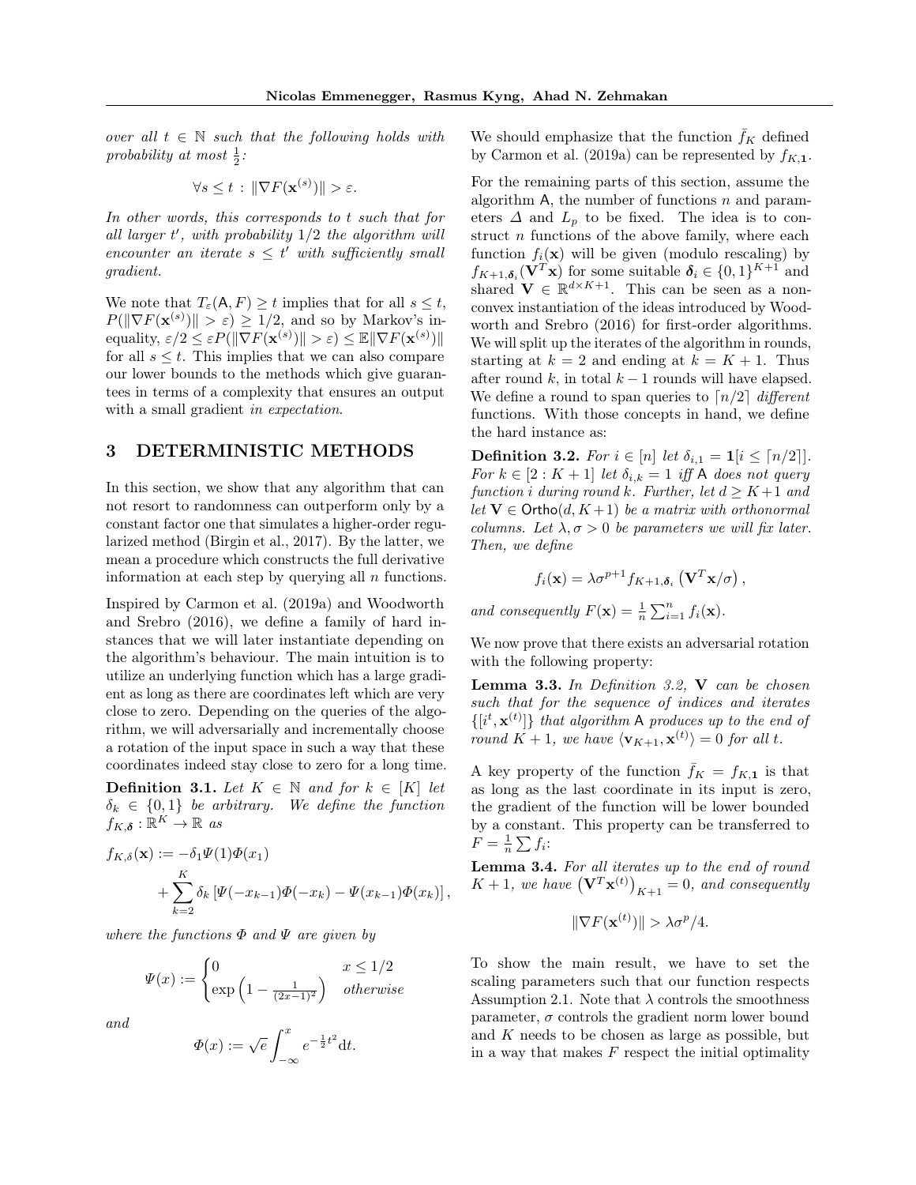*over all $t \in \mathbb{N}$ such that the following holds with probability at most $\frac{1}{2}$:*

$$\forall s \leq t \,:\, \|\nabla F(\mathbf{x}^{(s)})\| > \varepsilon.$$

*In other words, this corresponds to $t$ such that for all larger $t'$, with probability $1/2$ the algorithm will encounter an iterate $s \leq t'$ with sufficiently small gradient.*

We note that $T_\varepsilon(\mathsf{A}, F) \geq t$ implies that for all $s \leq t$, $P(\|\nabla F(\mathbf{x}^{(s)})\| > \varepsilon) \geq 1/2$, and so by Markov's inequality, $\varepsilon/2 \leq \varepsilon P(\|\nabla F(\mathbf{x}^{(s)})\| > \varepsilon) \leq \mathbb{E}\|\nabla F(\mathbf{x}^{(s)})\|$ for all $s \leq t$. This implies that we can also compare our lower bounds to the methods which give guarantees in terms of a complexity that ensures an output with a small gradient *in expectation*.

# 3 DETERMINISTIC METHODS

In this section, we show that any algorithm that can not resort to randomness can outperform only by a constant factor one that simulates a higher-order regularized method (Birgin et al., 2017). By the latter, we mean a procedure which constructs the full derivative information at each step by querying all $n$ functions.

Inspired by Carmon et al. (2019a) and Woodworth and Srebro (2016), we define a family of hard instances that we will later instantiate depending on the algorithm's behaviour. The main intuition is to utilize an underlying function which has a large gradient as long as there are coordinates left which are very close to zero. Depending on the queries of the algorithm, we will adversarially and incrementally choose a rotation of the input space in such a way that these coordinates indeed stay close to zero for a long time.

**Definition 3.1.** *Let $K \in \mathbb{N}$ and for $k \in [K]$ let $\delta_k \in \{0, 1\}$ be arbitrary. We define the function $f_{K,\boldsymbol{\delta}} : \mathbb{R}^K \to \mathbb{R}$ as*

$$f_{K,\delta}(\mathbf{x}) := -\delta_1 \Psi(1)\Phi(x_1) + \sum_{k=2}^{K} \delta_k \left[\Psi(-x_{k-1})\Phi(-x_k) - \Psi(x_{k-1})\Phi(x_k)\right],$$

*where the functions $\Phi$ and $\Psi$ are given by*

$$\Psi(x) := \begin{cases} 0 & x \leq 1/2 \\ \exp\left(1 - \frac{1}{(2x-1)^2}\right) & \text{otherwise} \end{cases}$$

*and*

$$\Phi(x) := \sqrt{e}\int_{-\infty}^{x} e^{-\frac{1}{2}t^2}\mathrm{d}t.$$

We should emphasize that the function $\bar{f}_K$ defined by Carmon et al. (2019a) can be represented by $f_{K,\mathbf{1}}$.

For the remaining parts of this section, assume the algorithm $\mathsf{A}$, the number of functions $n$ and parameters $\Delta$ and $L_p$ to be fixed. The idea is to construct $n$ functions of the above family, where each function $f_i(\mathbf{x})$ will be given (modulo rescaling) by $f_{K+1,\boldsymbol{\delta}_i}(\mathbf{V}^T\mathbf{x})$ for some suitable $\boldsymbol{\delta}_i \in \{0,1\}^{K+1}$ and shared $\mathbf{V} \in \mathbb{R}^{d \times K+1}$. This can be seen as a non-convex instantiation of the ideas introduced by Woodworth and Srebro (2016) for first-order algorithms. We will split up the iterates of the algorithm in rounds, starting at $k = 2$ and ending at $k = K + 1$. Thus after round $k$, in total $k - 1$ rounds will have elapsed. We define a round to span queries to $\lceil n/2 \rceil$ *different* functions. With those concepts in hand, we define the hard instance as:

**Definition 3.2.** *For $i \in [n]$ let $\delta_{i,1} = \mathbf{1}[i \leq \lceil n/2 \rceil]$. For $k \in [2 : K+1]$ let $\delta_{i,k} = 1$ iff $\mathsf{A}$ does not query function $i$ during round $k$. Further, let $d \geq K+1$ and let $\mathbf{V} \in \mathsf{Ortho}(d, K+1)$ be a matrix with orthonormal columns. Let $\lambda, \sigma > 0$ be parameters we will fix later. Then, we define*

$$f_i(\mathbf{x}) = \lambda\sigma^{p+1} f_{K+1,\boldsymbol{\delta}_i}\left(\mathbf{V}^T\mathbf{x}/\sigma\right),$$

*and consequently $F(\mathbf{x}) = \frac{1}{n}\sum_{i=1}^{n} f_i(\mathbf{x})$.*

We now prove that there exists an adversarial rotation with the following property:

**Lemma 3.3.** *In Definition 3.2, $\mathbf{V}$ can be chosen such that for the sequence of indices and iterates $\{[i^t, \mathbf{x}^{(t)}]\}$ that algorithm $\mathsf{A}$ produces up to the end of round $K+1$, we have $\langle \mathbf{v}_{K+1}, \mathbf{x}^{(t)} \rangle = 0$ for all $t$.*

A key property of the function $\bar{f}_K = f_{K,\mathbf{1}}$ is that as long as the last coordinate in its input is zero, the gradient of the function will be lower bounded by a constant. This property can be transferred to $F = \frac{1}{n}\sum f_i$:

**Lemma 3.4.** *For all iterates up to the end of round $K+1$, we have $\left(\mathbf{V}^T\mathbf{x}^{(t)}\right)_{K+1} = 0$, and consequently*

$$\|\nabla F(\mathbf{x}^{(t)})\| > \lambda\sigma^p/4.$$

To show the main result, we have to set the scaling parameters such that our function respects Assumption 2.1. Note that $\lambda$ controls the smoothness parameter, $\sigma$ controls the gradient norm lower bound and $K$ needs to be chosen as large as possible, but in a way that makes $F$ respect the initial optimality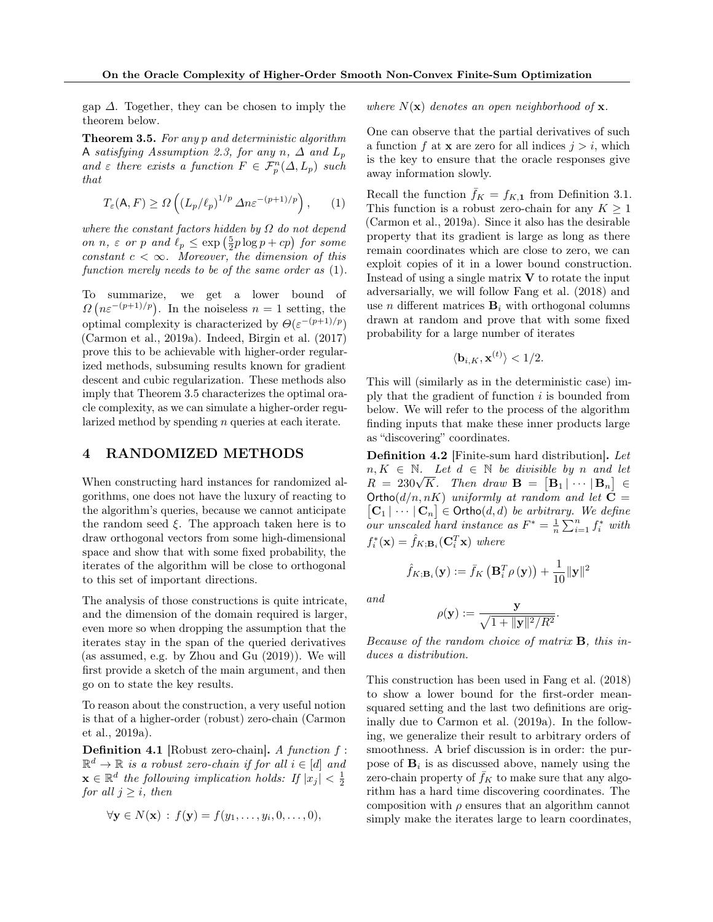gap $\Delta$. Together, they can be chosen to imply the theorem below.

**Theorem 3.5.** *For any $p$ and deterministic algorithm $\mathsf{A}$ satisfying Assumption 2.3, for any $n$, $\Delta$ and $L_p$ and $\varepsilon$ there exists a function $F \in \mathcal{F}_p^n(\Delta, L_p)$ such that*

$$T_\varepsilon(\mathsf{A}, F) \geq \Omega\left((L_p/\ell_p)^{1/p}\, \Delta n \varepsilon^{-(p+1)/p}\right), \qquad (1)$$

*where the constant factors hidden by $\Omega$ do not depend on $n$, $\varepsilon$ or $p$ and $\ell_p \leq \exp\left(\frac{5}{2}p\log p + cp\right)$ for some constant $c < \infty$. Moreover, the dimension of this function merely needs to be of the same order as (1).*

To summarize, we get a lower bound of $\Omega\left(n\varepsilon^{-(p+1)/p}\right)$. In the noiseless $n = 1$ setting, the optimal complexity is characterized by $\Theta(\varepsilon^{-(p+1)/p})$ (Carmon et al., 2019a). Indeed, Birgin et al. (2017) prove this to be achievable with higher-order regularized methods, subsuming results known for gradient descent and cubic regularization. These methods also imply that Theorem 3.5 characterizes the optimal oracle complexity, as we can simulate a higher-order regularized method by spending $n$ queries at each iterate.

## 4 RANDOMIZED METHODS

When constructing hard instances for randomized algorithms, one does not have the luxury of reacting to the algorithm's queries, because we cannot anticipate the random seed $\xi$. The approach taken here is to draw orthogonal vectors from some high-dimensional space and show that with some fixed probability, the iterates of the algorithm will be close to orthogonal to this set of important directions.

The analysis of those constructions is quite intricate, and the dimension of the domain required is larger, even more so when dropping the assumption that the iterates stay in the span of the queried derivatives (as assumed, e.g. by Zhou and Gu (2019)). We will first provide a sketch of the main argument, and then go on to state the key results.

To reason about the construction, a very useful notion is that of a higher-order (robust) zero-chain (Carmon et al., 2019a).

**Definition 4.1** [Robust zero-chain]**.** *A function $f : \mathbb{R}^d \to \mathbb{R}$ is a robust zero-chain if for all $i \in [d]$ and $\mathbf{x} \in \mathbb{R}^d$ the following implication holds: If $|x_j| < \frac{1}{2}$ for all $j \geq i$, then*

$$\forall \mathbf{y} \in N(\mathbf{x}) : f(\mathbf{y}) = f(y_1, \ldots, y_i, 0, \ldots, 0),$$

*where $N(\mathbf{x})$ denotes an open neighborhood of $\mathbf{x}$.*

One can observe that the partial derivatives of such a function $f$ at $\mathbf{x}$ are zero for all indices $j > i$, which is the key to ensure that the oracle responses give away information slowly.

Recall the function $\bar{f}_K = f_{K,\mathbf{1}}$ from Definition 3.1. This function is a robust zero-chain for any $K \geq 1$ (Carmon et al., 2019a). Since it also has the desirable property that its gradient is large as long as there remain coordinates which are close to zero, we can exploit copies of it in a lower bound construction. Instead of using a single matrix $\mathbf{V}$ to rotate the input adversarially, we will follow Fang et al. (2018) and use $n$ different matrices $\mathbf{B}_i$ with orthogonal columns drawn at random and prove that with some fixed probability for a large number of iterates

$$\langle \mathbf{b}_{i,K}, \mathbf{x}^{(t)} \rangle < 1/2.$$

This will (similarly as in the deterministic case) imply that the gradient of function $i$ is bounded from below. We will refer to the process of the algorithm finding inputs that make these inner products large as "discovering" coordinates.

**Definition 4.2** [Finite-sum hard distribution]**.** *Let $n, K \in \mathbb{N}$. Let $d \in \mathbb{N}$ be divisible by $n$ and let $R = 230\sqrt{K}$. Then draw $\mathbf{B} = \left[\mathbf{B}_1 \,|\, \cdots \,|\, \mathbf{B}_n\right] \in \mathsf{Ortho}(d/n, nK)$ uniformly at random and let $\mathbf{C} = \left[\mathbf{C}_1 \,|\, \cdots \,|\, \mathbf{C}_n\right] \in \mathsf{Ortho}(d, d)$ be arbitrary. We define our unscaled hard instance as $F^* = \frac{1}{n}\sum_{i=1}^n f_i^*$ with $f_i^*(\mathbf{x}) = \hat{f}_{K;\mathbf{B}_i}(\mathbf{C}_i^T \mathbf{x})$ where*

$$\hat{f}_{K;\mathbf{B}_i}(\mathbf{y}) := \bar{f}_K\left(\mathbf{B}_i^T \rho\left(\mathbf{y}\right)\right) + \frac{1}{10}\|\mathbf{y}\|^2$$

*and*

$$\rho(\mathbf{y}) := \frac{\mathbf{y}}{\sqrt{1 + \|\mathbf{y}\|^2/R^2}}.$$

*Because of the random choice of matrix $\mathbf{B}$, this induces a distribution.*

This construction has been used in Fang et al. (2018) to show a lower bound for the first-order mean-squared setting and the last two definitions are originally due to Carmon et al. (2019a). In the following, we generalize their result to arbitrary orders of smoothness. A brief discussion is in order: the purpose of $\mathbf{B}_i$ is as discussed above, namely using the zero-chain property of $\bar{f}_K$ to make sure that any algorithm has a hard time discovering coordinates. The composition with $\rho$ ensures that an algorithm cannot simply make the iterates large to learn coordinates,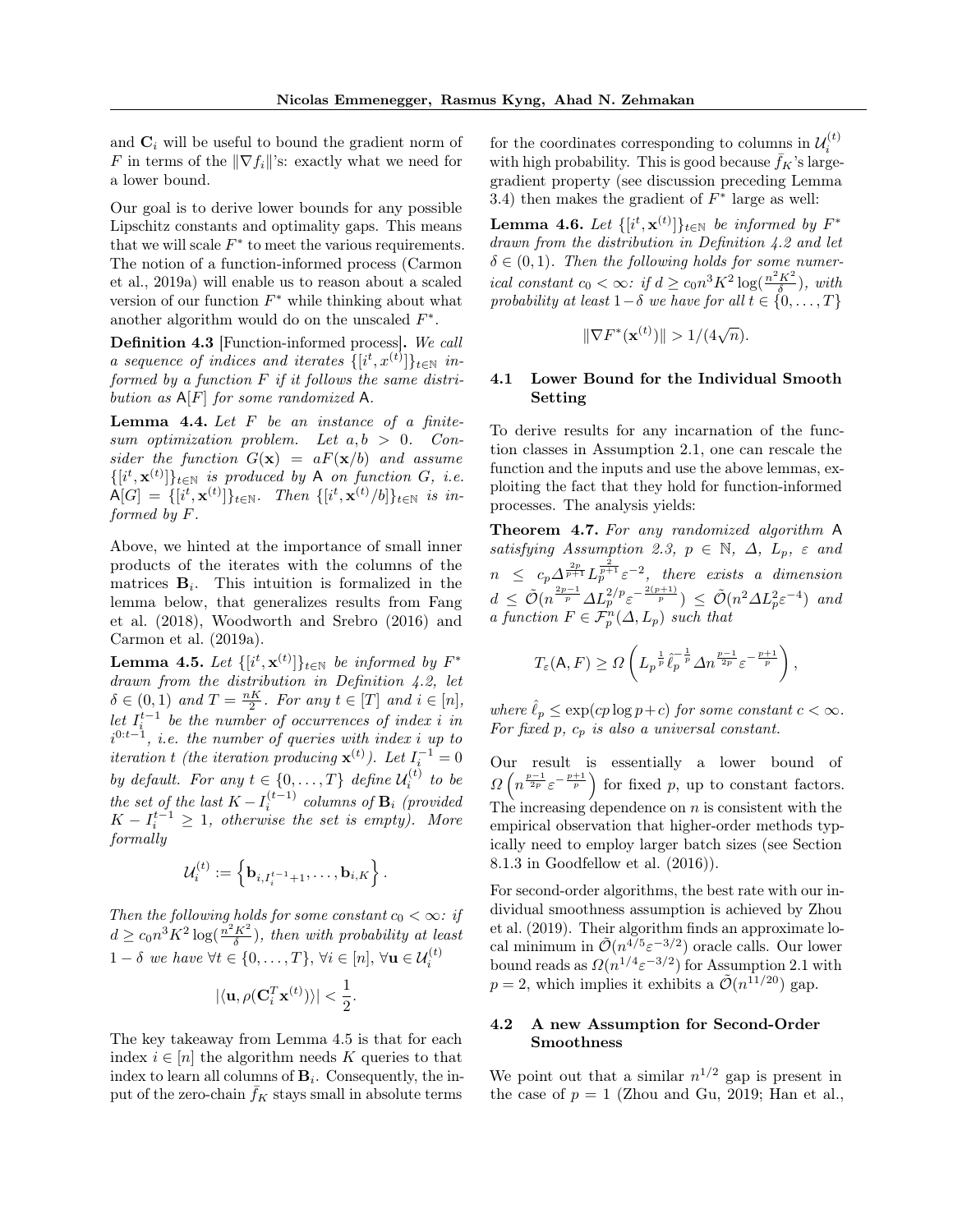and $\mathbf{C}_i$ will be useful to bound the gradient norm of $F$ in terms of the $\|\nabla f_i\|$'s: exactly what we need for a lower bound.

Our goal is to derive lower bounds for any possible Lipschitz constants and optimality gaps. This means that we will scale $F^*$ to meet the various requirements. The notion of a function-informed process (Carmon et al., 2019a) will enable us to reason about a scaled version of our function $F^*$ while thinking about what another algorithm would do on the unscaled $F^*$.

**Definition 4.3** [Function-informed process]**.** *We call a sequence of indices and iterates $\{[i^t, x^{(t)}]\}_{t\in\mathbb{N}}$ informed by a function $F$ if it follows the same distribution as $\mathsf{A}[F]$ for some randomized $\mathsf{A}$.*

**Lemma 4.4.** *Let $F$ be an instance of a finite-sum optimization problem. Let $a, b > 0$. Consider the function $G(\mathbf{x}) = aF(\mathbf{x}/b)$ and assume $\{[i^t, \mathbf{x}^{(t)}]\}_{t\in\mathbb{N}}$ is produced by $\mathsf{A}$ on function $G$, i.e. $\mathsf{A}[G] = \{[i^t, \mathbf{x}^{(t)}]\}_{t\in\mathbb{N}}$. Then $\{[i^t, \mathbf{x}^{(t)}/b]\}_{t\in\mathbb{N}}$ is informed by $F$.*

Above, we hinted at the importance of small inner products of the iterates with the columns of the matrices $\mathbf{B}_i$. This intuition is formalized in the lemma below, that generalizes results from Fang et al. (2018), Woodworth and Srebro (2016) and Carmon et al. (2019a).

**Lemma 4.5.** *Let $\{[i^t, \mathbf{x}^{(t)}]\}_{t\in\mathbb{N}}$ be informed by $F^*$ drawn from the distribution in Definition 4.2, let $\delta \in (0, 1)$ and $T = \frac{nK}{2}$. For any $t \in [T]$ and $i \in [n]$, let $I_i^{t-1}$ be the number of occurrences of index $i$ in $i^{0:t-1}$, i.e. the number of queries with index $i$ up to iteration $t$ (the iteration producing $\mathbf{x}^{(t)}$). Let $I_i^{-1} = 0$ by default. For any $t \in \{0, \ldots, T\}$ define $\mathcal{U}_i^{(t)}$ to be the set of the last $K - I_i^{(t-1)}$ columns of $\mathbf{B}_i$ (provided $K - I_i^{t-1} \geq 1$, otherwise the set is empty). More formally*

$$\mathcal{U}_i^{(t)} := \left\{\mathbf{b}_{i, I_i^{t-1}+1}, \ldots, \mathbf{b}_{i,K}\right\}.$$

*Then the following holds for some constant $c_0 < \infty$: if $d \geq c_0 n^3 K^2 \log(\frac{n^2K^2}{\delta})$, then with probability at least $1-\delta$ we have $\forall t \in \{0, \ldots, T\}$, $\forall i \in [n]$, $\forall \mathbf{u} \in \mathcal{U}_i^{(t)}$*

$$|\langle \mathbf{u}, \rho(\mathbf{C}_i^T \mathbf{x}^{(t)})\rangle| < \frac{1}{2}.$$

The key takeaway from Lemma 4.5 is that for each index $i \in [n]$ the algorithm needs $K$ queries to that index to learn all columns of $\mathbf{B}_i$. Consequently, the input of the zero-chain $\bar{f}_K$ stays small in absolute terms for the coordinates corresponding to columns in $\mathcal{U}_i^{(t)}$ with high probability. This is good because $\bar{f}_K$'s large-gradient property (see discussion preceding Lemma 3.4) then makes the gradient of $F^*$ large as well:

**Lemma 4.6.** *Let $\{[i^t, \mathbf{x}^{(t)}]\}_{t\in\mathbb{N}}$ be informed by $F^*$ drawn from the distribution in Definition 4.2 and let $\delta \in (0, 1)$. Then the following holds for some numerical constant $c_0 < \infty$: if $d \geq c_0 n^3 K^2 \log(\frac{n^2K^2}{\delta})$, with probability at least $1-\delta$ we have for all $t \in \{0, \ldots, T\}$*

$$\|\nabla F^*(\mathbf{x}^{(t)})\| > 1/(4\sqrt{n}).$$

### 4.1 Lower Bound for the Individual Smooth Setting

To derive results for any incarnation of the function classes in Assumption 2.1, one can rescale the function and the inputs and use the above lemmas, exploiting the fact that they hold for function-informed processes. The analysis yields:

**Theorem 4.7.** *For any randomized algorithm $\mathsf{A}$ satisfying Assumption 2.3, $p \in \mathbb{N}$, $\Delta$, $L_p$, $\varepsilon$ and $n \leq c_p \Delta^{\frac{2p}{p+1}} L_p^{\frac{2}{p+1}} \varepsilon^{-2}$, there exists a dimension $d \leq \tilde{\mathcal{O}}(n^{\frac{2p-1}{p}} \Delta L_p^{2/p} \varepsilon^{-\frac{2(p+1)}{p}}) \leq \tilde{\mathcal{O}}(n^2 \Delta L_p^2 \varepsilon^{-4})$ and a function $F \in \mathcal{F}_p^n(\Delta, L_p)$ such that*

$$T_\varepsilon(\mathsf{A}, F) \geq \Omega\left(L_p^{\frac{1}{p}} \hat{\ell}_p^{-\frac{1}{p}} \Delta n^{\frac{p-1}{2p}} \varepsilon^{-\frac{p+1}{p}}\right),$$

*where $\hat{\ell}_p \leq \exp(cp \log p + c)$ for some constant $c < \infty$. For fixed $p$, $c_p$ is also a universal constant.*

Our result is essentially a lower bound of $\Omega\left(n^{\frac{p-1}{2p}} \varepsilon^{-\frac{p+1}{p}}\right)$ for fixed $p$, up to constant factors. The increasing dependence on $n$ is consistent with the empirical observation that higher-order methods typically need to employ larger batch sizes (see Section 8.1.3 in Goodfellow et al. (2016)).

For second-order algorithms, the best rate with our individual smoothness assumption is achieved by Zhou et al. (2019). Their algorithm finds an approximate local minimum in $\tilde{\mathcal{O}}(n^{4/5} \varepsilon^{-3/2})$ oracle calls. Our lower bound reads as $\Omega(n^{1/4} \varepsilon^{-3/2})$ for Assumption 2.1 with $p = 2$, which implies it exhibits a $\tilde{\mathcal{O}}(n^{11/20})$ gap.

### 4.2 A new Assumption for Second-Order Smoothness

We point out that a similar $n^{1/2}$ gap is present in the case of $p = 1$ (Zhou and Gu, 2019; Han et al.,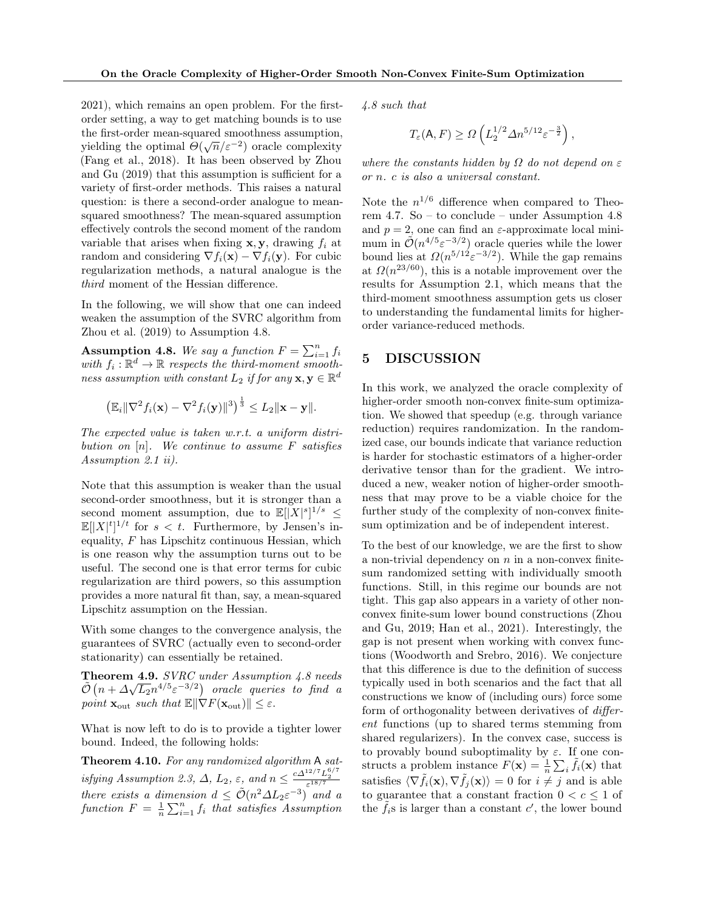2021), which remains an open problem. For the first-order setting, a way to get matching bounds is to use the first-order mean-squared smoothness assumption, yielding the optimal $\Theta(\sqrt{n}/\varepsilon^{-2})$ oracle complexity (Fang et al., 2018). It has been observed by Zhou and Gu (2019) that this assumption is sufficient for a variety of first-order methods. This raises a natural question: is there a second-order analogue to mean-squared smoothness? The mean-squared assumption effectively controls the second moment of the random variable that arises when fixing $\mathbf{x}, \mathbf{y}$, drawing $f_i$ at random and considering $\nabla f_i(\mathbf{x}) - \nabla f_i(\mathbf{y})$. For cubic regularization methods, a natural analogue is the *third* moment of the Hessian difference.

In the following, we will show that one can indeed weaken the assumption of the SVRC algorithm from Zhou et al. (2019) to Assumption 4.8.

**Assumption 4.8.** *We say a function $F = \sum_{i=1}^n f_i$ with $f_i : \mathbb{R}^d \to \mathbb{R}$ respects the third-moment smoothness assumption with constant $L_2$ if for any $\mathbf{x}, \mathbf{y} \in \mathbb{R}^d$*

$$\left(\mathbb{E}_i \|\nabla^2 f_i(\mathbf{x}) - \nabla^2 f_i(\mathbf{y})\|^3\right)^{\frac{1}{3}} \leq L_2 \|\mathbf{x} - \mathbf{y}\|.$$

*The expected value is taken w.r.t. a uniform distribution on $[n]$. We continue to assume $F$ satisfies Assumption 2.1 ii).*

Note that this assumption is weaker than the usual second-order smoothness, but it is stronger than a second moment assumption, due to $\mathbb{E}[|X|^s]^{1/s} \leq \mathbb{E}[|X|^t]^{1/t}$ for $s < t$. Furthermore, by Jensen's inequality, $F$ has Lipschitz continuous Hessian, which is one reason why the assumption turns out to be useful. The second one is that error terms for cubic regularization are third powers, so this assumption provides a more natural fit than, say, a mean-squared Lipschitz assumption on the Hessian.

With some changes to the convergence analysis, the guarantees of SVRC (actually even to second-order stationarity) can essentially be retained.

**Theorem 4.9.** *SVRC under Assumption 4.8 needs $\tilde{\mathcal{O}}\left(n + \Delta\sqrt{L_2} n^{4/5} \varepsilon^{-3/2}\right)$ oracle queries to find a point $\mathbf{x}_{\text{out}}$ such that $\mathbb{E}\|\nabla F(\mathbf{x}_{\text{out}})\| \leq \varepsilon$.*

What is now left to do is to provide a tighter lower bound. Indeed, the following holds:

**Theorem 4.10.** *For any randomized algorithm $\mathsf{A}$ satisfying Assumption 2.3, $\Delta$, $L_2$, $\varepsilon$, and $n \leq \frac{c\Delta^{12/7} L_2^{6/7}}{\varepsilon^{18/7}}$ there exists a dimension $d \leq \tilde{\mathcal{O}}(n^2 \Delta L_2 \varepsilon^{-3})$ and a function $F = \frac{1}{n}\sum_{i=1}^n f_i$ that satisfies Assumption 4.8 such that*

$$T_\varepsilon(\mathsf{A}, F) \geq \Omega\left(L_2^{1/2} \Delta n^{5/12} \varepsilon^{-\frac{3}{2}}\right),$$

*where the constants hidden by $\Omega$ do not depend on $\varepsilon$ or $n$. $c$ is also a universal constant.*

Note the $n^{1/6}$ difference when compared to Theorem 4.7. So – to conclude – under Assumption 4.8 and $p = 2$, one can find an $\varepsilon$-approximate local minimum in $\tilde{\mathcal{O}}(n^{4/5}\varepsilon^{-3/2})$ oracle queries while the lower bound lies at $\Omega(n^{5/12}\varepsilon^{-3/2})$. While the gap remains at $\Omega(n^{23/60})$, this is a notable improvement over the results for Assumption 2.1, which means that the third-moment smoothness assumption gets us closer to understanding the fundamental limits for higher-order variance-reduced methods.

## 5 DISCUSSION

In this work, we analyzed the oracle complexity of higher-order smooth non-convex finite-sum optimization. We showed that speedup (e.g. through variance reduction) requires randomization. In the randomized case, our bounds indicate that variance reduction is harder for stochastic estimators of a higher-order derivative tensor than for the gradient. We introduced a new, weaker notion of higher-order smoothness that may prove to be a viable choice for the further study of the complexity of non-convex finite-sum optimization and be of independent interest.

To the best of our knowledge, we are the first to show a non-trivial dependency on $n$ in a non-convex finite-sum randomized setting with individually smooth functions. Still, in this regime our bounds are not tight. This gap also appears in a variety of other non-convex finite-sum lower bound constructions (Zhou and Gu, 2019; Han et al., 2021). Interestingly, the gap is not present when working with convex functions (Woodworth and Srebro, 2016). We conjecture that this difference is due to the definition of success typically used in both scenarios and the fact that all constructions we know of (including ours) force some form of orthogonality between derivatives of *different* functions (up to shared terms stemming from shared regularizers). In the convex case, success is to provably bound suboptimality by $\varepsilon$. If one constructs a problem instance $F(\mathbf{x}) = \frac{1}{n}\sum_i \tilde{f}_i(\mathbf{x})$ that satisfies $\langle \nabla \tilde{f}_i(\mathbf{x}), \nabla \tilde{f}_j(\mathbf{x})\rangle = 0$ for $i \neq j$ and is able to guarantee that a constant fraction $0 < c \leq 1$ of the $\tilde{f}_i$s is larger than a constant $c'$, the lower bound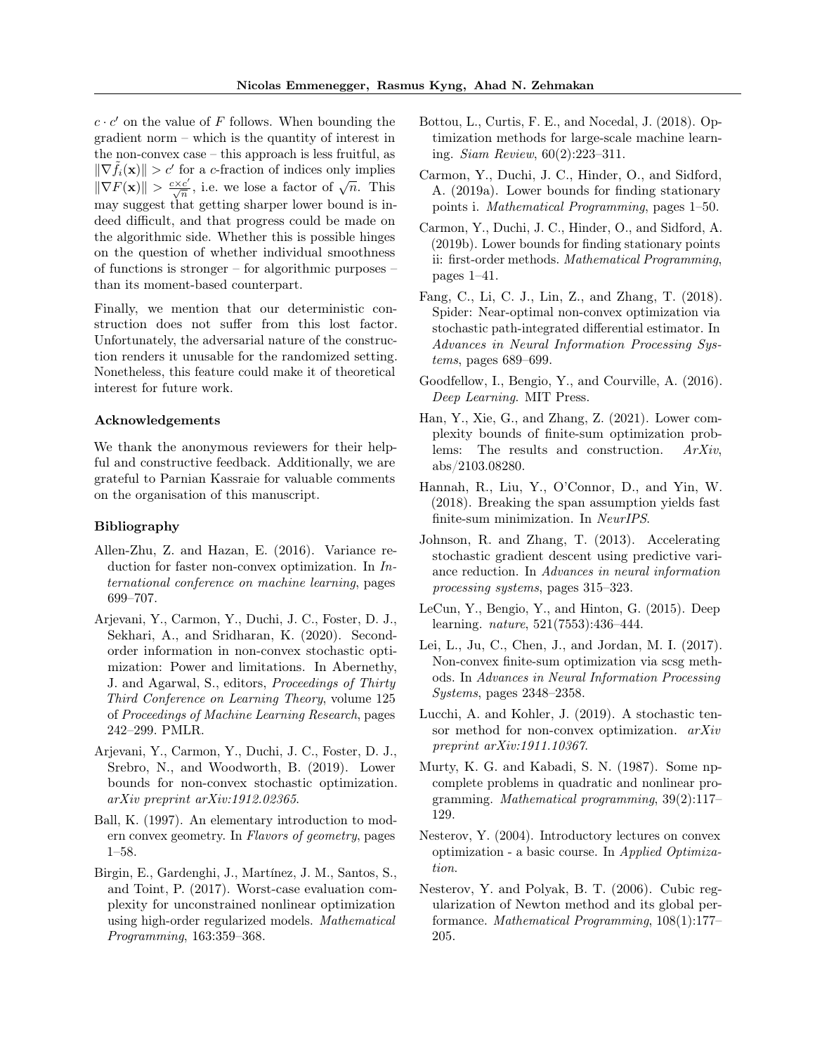$c \cdot c'$ on the value of $F$ follows. When bounding the gradient norm – which is the quantity of interest in the non-convex case – this approach is less fruitful, as $\|\nabla \tilde{f}_i(\mathbf{x})\| > c'$ for a $c$-fraction of indices only implies $\|\nabla F(\mathbf{x})\| > \frac{c \times c'}{\sqrt{n}}$, i.e. we lose a factor of $\sqrt{n}$. This may suggest that getting sharper lower bound is indeed difficult, and that progress could be made on the algorithmic side. Whether this is possible hinges on the question of whether individual smoothness of functions is stronger – for algorithmic purposes – than its moment-based counterpart.

Finally, we mention that our deterministic construction does not suffer from this lost factor. Unfortunately, the adversarial nature of the construction renders it unusable for the randomized setting. Nonetheless, this feature could make it of theoretical interest for future work.

### Acknowledgements

We thank the anonymous reviewers for their helpful and constructive feedback. Additionally, we are grateful to Parnian Kassraie for valuable comments on the organisation of this manuscript.

### Bibliography

Allen-Zhu, Z. and Hazan, E. (2016). Variance reduction for faster non-convex optimization. In *International conference on machine learning*, pages 699–707.

Arjevani, Y., Carmon, Y., Duchi, J. C., Foster, D. J., Sekhari, A., and Sridharan, K. (2020). Second-order information in non-convex stochastic optimization: Power and limitations. In Abernethy, J. and Agarwal, S., editors, *Proceedings of Thirty Third Conference on Learning Theory*, volume 125 of *Proceedings of Machine Learning Research*, pages 242–299. PMLR.

Arjevani, Y., Carmon, Y., Duchi, J. C., Foster, D. J., Srebro, N., and Woodworth, B. (2019). Lower bounds for non-convex stochastic optimization. *arXiv preprint arXiv:1912.02365*.

Ball, K. (1997). An elementary introduction to modern convex geometry. In *Flavors of geometry*, pages 1–58.

Birgin, E., Gardenghi, J., Martínez, J. M., Santos, S., and Toint, P. (2017). Worst-case evaluation complexity for unconstrained nonlinear optimization using high-order regularized models. *Mathematical Programming*, 163:359–368.

Bottou, L., Curtis, F. E., and Nocedal, J. (2018). Optimization methods for large-scale machine learning. *Siam Review*, 60(2):223–311.

Carmon, Y., Duchi, J. C., Hinder, O., and Sidford, A. (2019a). Lower bounds for finding stationary points i. *Mathematical Programming*, pages 1–50.

Carmon, Y., Duchi, J. C., Hinder, O., and Sidford, A. (2019b). Lower bounds for finding stationary points ii: first-order methods. *Mathematical Programming*, pages 1–41.

Fang, C., Li, C. J., Lin, Z., and Zhang, T. (2018). Spider: Near-optimal non-convex optimization via stochastic path-integrated differential estimator. In *Advances in Neural Information Processing Systems*, pages 689–699.

Goodfellow, I., Bengio, Y., and Courville, A. (2016). *Deep Learning*. MIT Press.

Han, Y., Xie, G., and Zhang, Z. (2021). Lower complexity bounds of finite-sum optimization problems: The results and construction. *ArXiv*, abs/2103.08280.

Hannah, R., Liu, Y., O'Connor, D., and Yin, W. (2018). Breaking the span assumption yields fast finite-sum minimization. In *NeurIPS*.

Johnson, R. and Zhang, T. (2013). Accelerating stochastic gradient descent using predictive variance reduction. In *Advances in neural information processing systems*, pages 315–323.

LeCun, Y., Bengio, Y., and Hinton, G. (2015). Deep learning. *nature*, 521(7553):436–444.

Lei, L., Ju, C., Chen, J., and Jordan, M. I. (2017). Non-convex finite-sum optimization via scsg methods. In *Advances in Neural Information Processing Systems*, pages 2348–2358.

Lucchi, A. and Kohler, J. (2019). A stochastic tensor method for non-convex optimization. *arXiv preprint arXiv:1911.10367*.

Murty, K. G. and Kabadi, S. N. (1987). Some np-complete problems in quadratic and nonlinear programming. *Mathematical programming*, 39(2):117–129.

Nesterov, Y. (2004). Introductory lectures on convex optimization - a basic course. In *Applied Optimization*.

Nesterov, Y. and Polyak, B. T. (2006). Cubic regularization of Newton method and its global performance. *Mathematical Programming*, 108(1):177–205.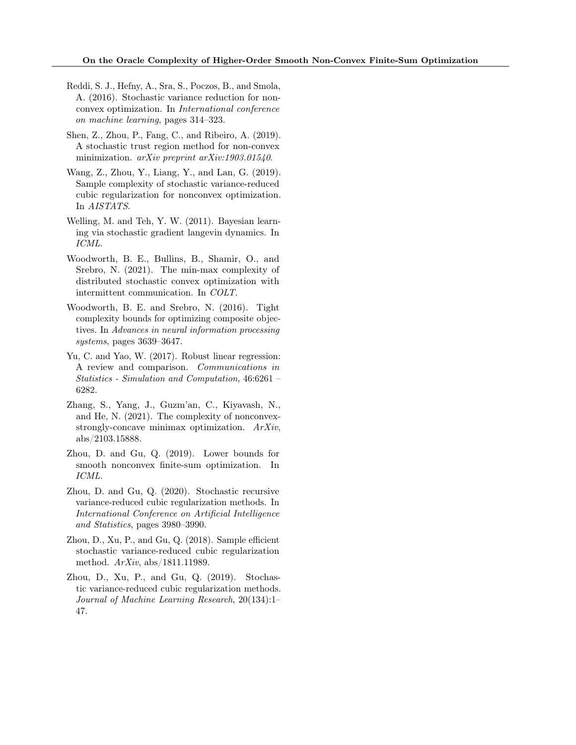Reddi, S. J., Hefny, A., Sra, S., Poczos, B., and Smola, A. (2016). Stochastic variance reduction for nonconvex optimization. In *International conference on machine learning*, pages 314–323.

Shen, Z., Zhou, P., Fang, C., and Ribeiro, A. (2019). A stochastic trust region method for non-convex minimization. *arXiv preprint arXiv:1903.01540*.

Wang, Z., Zhou, Y., Liang, Y., and Lan, G. (2019). Sample complexity of stochastic variance-reduced cubic regularization for nonconvex optimization. In *AISTATS*.

Welling, M. and Teh, Y. W. (2011). Bayesian learning via stochastic gradient langevin dynamics. In *ICML*.

Woodworth, B. E., Bullins, B., Shamir, O., and Srebro, N. (2021). The min-max complexity of distributed stochastic convex optimization with intermittent communication. In *COLT*.

Woodworth, B. E. and Srebro, N. (2016). Tight complexity bounds for optimizing composite objectives. In *Advances in neural information processing systems*, pages 3639–3647.

Yu, C. and Yao, W. (2017). Robust linear regression: A review and comparison. *Communications in Statistics - Simulation and Computation*, 46:6261 – 6282.

Zhang, S., Yang, J., Guzm'an, C., Kiyavash, N., and He, N. (2021). The complexity of nonconvex-strongly-concave minimax optimization. *ArXiv*, abs/2103.15888.

Zhou, D. and Gu, Q. (2019). Lower bounds for smooth nonconvex finite-sum optimization. In *ICML*.

Zhou, D. and Gu, Q. (2020). Stochastic recursive variance-reduced cubic regularization methods. In *International Conference on Artificial Intelligence and Statistics*, pages 3980–3990.

Zhou, D., Xu, P., and Gu, Q. (2018). Sample efficient stochastic variance-reduced cubic regularization method. *ArXiv*, abs/1811.11989.

Zhou, D., Xu, P., and Gu, Q. (2019). Stochastic variance-reduced cubic regularization methods. *Journal of Machine Learning Research*, 20(134):1–47.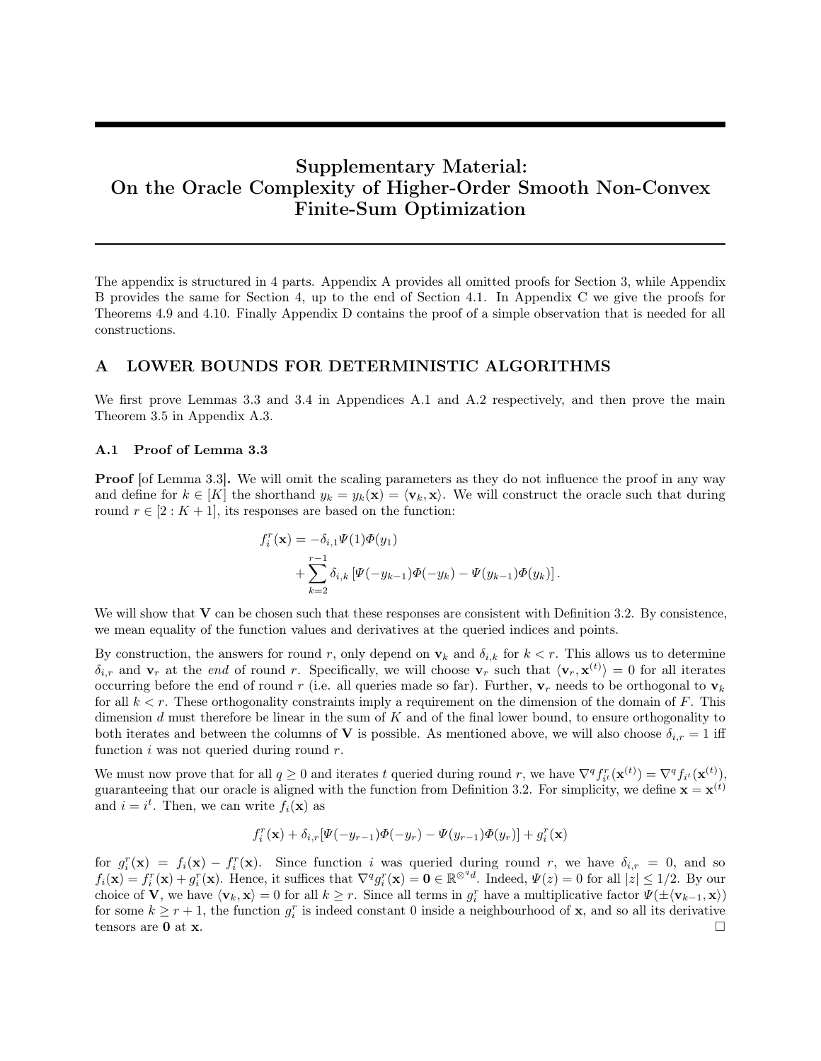# Supplementary Material: On the Oracle Complexity of Higher-Order Smooth Non-Convex Finite-Sum Optimization

The appendix is structured in 4 parts. Appendix A provides all omitted proofs for Section 3, while Appendix B provides the same for Section 4, up to the end of Section 4.1. In Appendix C we give the proofs for Theorems 4.9 and 4.10. Finally Appendix D contains the proof of a simple observation that is needed for all constructions.

## A LOWER BOUNDS FOR DETERMINISTIC ALGORITHMS

We first prove Lemmas 3.3 and 3.4 in Appendices A.1 and A.2 respectively, and then prove the main Theorem 3.5 in Appendix A.3.

### A.1 Proof of Lemma 3.3

**Proof** [of Lemma 3.3]**.** We will omit the scaling parameters as they do not influence the proof in any way and define for $k \in [K]$ the shorthand $y_k = y_k(\mathbf{x}) = \langle \mathbf{v}_k, \mathbf{x} \rangle$. We will construct the oracle such that during round $r \in [2 : K+1]$, its responses are based on the function:

$$
\begin{aligned}
f_i^r(\mathbf{x}) = &-\delta_{i,1}\Psi(1)\Phi(y_1) \\
&+ \sum_{k=2}^{r-1} \delta_{i,k}\left[\Psi(-y_{k-1})\Phi(-y_k) - \Psi(y_{k-1})\Phi(y_k)\right].
\end{aligned}
$$

We will show that $\mathbf{V}$ can be chosen such that these responses are consistent with Definition 3.2. By consistence, we mean equality of the function values and derivatives at the queried indices and points.

By construction, the answers for round $r$, only depend on $\mathbf{v}_k$ and $\delta_{i,k}$ for $k < r$. This allows us to determine $\delta_{i,r}$ and $\mathbf{v}_r$ at the *end* of round $r$. Specifically, we will choose $\mathbf{v}_r$ such that $\langle \mathbf{v}_r, \mathbf{x}^{(t)} \rangle = 0$ for all iterates occurring before the end of round $r$ (i.e. all queries made so far). Further, $\mathbf{v}_r$ needs to be orthogonal to $\mathbf{v}_k$ for all $k < r$. These orthogonality constraints imply a requirement on the dimension of the domain of $F$. This dimension $d$ must therefore be linear in the sum of $K$ and of the final lower bound, to ensure orthogonality to both iterates and between the columns of $\mathbf{V}$ is possible. As mentioned above, we will also choose $\delta_{i,r} = 1$ iff function $i$ was not queried during round $r$.

We must now prove that for all $q \geq 0$ and iterates $t$ queried during round $r$, we have $\nabla^q f_{i^t}^r(\mathbf{x}^{(t)}) = \nabla^q f_{i^t}(\mathbf{x}^{(t)})$, guaranteeing that our oracle is aligned with the function from Definition 3.2. For simplicity, we define $\mathbf{x} = \mathbf{x}^{(t)}$ and $i = i^t$. Then, we can write $f_i(\mathbf{x})$ as

$$
f_i^r(\mathbf{x}) + \delta_{i,r}[\Psi(-y_{r-1})\Phi(-y_r) - \Psi(y_{r-1})\Phi(y_r)] + g_i^r(\mathbf{x})
$$

for $g_i^r(\mathbf{x}) = f_i(\mathbf{x}) - f_i^r(\mathbf{x})$. Since function $i$ was queried during round $r$, we have $\delta_{i,r} = 0$, and so $f_i(\mathbf{x}) = f_i^r(\mathbf{x}) + g_i^r(\mathbf{x})$. Hence, it suffices that $\nabla^q g_i^r(\mathbf{x}) = \mathbf{0} \in \mathbb{R}^{\otimes^q d}$. Indeed, $\Psi(z) = 0$ for all $|z| \leq 1/2$. By our choice of $\mathbf{V}$, we have $\langle \mathbf{v}_k, \mathbf{x} \rangle = 0$ for all $k \geq r$. Since all terms in $g_i^r$ have a multiplicative factor $\Psi(\pm\langle \mathbf{v}_{k-1}, \mathbf{x} \rangle)$ for some $k \geq r+1$, the function $g_i^r$ is indeed constant 0 inside a neighbourhood of $\mathbf{x}$, and so all its derivative tensors are $\mathbf{0}$ at $\mathbf{x}$. $\square$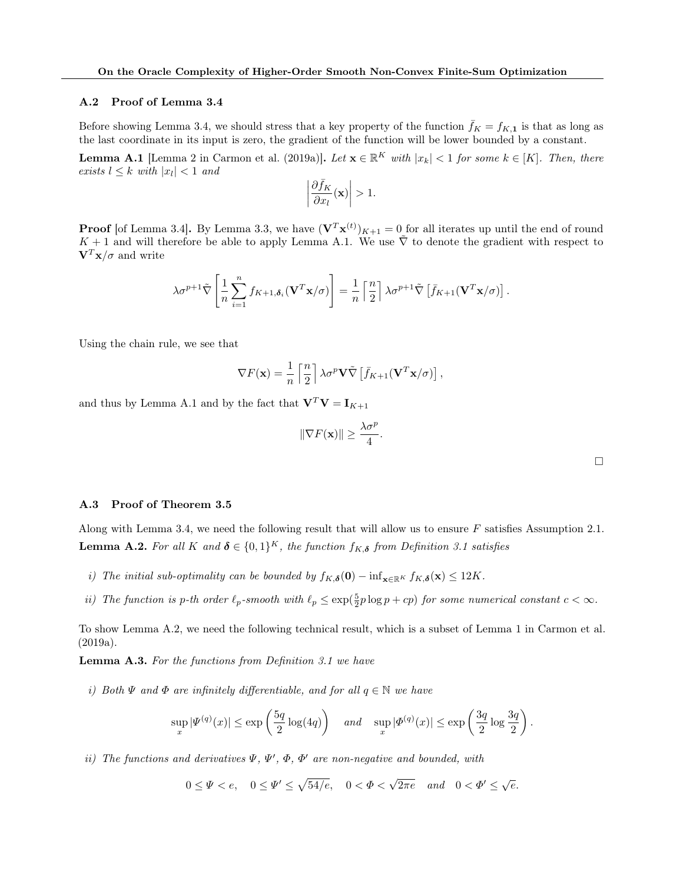### A.2 Proof of Lemma 3.4

Before showing Lemma 3.4, we should stress that a key property of the function $\bar{f}_K = f_{K,\mathbf{1}}$ is that as long as the last coordinate in its input is zero, the gradient of the function will be lower bounded by a constant.

**Lemma A.1** [Lemma 2 in Carmon et al. (2019a)]**.** *Let $\mathbf{x} \in \mathbb{R}^K$ with $|x_k| < 1$ for some $k \in [K]$. Then, there exists $l \leq k$ with $|x_l| < 1$ and*

$$\left| \frac{\partial \bar{f}_K}{\partial x_l}(\mathbf{x}) \right| > 1.$$

**Proof** [of Lemma 3.4]**.** By Lemma 3.3, we have $(\mathbf{V}^T \mathbf{x}^{(t)})_{K+1} = 0$ for all iterates up until the end of round $K+1$ and will therefore be able to apply Lemma A.1. We use $\tilde{\nabla}$ to denote the gradient with respect to $\mathbf{V}^T\mathbf{x}/\sigma$ and write

$$\lambda \sigma^{p+1} \tilde{\nabla} \left[ \frac{1}{n} \sum_{i=1}^{n} f_{K+1,\boldsymbol{\delta}_i}(\mathbf{V}^T \mathbf{x}/\sigma) \right] = \frac{1}{n} \left\lceil \frac{n}{2} \right\rceil \lambda \sigma^{p+1} \tilde{\nabla} \left[ \bar{f}_{K+1}(\mathbf{V}^T \mathbf{x}/\sigma) \right].$$

Using the chain rule, we see that

$$\nabla F(\mathbf{x}) = \frac{1}{n} \left\lceil \frac{n}{2} \right\rceil \lambda \sigma^{p} \mathbf{V} \tilde{\nabla} \left[ \bar{f}_{K+1}(\mathbf{V}^T \mathbf{x}/\sigma) \right],$$

and thus by Lemma A.1 and by the fact that $\mathbf{V}^T \mathbf{V} = \mathbf{I}_{K+1}$

$$\|\nabla F(\mathbf{x})\| \geq \frac{\lambda \sigma^p}{4}.$$

□

### A.3 Proof of Theorem 3.5

Along with Lemma 3.4, we need the following result that will allow us to ensure $F$ satisfies Assumption 2.1.

**Lemma A.2.** *For all $K$ and $\boldsymbol{\delta} \in \{0,1\}^K$, the function $f_{K,\boldsymbol{\delta}}$ from Definition 3.1 satisfies*

*i) The initial sub-optimality can be bounded by $f_{K,\boldsymbol{\delta}}(\mathbf{0}) - \inf_{\mathbf{x} \in \mathbb{R}^K} f_{K,\boldsymbol{\delta}}(\mathbf{x}) \leq 12K$.*

*ii) The function is $p$-th order $\ell_p$-smooth with $\ell_p \leq \exp(\frac{5}{2} p \log p + cp)$ for some numerical constant $c < \infty$.*

To show Lemma A.2, we need the following technical result, which is a subset of Lemma 1 in Carmon et al. (2019a).

**Lemma A.3.** *For the functions from Definition 3.1 we have*

*i) Both $\Psi$ and $\Phi$ are infinitely differentiable, and for all $q \in \mathbb{N}$ we have*

$$\sup_x |\Psi^{(q)}(x)| \leq \exp\left( \frac{5q}{2} \log(4q) \right) \quad \text{and} \quad \sup_x |\Phi^{(q)}(x)| \leq \exp\left( \frac{3q}{2} \log \frac{3q}{2} \right).$$

*ii) The functions and derivatives $\Psi$, $\Psi'$, $\Phi$, $\Phi'$ are non-negative and bounded, with*

$$0 \leq \Psi < e, \quad 0 \leq \Psi' \leq \sqrt{54/e}, \quad 0 < \Phi < \sqrt{2\pi e} \quad \text{and} \quad 0 < \Phi' \leq \sqrt{e}.$$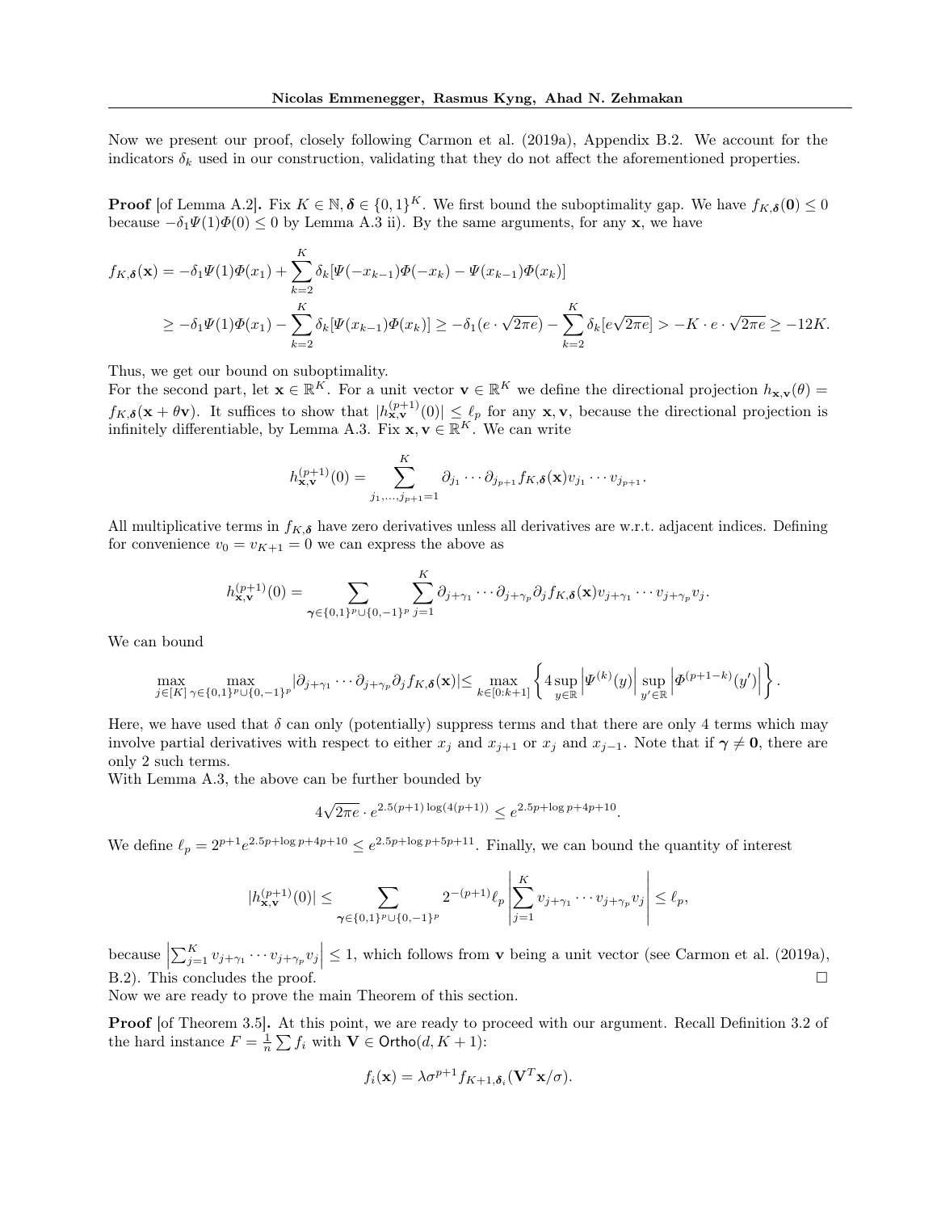Now we present our proof, closely following Carmon et al. (2019a), Appendix B.2. We account for the indicators $\delta_k$ used in our construction, validating that they do not affect the aforementioned properties.

**Proof** [of Lemma A.2]**.** Fix $K \in \mathbb{N}, \boldsymbol{\delta} \in \{0,1\}^K$. We first bound the suboptimality gap. We have $f_{K,\boldsymbol{\delta}}(\mathbf{0}) \leq 0$ because $-\delta_1 \Psi(1)\Phi(0) \leq 0$ by Lemma A.3 ii). By the same arguments, for any $\mathbf{x}$, we have

$$
\begin{aligned}
f_{K,\boldsymbol{\delta}}(\mathbf{x}) &= -\delta_1 \Psi(1)\Phi(x_1) + \sum_{k=2}^{K} \delta_k [\Psi(-x_{k-1})\Phi(-x_k) - \Psi(x_{k-1})\Phi(x_k)] \\
&\geq -\delta_1 \Psi(1)\Phi(x_1) - \sum_{k=2}^{K} \delta_k [\Psi(x_{k-1})\Phi(x_k)] \geq -\delta_1 (e \cdot \sqrt{2\pi e}) - \sum_{k=2}^{K} \delta_k [e\sqrt{2\pi e}] > -K \cdot e \cdot \sqrt{2\pi e} \geq -12K.
\end{aligned}
$$

Thus, we get our bound on suboptimality.

For the second part, let $\mathbf{x} \in \mathbb{R}^K$. For a unit vector $\mathbf{v} \in \mathbb{R}^K$ we define the directional projection $h_{\mathbf{x},\mathbf{v}}(\theta) = f_{K,\boldsymbol{\delta}}(\mathbf{x} + \theta \mathbf{v})$. It suffices to show that $|h^{(p+1)}_{\mathbf{x},\mathbf{v}}(0)| \leq \ell_p$ for any $\mathbf{x}, \mathbf{v}$, because the directional projection is infinitely differentiable, by Lemma A.3. Fix $\mathbf{x}, \mathbf{v} \in \mathbb{R}^K$. We can write

$$
h^{(p+1)}_{\mathbf{x},\mathbf{v}}(0) = \sum_{j_1,\ldots,j_{p+1}=1}^{K} \partial_{j_1} \cdots \partial_{j_{p+1}} f_{K,\boldsymbol{\delta}}(\mathbf{x}) v_{j_1} \cdots v_{j_{p+1}}.
$$

All multiplicative terms in $f_{K,\boldsymbol{\delta}}$ have zero derivatives unless all derivatives are w.r.t. adjacent indices. Defining for convenience $v_0 = v_{K+1} = 0$ we can express the above as

$$
h^{(p+1)}_{\mathbf{x},\mathbf{v}}(0) = \sum_{\boldsymbol{\gamma} \in \{0,1\}^p \cup \{0,-1\}^p} \sum_{j=1}^{K} \partial_{j+\gamma_1} \cdots \partial_{j+\gamma_p} \partial_j f_{K,\boldsymbol{\delta}}(\mathbf{x}) v_{j+\gamma_1} \cdots v_{j+\gamma_p} v_j.
$$

We can bound

$$
\max_{j \in [K]} \max_{\gamma \in \{0,1\}^p \cup \{0,-1\}^p} |\partial_{j+\gamma_1} \cdots \partial_{j+\gamma_p} \partial_j f_{K,\boldsymbol{\delta}}(\mathbf{x})| \leq \max_{k \in [0:k+1]} \left\{ 4 \sup_{y \in \mathbb{R}} \left| \Psi^{(k)}(y) \right| \sup_{y' \in \mathbb{R}} \left| \Phi^{(p+1-k)}(y') \right| \right\}.
$$

Here, we have used that $\delta$ can only (potentially) suppress terms and that there are only 4 terms which may involve partial derivatives with respect to either $x_j$ and $x_{j+1}$ or $x_j$ and $x_{j-1}$. Note that if $\boldsymbol{\gamma} \neq \mathbf{0}$, there are only 2 such terms.

With Lemma A.3, the above can be further bounded by

$$
4\sqrt{2\pi e} \cdot e^{2.5(p+1)\log(4(p+1))} \leq e^{2.5p + \log p + 4p + 10}.
$$

We define $\ell_p = 2^{p+1} e^{2.5p + \log p + 4p + 10} \leq e^{2.5p + \log p + 5p + 11}$. Finally, we can bound the quantity of interest

$$
|h^{(p+1)}_{\mathbf{x},\mathbf{v}}(0)| \leq \sum_{\boldsymbol{\gamma} \in \{0,1\}^p \cup \{0,-1\}^p} 2^{-(p+1)} \ell_p \left| \sum_{j=1}^{K} v_{j+\gamma_1} \cdots v_{j+\gamma_p} v_j \right| \leq \ell_p,
$$

because $\left| \sum_{j=1}^{K} v_{j+\gamma_1} \cdots v_{j+\gamma_p} v_j \right| \leq 1$, which follows from $\mathbf{v}$ being a unit vector (see Carmon et al. (2019a), B.2). This concludes the proof. $\square$

Now we are ready to prove the main Theorem of this section.

**Proof** [of Theorem 3.5]**.** At this point, we are ready to proceed with our argument. Recall Definition 3.2 of the hard instance $F = \frac{1}{n} \sum f_i$ with $\mathbf{V} \in \mathsf{Ortho}(d, K+1)$:

$$
f_i(\mathbf{x}) = \lambda \sigma^{p+1} f_{K+1,\boldsymbol{\delta}_i}(\mathbf{V}^T \mathbf{x}/\sigma).
$$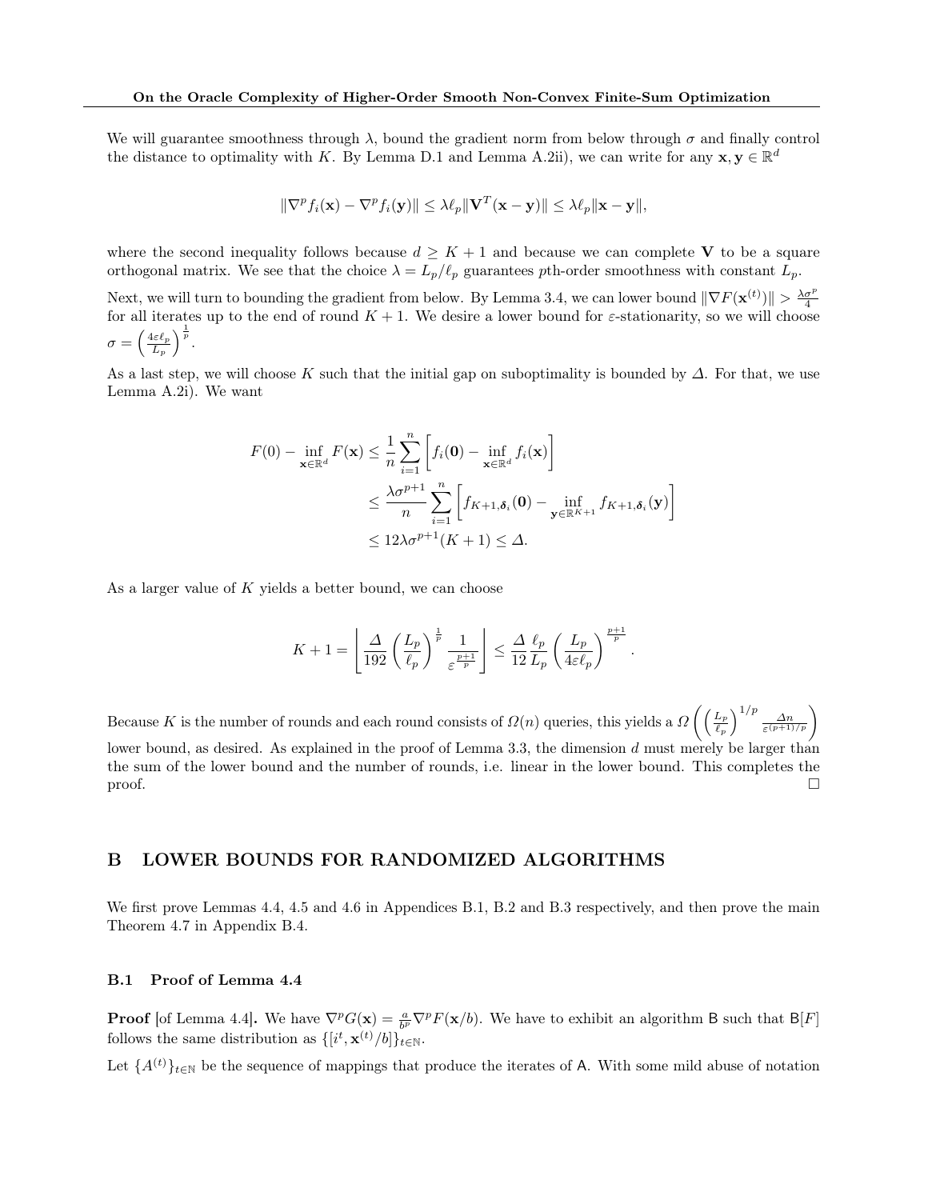We will guarantee smoothness through $\lambda$, bound the gradient norm from below through $\sigma$ and finally control the distance to optimality with $K$. By Lemma D.1 and Lemma A.2ii), we can write for any $\mathbf{x}, \mathbf{y} \in \mathbb{R}^d$

$$\|\nabla^p f_i(\mathbf{x}) - \nabla^p f_i(\mathbf{y})\| \leq \lambda \ell_p \|\mathbf{V}^T(\mathbf{x} - \mathbf{y})\| \leq \lambda \ell_p \|\mathbf{x} - \mathbf{y}\|,$$

where the second inequality follows because $d \geq K + 1$ and because we can complete $\mathbf{V}$ to be a square orthogonal matrix. We see that the choice $\lambda = L_p/\ell_p$ guarantees $p$th-order smoothness with constant $L_p$.

Next, we will turn to bounding the gradient from below. By Lemma 3.4, we can lower bound $\|\nabla F(\mathbf{x}^{(t)})\| > \frac{\lambda \sigma^p}{4}$ for all iterates up to the end of round $K+1$. We desire a lower bound for $\varepsilon$-stationarity, so we will choose $\sigma = \left(\frac{4\varepsilon \ell_p}{L_p}\right)^{\frac{1}{p}}$.

As a last step, we will choose $K$ such that the initial gap on suboptimality is bounded by $\Delta$. For that, we use Lemma A.2i). We want

$$\begin{aligned}
F(0) - \inf_{\mathbf{x} \in \mathbb{R}^d} F(\mathbf{x}) &\leq \frac{1}{n} \sum_{i=1}^{n} \left[ f_i(\mathbf{0}) - \inf_{\mathbf{x} \in \mathbb{R}^d} f_i(\mathbf{x}) \right] \\
&\leq \frac{\lambda \sigma^{p+1}}{n} \sum_{i=1}^{n} \left[ f_{K+1, \boldsymbol{\delta}_i}(\mathbf{0}) - \inf_{\mathbf{y} \in \mathbb{R}^{K+1}} f_{K+1, \boldsymbol{\delta}_i}(\mathbf{y}) \right] \\
&\leq 12 \lambda \sigma^{p+1} (K+1) \leq \Delta.
\end{aligned}$$

As a larger value of $K$ yields a better bound, we can choose

$$K + 1 = \left\lfloor \frac{\Delta}{192} \left( \frac{L_p}{\ell_p} \right)^{\frac{1}{p}} \frac{1}{\varepsilon^{\frac{p+1}{p}}} \right\rfloor \leq \frac{\Delta}{12} \frac{\ell_p}{L_p} \left( \frac{L_p}{4 \varepsilon \ell_p} \right)^{\frac{p+1}{p}}.$$

Because $K$ is the number of rounds and each round consists of $\Omega(n)$ queries, this yields a $\Omega\left(\left(\frac{L_p}{\ell_p}\right)^{1/p} \frac{\Delta n}{\varepsilon^{(p+1)/p}}\right)$ lower bound, as desired. As explained in the proof of Lemma 3.3, the dimension $d$ must merely be larger than the sum of the lower bound and the number of rounds, i.e. linear in the lower bound. This completes the proof. $\square$

## B LOWER BOUNDS FOR RANDOMIZED ALGORITHMS

We first prove Lemmas 4.4, 4.5 and 4.6 in Appendices B.1, B.2 and B.3 respectively, and then prove the main Theorem 4.7 in Appendix B.4.

### B.1 Proof of Lemma 4.4

**Proof** [of Lemma 4.4]. We have $\nabla^p G(\mathbf{x}) = \frac{a}{b^p} \nabla^p F(\mathbf{x}/b)$. We have to exhibit an algorithm $\mathsf{B}$ such that $\mathsf{B}[F]$ follows the same distribution as $\{[i^t, \mathbf{x}^{(t)}/b]\}_{t \in \mathbb{N}}$.

Let $\{A^{(t)}\}_{t \in \mathbb{N}}$ be the sequence of mappings that produce the iterates of $\mathsf{A}$. With some mild abuse of notation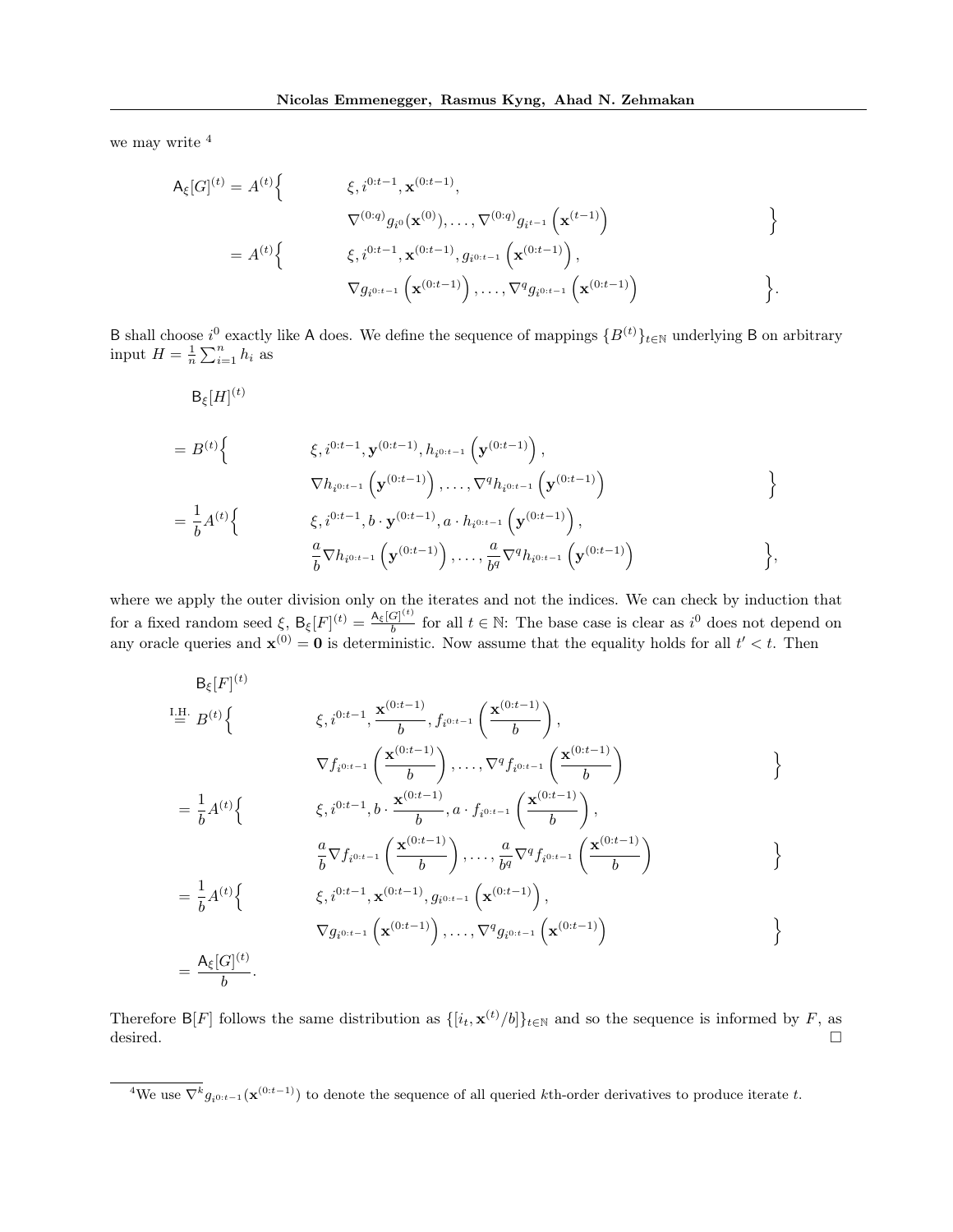we may write [4]

$$
\begin{aligned}
\mathsf{A}_\xi[G]^{(t)} &= A^{(t)}\Big\{ \quad \xi, i^{0:t-1}, \mathbf{x}^{(0:t-1)}, \\
&\qquad \nabla^{(0:q)} g_{i^0}(\mathbf{x}^{(0)}), \ldots, \nabla^{(0:q)} g_{i^{t-1}}\left(\mathbf{x}^{(t-1)}\right) \quad \Big\} \\
&= A^{(t)}\Big\{ \quad \xi, i^{0:t-1}, \mathbf{x}^{(0:t-1)}, g_{i^{0:t-1}}\left(\mathbf{x}^{(0:t-1)}\right), \\
&\qquad \nabla g_{i^{0:t-1}}\left(\mathbf{x}^{(0:t-1)}\right), \ldots, \nabla^q g_{i^{0:t-1}}\left(\mathbf{x}^{(0:t-1)}\right) \quad \Big\}.
\end{aligned}
$$

$\mathsf{B}$ shall choose $i^0$ exactly like $\mathsf{A}$ does. We define the sequence of mappings $\{B^{(t)}\}_{t\in\mathbb{N}}$ underlying $\mathsf{B}$ on arbitrary input $H = \frac{1}{n}\sum_{i=1}^n h_i$ as

$$
\begin{aligned}
&\mathsf{B}_\xi[H]^{(t)} \\
&= B^{(t)}\Big\{ \quad \xi, i^{0:t-1}, \mathbf{y}^{(0:t-1)}, h_{i^{0:t-1}}\left(\mathbf{y}^{(0:t-1)}\right), \\
&\qquad \nabla h_{i^{0:t-1}}\left(\mathbf{y}^{(0:t-1)}\right), \ldots, \nabla^q h_{i^{0:t-1}}\left(\mathbf{y}^{(0:t-1)}\right) \quad \Big\} \\
&= \frac{1}{b} A^{(t)}\Big\{ \quad \xi, i^{0:t-1}, b\cdot \mathbf{y}^{(0:t-1)}, a\cdot h_{i^{0:t-1}}\left(\mathbf{y}^{(0:t-1)}\right), \\
&\qquad \frac{a}{b}\nabla h_{i^{0:t-1}}\left(\mathbf{y}^{(0:t-1)}\right), \ldots, \frac{a}{b^q}\nabla^q h_{i^{0:t-1}}\left(\mathbf{y}^{(0:t-1)}\right) \quad \Big\},
\end{aligned}
$$

where we apply the outer division only on the iterates and not the indices. We can check by induction that for a fixed random seed $\xi$, $\mathsf{B}_\xi[F]^{(t)} = \frac{\mathsf{A}_\xi[G]^{(t)}}{b}$ for all $t \in \mathbb{N}$: The base case is clear as $i^0$ does not depend on any oracle queries and $\mathbf{x}^{(0)} = \mathbf{0}$ is deterministic. Now assume that the equality holds for all $t' < t$. Then

$$
\begin{aligned}
&\mathsf{B}_\xi[F]^{(t)} \\
&\overset{\text{I.H.}}{=} B^{(t)}\Big\{ \quad \xi, i^{0:t-1}, \frac{\mathbf{x}^{(0:t-1)}}{b}, f_{i^{0:t-1}}\left(\frac{\mathbf{x}^{(0:t-1)}}{b}\right), \\
&\qquad \nabla f_{i^{0:t-1}}\left(\frac{\mathbf{x}^{(0:t-1)}}{b}\right), \ldots, \nabla^q f_{i^{0:t-1}}\left(\frac{\mathbf{x}^{(0:t-1)}}{b}\right) \quad \Big\} \\
&= \frac{1}{b} A^{(t)}\Big\{ \quad \xi, i^{0:t-1}, b\cdot \frac{\mathbf{x}^{(0:t-1)}}{b}, a\cdot f_{i^{0:t-1}}\left(\frac{\mathbf{x}^{(0:t-1)}}{b}\right), \\
&\qquad \frac{a}{b}\nabla f_{i^{0:t-1}}\left(\frac{\mathbf{x}^{(0:t-1)}}{b}\right), \ldots, \frac{a}{b^q}\nabla^q f_{i^{0:t-1}}\left(\frac{\mathbf{x}^{(0:t-1)}}{b}\right) \quad \Big\} \\
&= \frac{1}{b} A^{(t)}\Big\{ \quad \xi, i^{0:t-1}, \mathbf{x}^{(0:t-1)}, g_{i^{0:t-1}}\left(\mathbf{x}^{(0:t-1)}\right), \\
&\qquad \nabla g_{i^{0:t-1}}\left(\mathbf{x}^{(0:t-1)}\right), \ldots, \nabla^q g_{i^{0:t-1}}\left(\mathbf{x}^{(0:t-1)}\right) \quad \Big\} \\
&= \frac{\mathsf{A}_\xi[G]^{(t)}}{b}.
\end{aligned}
$$

Therefore $\mathsf{B}[F]$ follows the same distribution as $\{[i_t, \mathbf{x}^{(t)}/b]\}_{t\in\mathbb{N}}$ and so the sequence is informed by $F$, as desired. □

[4] We use $\nabla^k g_{i^{0:t-1}}(\mathbf{x}^{(0:t-1)})$ to denote the sequence of all queried $k$th-order derivatives to produce iterate $t$.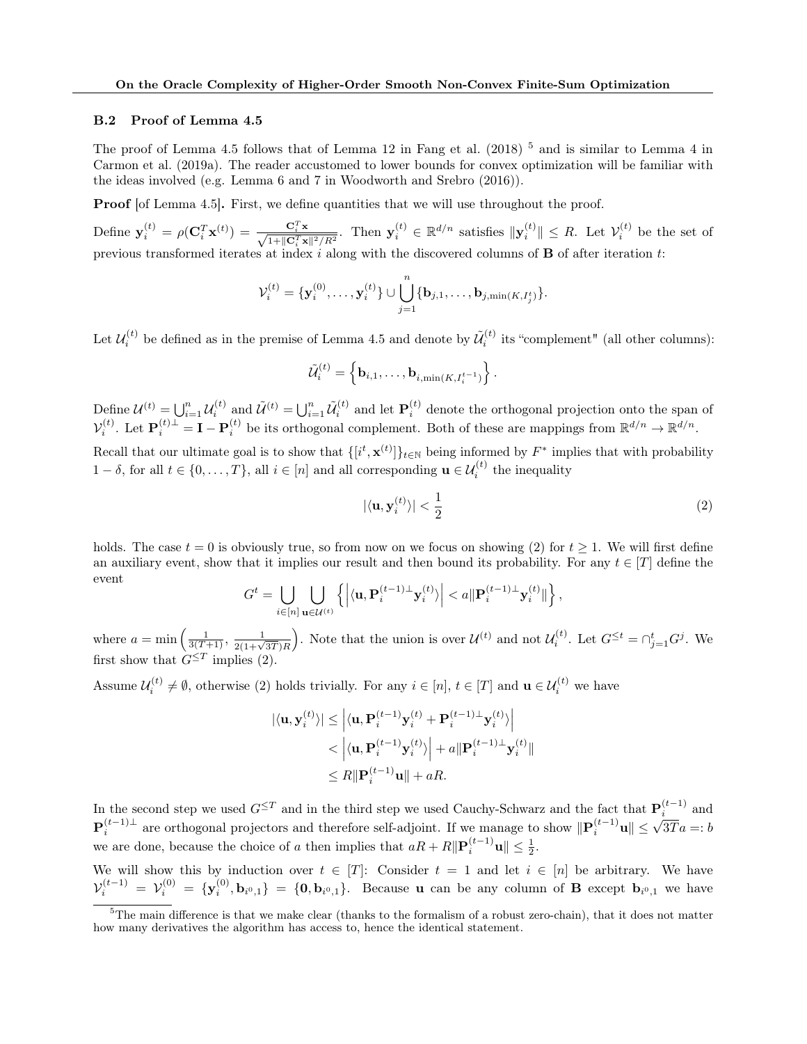### B.2 Proof of Lemma 4.5

The proof of Lemma 4.5 follows that of Lemma 12 in Fang et al. (2018) [5] and is similar to Lemma 4 in Carmon et al. (2019a). The reader accustomed to lower bounds for convex optimization will be familiar with the ideas involved (e.g. Lemma 6 and 7 in Woodworth and Srebro (2016)).

**Proof** [of Lemma 4.5]**.** First, we define quantities that we will use throughout the proof.

Define $\mathbf{y}_i^{(t)} = \rho(\mathbf{C}_i^T \mathbf{x}^{(t)}) = \frac{\mathbf{C}_i^T \mathbf{x}}{\sqrt{1+\|\mathbf{C}_i^T \mathbf{x}\|^2/R^2}}$. Then $\mathbf{y}_i^{(t)} \in \mathbb{R}^{d/n}$ satisfies $\|\mathbf{y}_i^{(t)}\| \leq R$. Let $\mathcal{V}_i^{(t)}$ be the set of previous transformed iterates at index $i$ along with the discovered columns of $\mathbf{B}$ of after iteration $t$:

$$
\mathcal{V}_i^{(t)} = \{\mathbf{y}_i^{(0)}, \ldots, \mathbf{y}_i^{(t)}\} \cup \bigcup_{j=1}^{n} \{\mathbf{b}_{j,1}, \ldots, \mathbf{b}_{j,\min(K, I_j^t)}\}.
$$

Let $\mathcal{U}_i^{(t)}$ be defined as in the premise of Lemma 4.5 and denote by $\tilde{\mathcal{U}}_i^{(t)}$ its "complement" (all other columns):

$$
\tilde{\mathcal{U}}_i^{(t)} = \left\{\mathbf{b}_{i,1}, \ldots, \mathbf{b}_{i,\min(K, I_i^{t-1})}\right\}.
$$

Define $\mathcal{U}^{(t)} = \bigcup_{i=1}^n \mathcal{U}_i^{(t)}$ and $\tilde{\mathcal{U}}^{(t)} = \bigcup_{i=1}^n \tilde{\mathcal{U}}_i^{(t)}$ and let $\mathbf{P}_i^{(t)}$ denote the orthogonal projection onto the span of $\mathcal{V}_i^{(t)}$. Let $\mathbf{P}_i^{(t)\perp} = \mathbf{I} - \mathbf{P}_i^{(t)}$ be its orthogonal complement. Both of these are mappings from $\mathbb{R}^{d/n} \to \mathbb{R}^{d/n}$.

Recall that our ultimate goal is to show that $\{[i^t, \mathbf{x}^{(t)}]\}_{t\in\mathbb{N}}$ being informed by $F^*$ implies that with probability $1-\delta$, for all $t \in \{0, \ldots, T\}$, all $i \in [n]$ and all corresponding $\mathbf{u} \in \mathcal{U}_i^{(t)}$ the inequality

$$
|\langle \mathbf{u}, \mathbf{y}_i^{(t)} \rangle| < \frac{1}{2} \tag{2}
$$

holds. The case $t = 0$ is obviously true, so from now on we focus on showing (2) for $t \geq 1$. We will first define an auxiliary event, show that it implies our result and then bound its probability. For any $t \in [T]$ define the event

$$
G^t = \bigcup_{i\in[n]} \bigcup_{\mathbf{u}\in\mathcal{U}^{(t)}} \left\{ \left|\langle \mathbf{u}, \mathbf{P}_i^{(t-1)\perp} \mathbf{y}_i^{(t)} \rangle\right| < a \|\mathbf{P}_i^{(t-1)\perp} \mathbf{y}_i^{(t)}\| \right\},
$$

where $a = \min\left(\frac{1}{3(T+1)}, \frac{1}{2(1+\sqrt{3T})R}\right)$. Note that the union is over $\mathcal{U}^{(t)}$ and not $\mathcal{U}_i^{(t)}$. Let $G^{\leq t} = \cap_{j=1}^t G^j$. We first show that $G^{\leq T}$ implies (2).

Assume $\mathcal{U}_i^{(t)} \neq \emptyset$, otherwise (2) holds trivially. For any $i \in [n]$, $t \in [T]$ and $\mathbf{u} \in \mathcal{U}_i^{(t)}$ we have

$$
\begin{aligned}
|\langle \mathbf{u}, \mathbf{y}_i^{(t)} \rangle| &\leq \left|\langle \mathbf{u}, \mathbf{P}_i^{(t-1)} \mathbf{y}_i^{(t)} + \mathbf{P}_i^{(t-1)\perp} \mathbf{y}_i^{(t)} \rangle\right| \\
&< \left|\langle \mathbf{u}, \mathbf{P}_i^{(t-1)} \mathbf{y}_i^{(t)} \rangle\right| + a \|\mathbf{P}_i^{(t-1)\perp} \mathbf{y}_i^{(t)}\| \\
&\leq R \|\mathbf{P}_i^{(t-1)} \mathbf{u}\| + aR.
\end{aligned}
$$

In the second step we used $G^{\leq T}$ and in the third step we used Cauchy-Schwarz and the fact that $\mathbf{P}_i^{(t-1)}$ and $\mathbf{P}_i^{(t-1)\perp}$ are orthogonal projectors and therefore self-adjoint. If we manage to show $\|\mathbf{P}_i^{(t-1)} \mathbf{u}\| \leq \sqrt{3T} a =: b$ we are done, because the choice of $a$ then implies that $aR + R\|\mathbf{P}_i^{(t-1)} \mathbf{u}\| \leq \frac{1}{2}$.

We will show this by induction over $t \in [T]$: Consider $t = 1$ and let $i \in [n]$ be arbitrary. We have $\mathcal{V}_i^{(t-1)} = \mathcal{V}_i^{(0)} = \{\mathbf{y}_i^{(0)}, \mathbf{b}_{i^0,1}\} = \{\mathbf{0}, \mathbf{b}_{i^0,1}\}$. Because $\mathbf{u}$ can be any column of $\mathbf{B}$ except $\mathbf{b}_{i^0,1}$ we have

[5] The main difference is that we make clear (thanks to the formalism of a robust zero-chain), that it does not matter how many derivatives the algorithm has access to, hence the identical statement.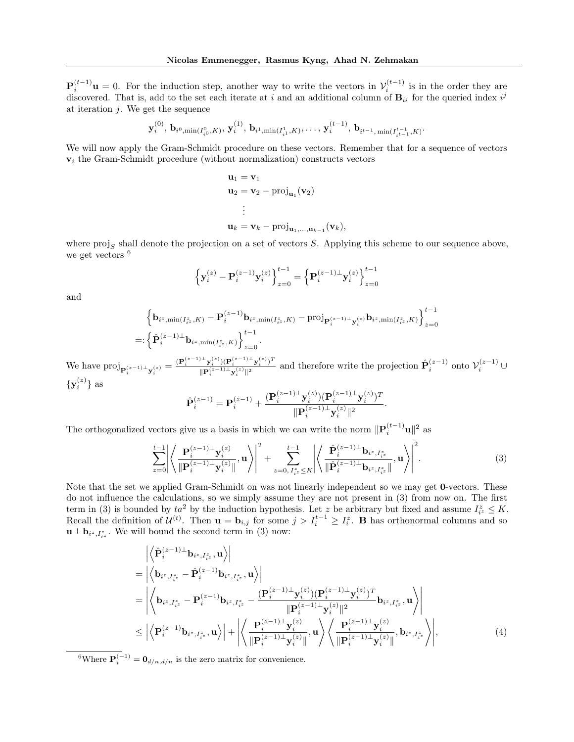$\mathbf{P}_i^{(t-1)}\mathbf{u} = 0$. For the induction step, another way to write the vectors in $\mathcal{V}_i^{(t-1)}$ is in the order they are discovered. That is, add to the set each iterate at $i$ and an additional column of $\mathbf{B}_{i^j}$ for the queried index $i^j$ at iteration $j$. We get the sequence

$$\mathbf{y}_i^{(0)},\ \mathbf{b}_{i^0,\min(I_{i^0}^0,K)},\ \mathbf{y}_i^{(1)},\ \mathbf{b}_{i^1,\min(I_{i^1}^1,K)}, \ldots, \mathbf{y}_i^{(t-1)},\ \mathbf{b}_{i^{t-1},\min(I_{i^{t-1}}^{t-1},K)}.$$

We will now apply the Gram-Schmidt procedure on these vectors. Remember that for a sequence of vectors $\mathbf{v}_i$ the Gram-Schmidt procedure (without normalization) constructs vectors

$$\begin{aligned}
\mathbf{u}_1 &= \mathbf{v}_1 \\
\mathbf{u}_2 &= \mathbf{v}_2 - \mathrm{proj}_{\mathbf{u}_1}(\mathbf{v}_2) \\
&\vdots \\
\mathbf{u}_k &= \mathbf{v}_k - \mathrm{proj}_{\mathbf{u}_1,\ldots,\mathbf{u}_{k-1}}(\mathbf{v}_k),
\end{aligned}$$

where $\mathrm{proj}_S$ shall denote the projection on a set of vectors $S$. Applying this scheme to our sequence above, we get vectors [6]

$$\left\{\mathbf{y}_i^{(z)} - \mathbf{P}_i^{(z-1)}\mathbf{y}_i^{(z)}\right\}_{z=0}^{t-1} = \left\{\mathbf{P}_i^{(z-1)\perp}\mathbf{y}_i^{(z)}\right\}_{z=0}^{t-1}$$

and

$$\begin{aligned}
&\left\{\mathbf{b}_{i^z,\min(I_{i^z}^z,K)} - \mathbf{P}_i^{(z-1)}\mathbf{b}_{i^z,\min(I_{i^z}^z,K)} - \mathrm{proj}_{\mathbf{P}_i^{(z-1)\perp}\mathbf{y}_i^{(z)}}\mathbf{b}_{i^z,\min(I_{i^z}^z,K)}\right\}_{z=0}^{t-1} \\
=: &\left\{\hat{\mathbf{P}}_i^{(z-1)\perp}\mathbf{b}_{i^z,\min(I_{i^z}^z,K)}\right\}_{z=0}^{t-1}.
\end{aligned}$$

We have $\mathrm{proj}_{\mathbf{P}_i^{(z-1)\perp}\mathbf{y}_i^{(z)}} = \frac{(\mathbf{P}_i^{(z-1)\perp}\mathbf{y}_i^{(z)})(\mathbf{P}_i^{(z-1)\perp}\mathbf{y}_i^{(z)})^T}{\|\mathbf{P}_i^{(z-1)\perp}\mathbf{y}_i^{(z)}\|^2}$ and therefore write the projection $\hat{\mathbf{P}}_i^{(z-1)}$ onto $\mathcal{V}_i^{(z-1)} \cup \{\mathbf{y}_i^{(z)}\}$ as

$$\hat{\mathbf{P}}_i^{(z-1)} = \mathbf{P}_i^{(z-1)} + \frac{(\mathbf{P}_i^{(z-1)\perp}\mathbf{y}_i^{(z)})(\mathbf{P}_i^{(z-1)\perp}\mathbf{y}_i^{(z)})^T}{\|\mathbf{P}_i^{(z-1)\perp}\mathbf{y}_i^{(z)}\|^2}.$$

The orthogonalized vectors give us a basis in which we can write the norm $\|\mathbf{P}_i^{(t-1)}\mathbf{u}\|^2$ as

$$\sum_{z=0}^{t-1}\left|\left\langle \frac{\mathbf{P}_i^{(z-1)\perp}\mathbf{y}_i^{(z)}}{\|\mathbf{P}_i^{(z-1)\perp}\mathbf{y}_i^{(z)}\|}, \mathbf{u}\right\rangle\right|^2 + \sum_{z=0,\, I_{i^z}^z \le K}^{t-1}\left|\left\langle \frac{\hat{\mathbf{P}}_i^{(z-1)\perp}\mathbf{b}_{i^z,I_{i^z}^z}}{\|\hat{\mathbf{P}}_i^{(z-1)\perp}\mathbf{b}_{i^z,I_{i^z}^z}\|}, \mathbf{u}\right\rangle\right|^2. \tag{3}$$

Note that the set we applied Gram-Schmidt on was not linearly independent so we may get $\mathbf{0}$-vectors. These do not influence the calculations, so we simply assume they are not present in (3) from now on. The first term in (3) is bounded by $ta^2$ by the induction hypothesis. Let $z$ be arbitrary but fixed and assume $I_{i^z}^z \le K$. Recall the definition of $\mathcal{U}^{(t)}$. Then $\mathbf{u} = \mathbf{b}_{i,j}$ for some $j > I_i^{t-1} \ge I_i^z$. $\mathbf{B}$ has orthonormal columns and so $\mathbf{u} \perp \mathbf{b}_{i^z,I_{i^z}^z}$. We will bound the second term in (3) now:

$$\begin{aligned}
&\left|\left\langle \hat{\mathbf{P}}_i^{(z-1)\perp}\mathbf{b}_{i^z,I_{i^z}^z}, \mathbf{u}\right\rangle\right| \\
=& \left|\left\langle \mathbf{b}_{i^z,I_{i^z}^z} - \hat{\mathbf{P}}_i^{(z-1)}\mathbf{b}_{i^z,I_{i^z}^z}, \mathbf{u}\right\rangle\right| \\
=& \left|\left\langle \mathbf{b}_{i^z,I_{i^z}^z} - \mathbf{P}_i^{(z-1)}\mathbf{b}_{i^z,I_{i^z}^z} - \frac{(\mathbf{P}_i^{(z-1)\perp}\mathbf{y}_i^{(z)})(\mathbf{P}_i^{(z-1)\perp}\mathbf{y}_i^{(z)})^T}{\|\mathbf{P}_i^{(z-1)\perp}\mathbf{y}_i^{(z)}\|^2}\mathbf{b}_{i^z,I_{i^z}^z}, \mathbf{u}\right\rangle\right| \\
\le& \left|\left\langle \mathbf{P}_i^{(z-1)}\mathbf{b}_{i^z,I_{i^z}^z}, \mathbf{u}\right\rangle\right| + \left|\left\langle \frac{\mathbf{P}_i^{(z-1)\perp}\mathbf{y}_i^{(z)}}{\|\mathbf{P}_i^{(z-1)\perp}\mathbf{y}_i^{(z)}\|}, \mathbf{u}\right\rangle\left\langle \frac{\mathbf{P}_i^{(z-1)\perp}\mathbf{y}_i^{(z)}}{\|\mathbf{P}_i^{(z-1)\perp}\mathbf{y}_i^{(z)}\|}, \mathbf{b}_{i^z,I_{i^z}^z}\right\rangle\right|,
\end{aligned} \tag{4}$$

[6] Where $\mathbf{P}_i^{(-1)} = \mathbf{0}_{d/n,d/n}$ is the zero matrix for convenience.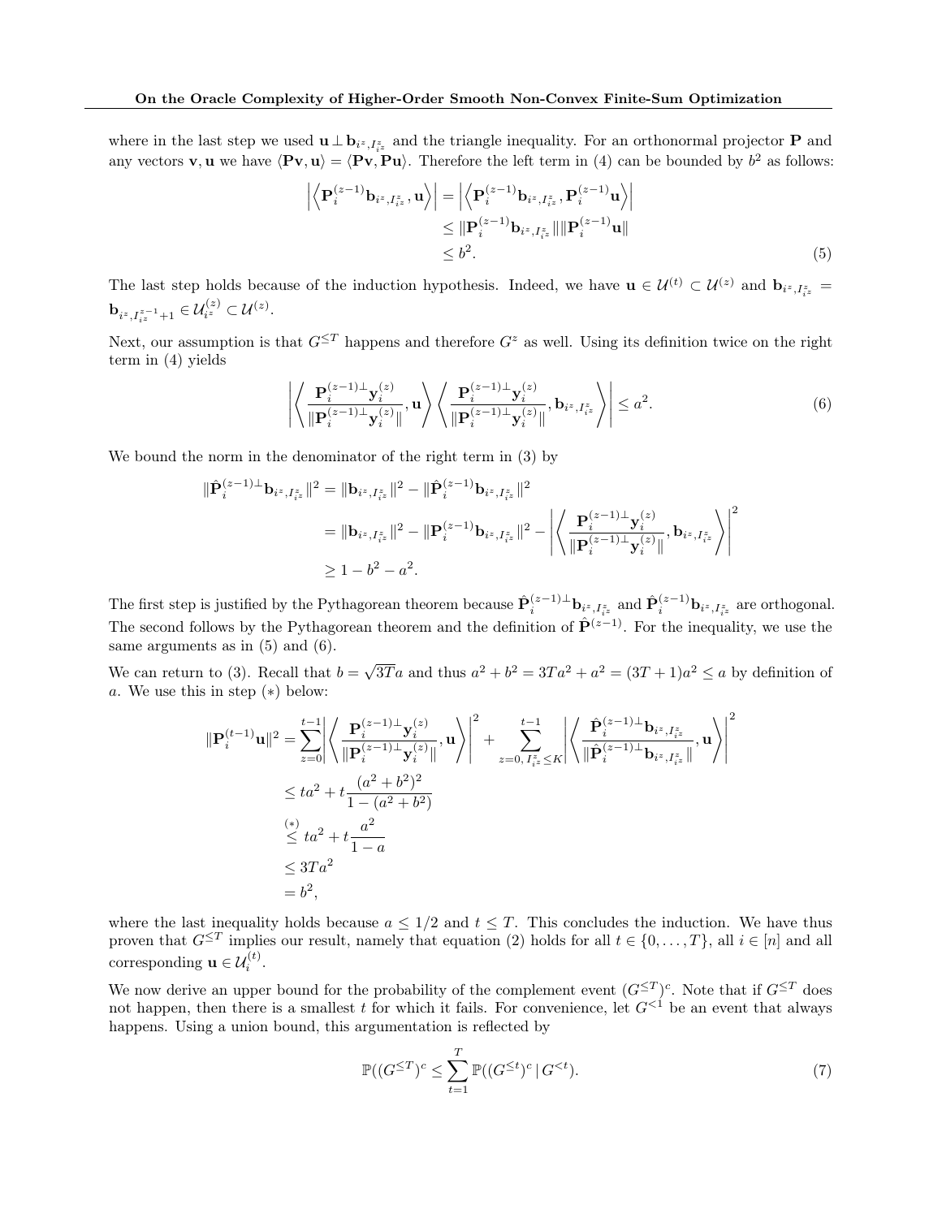where in the last step we used $\mathbf{u} \perp \mathbf{b}_{i^z, I_{i^z}^z}$ and the triangle inequality. For an orthonormal projector $\mathbf{P}$ and any vectors $\mathbf{v}, \mathbf{u}$ we have $\langle \mathbf{P}\mathbf{v}, \mathbf{u} \rangle = \langle \mathbf{P}\mathbf{v}, \mathbf{P}\mathbf{u} \rangle$. Therefore the left term in (4) can be bounded by $b^2$ as follows:

$$
\begin{aligned}
\left| \left\langle \mathbf{P}_i^{(z-1)} \mathbf{b}_{i^z, I_{i^z}^z}, \mathbf{u} \right\rangle \right| &= \left| \left\langle \mathbf{P}_i^{(z-1)} \mathbf{b}_{i^z, I_{i^z}^z}, \mathbf{P}_i^{(z-1)} \mathbf{u} \right\rangle \right| \\
&\leq \| \mathbf{P}_i^{(z-1)} \mathbf{b}_{i^z, I_{i^z}^z} \| \| \mathbf{P}_i^{(z-1)} \mathbf{u} \| \\
&\leq b^2. \qquad (5)
\end{aligned}
$$

The last step holds because of the induction hypothesis. Indeed, we have $\mathbf{u} \in \mathcal{U}^{(t)} \subset \mathcal{U}^{(z)}$ and $\mathbf{b}_{i^z, I_{i^z}^z} = \mathbf{b}_{i^z, I_{i^z}^{z-1}+1} \in \mathcal{U}_{i^z}^{(z)} \subset \mathcal{U}^{(z)}$.

Next, our assumption is that $G^{\leq T}$ happens and therefore $G^z$ as well. Using its definition twice on the right term in (4) yields

$$
\left| \left\langle \frac{\mathbf{P}_i^{(z-1)\perp} \mathbf{y}_i^{(z)}}{\| \mathbf{P}_i^{(z-1)\perp} \mathbf{y}_i^{(z)} \|}, \mathbf{u} \right\rangle \left\langle \frac{\mathbf{P}_i^{(z-1)\perp} \mathbf{y}_i^{(z)}}{\| \mathbf{P}_i^{(z-1)\perp} \mathbf{y}_i^{(z)} \|}, \mathbf{b}_{i^z, I_{i^z}^z} \right\rangle \right| \leq a^2. \qquad (6)
$$

We bound the norm in the denominator of the right term in (3) by

$$
\begin{aligned}
\| \hat{\mathbf{P}}_i^{(z-1)\perp} \mathbf{b}_{i^z, I_{i^z}^z} \|^2 &= \| \mathbf{b}_{i^z, I_{i^z}^z} \|^2 - \| \hat{\mathbf{P}}_i^{(z-1)} \mathbf{b}_{i^z, I_{i^z}^z} \|^2 \\
&= \| \mathbf{b}_{i^z, I_{i^z}^z} \|^2 - \| \mathbf{P}_i^{(z-1)} \mathbf{b}_{i^z, I_{i^z}^z} \|^2 - \left| \left\langle \frac{\mathbf{P}_i^{(z-1)\perp} \mathbf{y}_i^{(z)}}{\| \mathbf{P}_i^{(z-1)\perp} \mathbf{y}_i^{(z)} \|}, \mathbf{b}_{i^z, I_{i^z}^z} \right\rangle \right|^2 \\
&\geq 1 - b^2 - a^2.
\end{aligned}
$$

The first step is justified by the Pythagorean theorem because $\hat{\mathbf{P}}_i^{(z-1)\perp} \mathbf{b}_{i^z, I_{i^z}^z}$ and $\hat{\mathbf{P}}_i^{(z-1)} \mathbf{b}_{i^z, I_{i^z}^z}$ are orthogonal. The second follows by the Pythagorean theorem and the definition of $\hat{\mathbf{P}}^{(z-1)}$. For the inequality, we use the same arguments as in (5) and (6).

We can return to (3). Recall that $b = \sqrt{3T}a$ and thus $a^2 + b^2 = 3Ta^2 + a^2 = (3T+1)a^2 \leq a$ by definition of $a$. We use this in step $(*)$ below:

$$
\begin{aligned}
\| \mathbf{P}_i^{(t-1)} \mathbf{u} \|^2 &= \sum_{z=0}^{t-1} \left| \left\langle \frac{\mathbf{P}_i^{(z-1)\perp} \mathbf{y}_i^{(z)}}{\| \mathbf{P}_i^{(z-1)\perp} \mathbf{y}_i^{(z)} \|}, \mathbf{u} \right\rangle \right|^2 + \sum_{z=0,\, I_{i^z}^z \leq K}^{t-1} \left| \left\langle \frac{\hat{\mathbf{P}}_i^{(z-1)\perp} \mathbf{b}_{i^z, I_{i^z}^z}}{\| \hat{\mathbf{P}}_i^{(z-1)\perp} \mathbf{b}_{i^z, I_{i^z}^z} \|}, \mathbf{u} \right\rangle \right|^2 \\
&\leq ta^2 + t \frac{(a^2 + b^2)^2}{1 - (a^2 + b^2)} \\
&\overset{(*)}{\leq} ta^2 + t \frac{a^2}{1 - a} \\
&\leq 3Ta^2 \\
&= b^2,
\end{aligned}
$$

where the last inequality holds because $a \leq 1/2$ and $t \leq T$. This concludes the induction. We have thus proven that $G^{\leq T}$ implies our result, namely that equation (2) holds for all $t \in \{0, \ldots, T\}$, all $i \in [n]$ and all corresponding $\mathbf{u} \in \mathcal{U}_i^{(t)}$.

We now derive an upper bound for the probability of the complement event $(G^{\leq T})^c$. Note that if $G^{\leq T}$ does not happen, then there is a smallest $t$ for which it fails. For convenience, let $G^{<1}$ be an event that always happens. Using a union bound, this argumentation is reflected by

$$
\mathbb{P}((G^{\leq T})^c \leq \sum_{t=1}^{T} \mathbb{P}((G^{\leq t})^c \,|\, G^{<t}). \qquad (7)
$$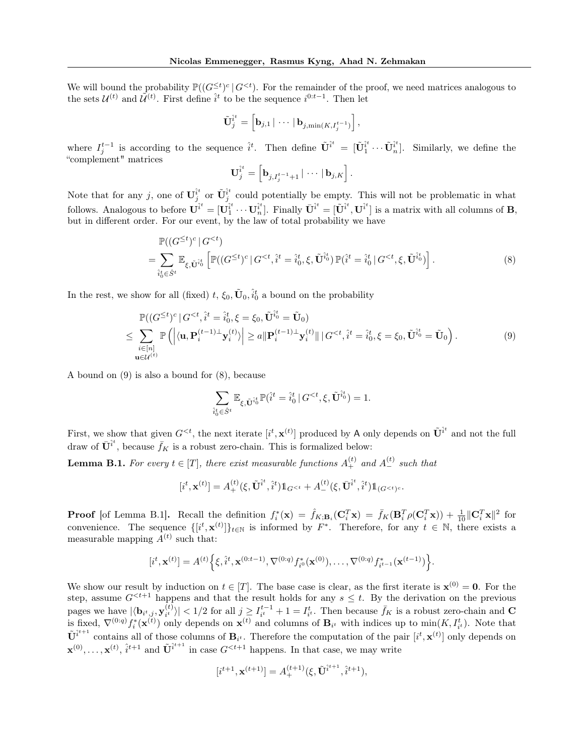We will bound the probability $\mathbb{P}((G^{\le t})^c \,|\, G^{<t})$. For the remainder of the proof, we need matrices analogous to the sets $\mathcal{U}^{(t)}$ and $\tilde{\mathcal{U}}^{(t)}$. First define $\hat{i}^t$ to be the sequence $i^{0:t-1}$. Then let

$$\tilde{\mathbf{U}}_j^{\hat{i}^t} = \left[\mathbf{b}_{j,1} \,|\, \cdots \,|\, \mathbf{b}_{j,\min(K,I_j^{t-1})}\right],$$

where $I_j^{t-1}$ is according to the sequence $\hat{i}^t$. Then define $\tilde{\mathbf{U}}^{\hat{i}^t} = [\tilde{\mathbf{U}}_1^{\hat{i}^t} \cdots \tilde{\mathbf{U}}_n^{\hat{i}^t}]$. Similarly, we define the "complement" matrices

$$\mathbf{U}_j^{\hat{i}^t} = \left[\mathbf{b}_{j,I_j^{t-1}+1} \,|\, \cdots \,|\, \mathbf{b}_{j,K}\right].$$

Note that for any $j$, one of $\mathbf{U}_j^{\hat{i}^t}$ or $\tilde{\mathbf{U}}_j^{\hat{i}^t}$ could potentially be empty. This will not be problematic in what follows. Analogous to before $\mathbf{U}^{\hat{i}^t} = [\mathbf{U}_1^{\hat{i}^t} \cdots \mathbf{U}_n^{\hat{i}^t}]$. Finally $\bar{\mathbf{U}}^{\hat{i}^t} = [\tilde{\mathbf{U}}^{\hat{i}^t}, \mathbf{U}^{\hat{i}^t}]$ is a matrix with all columns of $\mathbf{B}$, but in different order. For our event, by the law of total probability we have

$$\begin{aligned}
&\mathbb{P}((G^{\le t})^c \,|\, G^{<t}) \\
&= \sum_{\hat{i}_0^t \in \hat{S}^t} \mathbb{E}_{\xi, \tilde{\mathbf{U}}^{\hat{i}_0^t}} \left[\mathbb{P}((G^{\le t})^c \,|\, G^{<t}, \hat{i}^t = \hat{i}_0^t, \xi, \tilde{\mathbf{U}}^{\hat{i}_0^t})\, \mathbb{P}(\hat{i}^t = \hat{i}_0^t \,|\, G^{<t}, \xi, \tilde{\mathbf{U}}^{\hat{i}_0^t})\right].
\end{aligned} \tag{8}$$

In the rest, we show for all (fixed) $t$, $\xi_0, \tilde{\mathbf{U}}_0, \hat{i}_0^t$ a bound on the probability

$$\begin{aligned}
&\mathbb{P}((G^{\le t})^c \,|\, G^{<t}, \hat{i}^t = \hat{i}_0^t, \xi = \xi_0, \tilde{\mathbf{U}}^{\hat{i}_0^t} = \tilde{\mathbf{U}}_0) \\
&\le \sum_{\substack{i \in [n] \\ \mathbf{u} \in \mathcal{U}^{(t)}}} \mathbb{P}\left(\left|\langle \mathbf{u}, \mathbf{P}_i^{(t-1)\perp} \mathbf{y}_i^{(t)} \rangle\right| \ge a \|\mathbf{P}_i^{(t-1)\perp} \mathbf{y}_i^{(t)}\| \,|\, G^{<t}, \hat{i}^t = \hat{i}_0^t, \xi = \xi_0, \tilde{\mathbf{U}}^{\hat{i}_0^t} = \tilde{\mathbf{U}}_0\right).
\end{aligned} \tag{9}$$

A bound on (9) is also a bound for (8), because

$$\sum_{\hat{i}_0^t \in \hat{S}^t} \mathbb{E}_{\xi, \tilde{\mathbf{U}}^{\hat{i}_0^t}} \mathbb{P}(\hat{i}^t = \hat{i}_0^t \,|\, G^{<t}, \xi, \tilde{\mathbf{U}}^{\hat{i}_0^t}) = 1.$$

First, we show that given $G^{<t}$, the next iterate $[i^t, \mathbf{x}^{(t)}]$ produced by $\mathsf{A}$ only depends on $\tilde{\mathbf{U}}^{\hat{i}^t}$ and not the full draw of $\bar{\mathbf{U}}^{\hat{i}^t}$, because $\bar{f}_K$ is a robust zero-chain. This is formalized below:

**Lemma B.1.** *For every $t \in [T]$, there exist measurable functions $A_+^{(t)}$ and $A_-^{(t)}$ such that*

$$[i^t, \mathbf{x}^{(t)}] = A_+^{(t)}(\xi, \tilde{\mathbf{U}}^{\hat{i}^t}, \hat{i}^t)\mathbb{1}_{G^{<t}} + A_-^{(t)}(\xi, \bar{\mathbf{U}}^{\hat{i}^t}, \hat{i}^t)\mathbb{1}_{(G^{<t})^c}.$$

**Proof** [of Lemma B.1]**.** Recall the definition $f_i^*(\mathbf{x}) = \hat{f}_{K;\mathbf{B}_i}(\mathbf{C}_i^T\mathbf{x}) = \bar{f}_K(\mathbf{B}_i^T\rho(\mathbf{C}_i^T\mathbf{x})) + \frac{1}{10}\|\mathbf{C}_i^T\mathbf{x}\|^2$ for convenience. The sequence $\{[i^t, \mathbf{x}^{(t)}]\}_{t\in\mathbb{N}}$ is informed by $F^*$. Therefore, for any $t \in \mathbb{N}$, there exists a measurable mapping $A^{(t)}$ such that:

$$[i^t, \mathbf{x}^{(t)}] = A^{(t)}\Big\{\xi, \hat{i}^t, \mathbf{x}^{(0:t-1)}, \nabla^{(0:q)} f_{i^0}^*(\mathbf{x}^{(0)}), \ldots, \nabla^{(0:q)} f_{i^{t-1}}^*(\mathbf{x}^{(t-1)})\Big\}.$$

We show our result by induction on $t \in [T]$. The base case is clear, as the first iterate is $\mathbf{x}^{(0)} = \mathbf{0}$. For the step, assume $G^{<t+1}$ happens and that the result holds for any $s \le t$. By the derivation on the previous pages we have $|\langle \mathbf{b}_{i^t,j}, \mathbf{y}_{i^t}^{(t)} \rangle| < 1/2$ for all $j \ge I_{i^t}^{t-1} + 1 = I_{i^t}^t$. Then because $\bar{f}_K$ is a robust zero-chain and $\mathbf{C}$ is fixed, $\nabla^{(0:q)} f_i^*(\mathbf{x}^{(t)})$ only depends on $\mathbf{x}^{(t)}$ and columns of $\mathbf{B}_{i^t}$ with indices up to $\min(K, I_{i^t}^t)$. Note that $\tilde{\mathbf{U}}^{\hat{i}^{t+1}}$ contains all of those columns of $\mathbf{B}_{i^t}$. Therefore the computation of the pair $[i^t, \mathbf{x}^{(t)}]$ only depends on $\mathbf{x}^{(0)}, \ldots, \mathbf{x}^{(t)}$, $\hat{i}^{t+1}$ and $\tilde{\mathbf{U}}^{\hat{i}^{t+1}}$ in case $G^{<t+1}$ happens. In that case, we may write

$$[i^{t+1}, \mathbf{x}^{(t+1)}] = A_+^{(t+1)}(\xi, \tilde{\mathbf{U}}^{\hat{i}^{t+1}}, \hat{i}^{t+1}),$$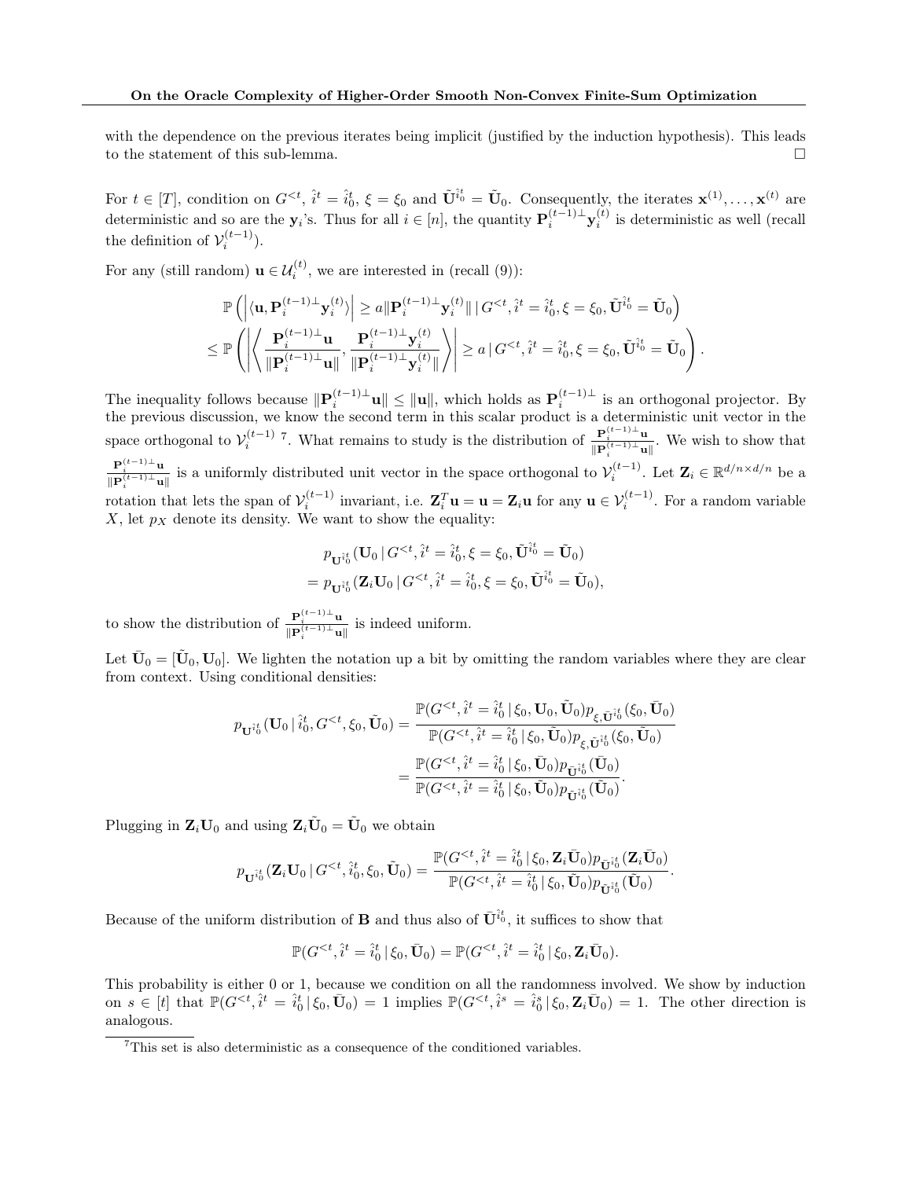with the dependence on the previous iterates being implicit (justified by the induction hypothesis). This leads to the statement of this sub-lemma. □

For $t \in [T]$, condition on $G^{<t}$, $\hat{i}^t = \hat{i}^t_0$, $\xi = \xi_0$ and $\tilde{\mathbf{U}}^{\hat{i}^t_0} = \tilde{\mathbf{U}}_0$. Consequently, the iterates $\mathbf{x}^{(1)}, \dots, \mathbf{x}^{(t)}$ are deterministic and so are the $\mathbf{y}_i$'s. Thus for all $i \in [n]$, the quantity $\mathbf{P}_i^{(t-1)\perp}\mathbf{y}_i^{(t)}$ is deterministic as well (recall the definition of $\mathcal{V}_i^{(t-1)}$).

For any (still random) $\mathbf{u} \in \mathcal{U}_i^{(t)}$, we are interested in (recall (9)):

$$
\begin{aligned}
&\mathbb{P}\left(\left|\langle \mathbf{u}, \mathbf{P}_i^{(t-1)\perp}\mathbf{y}_i^{(t)}\rangle\right| \geq a\|\mathbf{P}_i^{(t-1)\perp}\mathbf{y}_i^{(t)}\| \,|\, G^{<t}, \hat{i}^t = \hat{i}^t_0, \xi = \xi_0, \tilde{\mathbf{U}}^{\hat{i}^t_0} = \tilde{\mathbf{U}}_0\right) \\
&\leq \mathbb{P}\left(\left|\left\langle \frac{\mathbf{P}_i^{(t-1)\perp}\mathbf{u}}{\|\mathbf{P}_i^{(t-1)\perp}\mathbf{u}\|}, \frac{\mathbf{P}_i^{(t-1)\perp}\mathbf{y}_i^{(t)}}{\|\mathbf{P}_i^{(t-1)\perp}\mathbf{y}_i^{(t)}\|}\right\rangle\right| \geq a \,|\, G^{<t}, \hat{i}^t = \hat{i}^t_0, \xi = \xi_0, \tilde{\mathbf{U}}^{\hat{i}^t_0} = \tilde{\mathbf{U}}_0\right).
\end{aligned}
$$

The inequality follows because $\|\mathbf{P}_i^{(t-1)\perp}\mathbf{u}\| \leq \|\mathbf{u}\|$, which holds as $\mathbf{P}_i^{(t-1)\perp}$ is an orthogonal projector. By the previous discussion, we know the second term in this scalar product is a deterministic unit vector in the space orthogonal to $\mathcal{V}_i^{(t-1)}$ [7]. What remains to study is the distribution of $\frac{\mathbf{P}_i^{(t-1)\perp}\mathbf{u}}{\|\mathbf{P}_i^{(t-1)\perp}\mathbf{u}\|}$. We wish to show that $\frac{\mathbf{P}_i^{(t-1)\perp}\mathbf{u}}{\|\mathbf{P}_i^{(t-1)\perp}\mathbf{u}\|}$ is a uniformly distributed unit vector in the space orthogonal to $\mathcal{V}_i^{(t-1)}$. Let $\mathbf{Z}_i \in \mathbb{R}^{d/n \times d/n}$ be a rotation that lets the span of $\mathcal{V}_i^{(t-1)}$ invariant, i.e. $\mathbf{Z}_i^T\mathbf{u} = \mathbf{u} = \mathbf{Z}_i\mathbf{u}$ for any $\mathbf{u} \in \mathcal{V}_i^{(t-1)}$. For a random variable $X$, let $p_X$ denote its density. We want to show the equality:

$$
\begin{aligned}
&p_{\mathbf{U}^{\hat{i}^t_0}}(\mathbf{U}_0 \,|\, G^{<t}, \hat{i}^t = \hat{i}^t_0, \xi = \xi_0, \tilde{\mathbf{U}}^{\hat{i}^t_0} = \tilde{\mathbf{U}}_0) \\
&= p_{\mathbf{U}^{\hat{i}^t_0}}(\mathbf{Z}_i\mathbf{U}_0 \,|\, G^{<t}, \hat{i}^t = \hat{i}^t_0, \xi = \xi_0, \tilde{\mathbf{U}}^{\hat{i}^t_0} = \tilde{\mathbf{U}}_0),
\end{aligned}
$$

to show the distribution of $\frac{\mathbf{P}_i^{(t-1)\perp}\mathbf{u}}{\|\mathbf{P}_i^{(t-1)\perp}\mathbf{u}\|}$ is indeed uniform.

Let $\bar{\mathbf{U}}_0 = [\tilde{\mathbf{U}}_0, \mathbf{U}_0]$. We lighten the notation up a bit by omitting the random variables where they are clear from context. Using conditional densities:

$$
\begin{aligned}
p_{\mathbf{U}^{\hat{i}^t_0}}(\mathbf{U}_0 \,|\, \hat{i}^t_0, G^{<t}, \xi_0, \tilde{\mathbf{U}}_0) &= \frac{\mathbb{P}(G^{<t}, \hat{i}^t = \hat{i}^t_0 \,|\, \xi_0, \mathbf{U}_0, \tilde{\mathbf{U}}_0)p_{\xi, \bar{\mathbf{U}}^{\hat{i}^t_0}}(\xi_0, \bar{\mathbf{U}}_0)}{\mathbb{P}(G^{<t}, \hat{i}^t = \hat{i}^t_0 \,|\, \xi_0, \tilde{\mathbf{U}}_0)p_{\xi, \tilde{\mathbf{U}}^{\hat{i}^t_0}}(\xi_0, \tilde{\mathbf{U}}_0)} \\
&= \frac{\mathbb{P}(G^{<t}, \hat{i}^t = \hat{i}^t_0 \,|\, \xi_0, \bar{\mathbf{U}}_0)p_{\bar{\mathbf{U}}^{\hat{i}^t_0}}(\bar{\mathbf{U}}_0)}{\mathbb{P}(G^{<t}, \hat{i}^t = \hat{i}^t_0 \,|\, \xi_0, \tilde{\mathbf{U}}_0)p_{\tilde{\mathbf{U}}^{\hat{i}^t_0}}(\tilde{\mathbf{U}}_0)}.
\end{aligned}
$$

Plugging in $\mathbf{Z}_i\mathbf{U}_0$ and using $\mathbf{Z}_i\tilde{\mathbf{U}}_0 = \tilde{\mathbf{U}}_0$ we obtain

$$
p_{\mathbf{U}^{\hat{i}^t_0}}(\mathbf{Z}_i\mathbf{U}_0 \,|\, G^{<t}, \hat{i}^t_0, \xi_0, \tilde{\mathbf{U}}_0) = \frac{\mathbb{P}(G^{<t}, \hat{i}^t = \hat{i}^t_0 \,|\, \xi_0, \mathbf{Z}_i\bar{\mathbf{U}}_0)p_{\bar{\mathbf{U}}^{\hat{i}^t_0}}(\mathbf{Z}_i\bar{\mathbf{U}}_0)}{\mathbb{P}(G^{<t}, \hat{i}^t = \hat{i}^t_0 \,|\, \xi_0, \tilde{\mathbf{U}}_0)p_{\tilde{\mathbf{U}}^{\hat{i}^t_0}}(\tilde{\mathbf{U}}_0)}.
$$

Because of the uniform distribution of $\mathbf{B}$ and thus also of $\bar{\mathbf{U}}^{\hat{i}^t_0}$, it suffices to show that

$$
\mathbb{P}(G^{<t}, \hat{i}^t = \hat{i}^t_0 \,|\, \xi_0, \bar{\mathbf{U}}_0) = \mathbb{P}(G^{<t}, \hat{i}^t = \hat{i}^t_0 \,|\, \xi_0, \mathbf{Z}_i\bar{\mathbf{U}}_0).
$$

This probability is either 0 or 1, because we condition on all the randomness involved. We show by induction on $s \in [t]$ that $\mathbb{P}(G^{<t}, \hat{i}^t = \hat{i}^t_0 \,|\, \xi_0, \bar{\mathbf{U}}_0) = 1$ implies $\mathbb{P}(G^{<t}, \hat{i}^s = \hat{i}^s_0 \,|\, \xi_0, \mathbf{Z}_i\bar{\mathbf{U}}_0) = 1$. The other direction is analogous.

[7] This set is also deterministic as a consequence of the conditioned variables.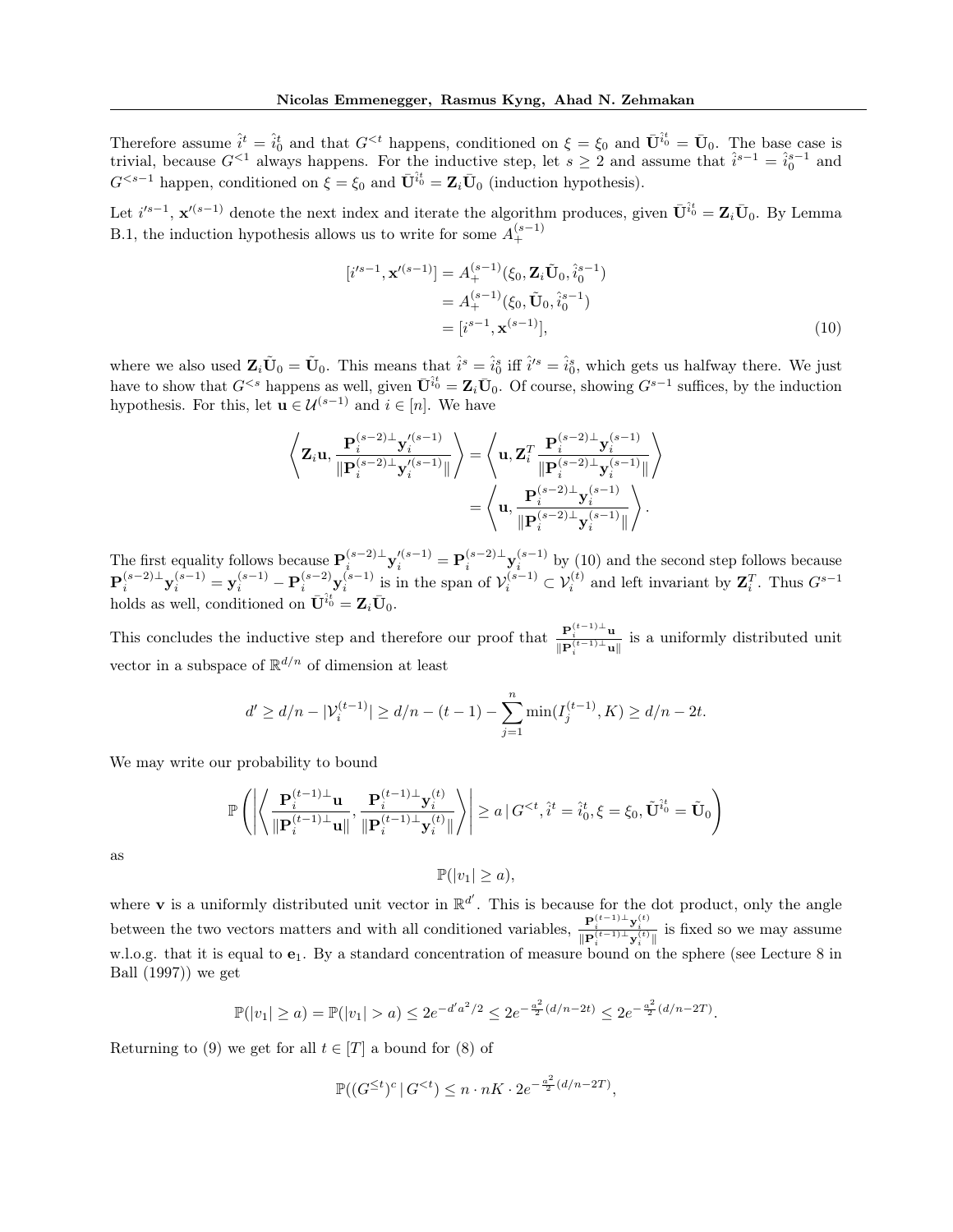Therefore assume $\hat{i}^t = \hat{i}_0^t$ and that $G^{<t}$ happens, conditioned on $\xi = \xi_0$ and $\bar{\mathbf{U}}^{\hat{i}_0^t} = \bar{\mathbf{U}}_0$. The base case is trivial, because $G^{<1}$ always happens. For the inductive step, let $s \geq 2$ and assume that $\hat{i}^{s-1} = \hat{i}_0^{s-1}$ and $G^{<s-1}$ happen, conditioned on $\xi = \xi_0$ and $\bar{\mathbf{U}}^{\hat{i}_0^t} = \mathbf{Z}_i \bar{\mathbf{U}}_0$ (induction hypothesis).

Let $i'^{s-1}$, $\mathbf{x}'^{(s-1)}$ denote the next index and iterate the algorithm produces, given $\bar{\mathbf{U}}^{\hat{i}_0^t} = \mathbf{Z}_i \bar{\mathbf{U}}_0$. By Lemma B.1, the induction hypothesis allows us to write for some $A_+^{(s-1)}$

$$
\begin{aligned}
[i'^{s-1}, \mathbf{x}'^{(s-1)}] &= A_+^{(s-1)}(\xi_0, \mathbf{Z}_i \tilde{\mathbf{U}}_0, \hat{i}_0^{s-1}) \\
&= A_+^{(s-1)}(\xi_0, \tilde{\mathbf{U}}_0, \hat{i}_0^{s-1}) \\
&= [i^{s-1}, \mathbf{x}^{(s-1)}],
\end{aligned}
\tag{10}
$$

where we also used $\mathbf{Z}_i \tilde{\mathbf{U}}_0 = \tilde{\mathbf{U}}_0$. This means that $\hat{i}^s = \hat{i}_0^s$ iff $\hat{i}'^s = \hat{i}_0^s$, which gets us halfway there. We just have to show that $G^{<s}$ happens as well, given $\bar{\mathbf{U}}^{\hat{i}_0^t} = \mathbf{Z}_i \bar{\mathbf{U}}_0$. Of course, showing $G^{s-1}$ suffices, by the induction hypothesis. For this, let $\mathbf{u} \in \mathcal{U}^{(s-1)}$ and $i \in [n]$. We have

$$
\begin{aligned}
\left\langle \mathbf{Z}_i \mathbf{u}, \frac{\mathbf{P}_i^{(s-2)\perp} \mathbf{y}_i'^{(s-1)}}{\|\mathbf{P}_i^{(s-2)\perp} \mathbf{y}_i'^{(s-1)}\|} \right\rangle &= \left\langle \mathbf{u}, \mathbf{Z}_i^T \frac{\mathbf{P}_i^{(s-2)\perp} \mathbf{y}_i^{(s-1)}}{\|\mathbf{P}_i^{(s-2)\perp} \mathbf{y}_i^{(s-1)}\|} \right\rangle \\
&= \left\langle \mathbf{u}, \frac{\mathbf{P}_i^{(s-2)\perp} \mathbf{y}_i^{(s-1)}}{\|\mathbf{P}_i^{(s-2)\perp} \mathbf{y}_i^{(s-1)}\|} \right\rangle.
\end{aligned}
$$

The first equality follows because $\mathbf{P}_i^{(s-2)\perp} \mathbf{y}_i'^{(s-1)} = \mathbf{P}_i^{(s-2)\perp} \mathbf{y}_i^{(s-1)}$ by (10) and the second step follows because $\mathbf{P}_i^{(s-2)\perp} \mathbf{y}_i^{(s-1)} = \mathbf{y}_i^{(s-1)} - \mathbf{P}_i^{(s-2)} \mathbf{y}_i^{(s-1)}$ is in the span of $\mathcal{V}_i^{(s-1)} \subset \mathcal{V}_i^{(t)}$ and left invariant by $\mathbf{Z}_i^T$. Thus $G^{s-1}$ holds as well, conditioned on $\bar{\mathbf{U}}^{\hat{i}_0^t} = \mathbf{Z}_i \bar{\mathbf{U}}_0$.

This concludes the inductive step and therefore our proof that $\frac{\mathbf{P}_i^{(t-1)\perp}\mathbf{u}}{\|\mathbf{P}_i^{(t-1)\perp}\mathbf{u}\|}$ is a uniformly distributed unit vector in a subspace of $\mathbb{R}^{d/n}$ of dimension at least

$$
d' \geq d/n - |\mathcal{V}_i^{(t-1)}| \geq d/n - (t-1) - \sum_{j=1}^{n} \min(I_j^{(t-1)}, K) \geq d/n - 2t.
$$

We may write our probability to bound

$$
\mathbb{P}\left( \left| \left\langle \frac{\mathbf{P}_i^{(t-1)\perp}\mathbf{u}}{\|\mathbf{P}_i^{(t-1)\perp}\mathbf{u}\|}, \frac{\mathbf{P}_i^{(t-1)\perp}\mathbf{y}_i^{(t)}}{\|\mathbf{P}_i^{(t-1)\perp}\mathbf{y}_i^{(t)}\|} \right\rangle \right| \geq a \,\middle|\, G^{<t}, \hat{i}^t = \hat{i}_0^t, \xi = \xi_0, \tilde{\mathbf{U}}^{\hat{i}_0^t} = \tilde{\mathbf{U}}_0 \right)
$$

as

$$
\mathbb{P}(|v_1| \geq a),
$$

where $\mathbf{v}$ is a uniformly distributed unit vector in $\mathbb{R}^{d'}$. This is because for the dot product, only the angle between the two vectors matters and with all conditioned variables, $\frac{\mathbf{P}_i^{(t-1)\perp}\mathbf{y}_i^{(t)}}{\|\mathbf{P}_i^{(t-1)\perp}\mathbf{y}_i^{(t)}\|}$ is fixed so we may assume w.l.o.g. that it is equal to $\mathbf{e}_1$. By a standard concentration of measure bound on the sphere (see Lecture 8 in Ball (1997)) we get

$$
\mathbb{P}(|v_1| \geq a) = \mathbb{P}(|v_1| > a) \leq 2e^{-d'a^2/2} \leq 2e^{-\frac{a^2}{2}(d/n - 2t)} \leq 2e^{-\frac{a^2}{2}(d/n - 2T)}.
$$

Returning to (9) we get for all $t \in [T]$ a bound for (8) of

$$
\mathbb{P}((G^{\leq t})^c \,|\, G^{<t}) \leq n \cdot nK \cdot 2e^{-\frac{a^2}{2}(d/n - 2T)},
$$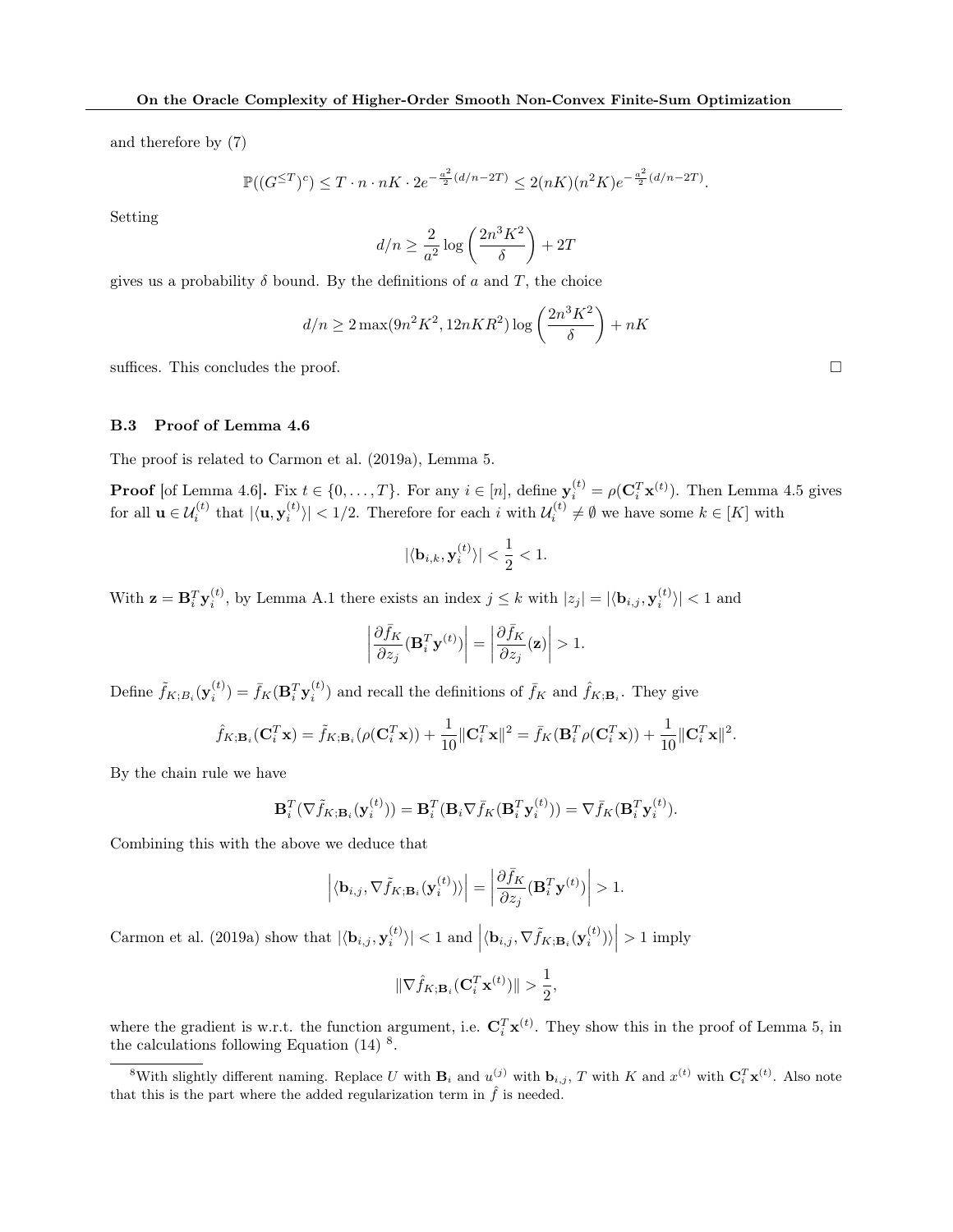and therefore by (7)

$$\mathbb{P}((G^{\leq T})^c) \leq T \cdot n \cdot nK \cdot 2e^{-\frac{a^2}{2}(d/n-2T)} \leq 2(nK)(n^2K)e^{-\frac{a^2}{2}(d/n-2T)}.$$

Setting

$$d/n \geq \frac{2}{a^2}\log\left(\frac{2n^3K^2}{\delta}\right) + 2T$$

gives us a probability $\delta$ bound. By the definitions of $a$ and $T$, the choice

$$d/n \geq 2\max(9n^2K^2, 12nKR^2)\log\left(\frac{2n^3K^2}{\delta}\right) + nK$$

suffices. This concludes the proof. □

### B.3 Proof of Lemma 4.6

The proof is related to Carmon et al. (2019a), Lemma 5.

**Proof** [of Lemma 4.6]**.** Fix $t \in \{0, \dots, T\}$. For any $i \in [n]$, define $\mathbf{y}_i^{(t)} = \rho(\mathbf{C}_i^T\mathbf{x}^{(t)})$. Then Lemma 4.5 gives for all $\mathbf{u} \in \mathcal{U}_i^{(t)}$ that $|\langle \mathbf{u}, \mathbf{y}_i^{(t)}\rangle| < 1/2$. Therefore for each $i$ with $\mathcal{U}_i^{(t)} \neq \emptyset$ we have some $k \in [K]$ with

$$|\langle \mathbf{b}_{i,k}, \mathbf{y}_i^{(t)}\rangle| < \frac{1}{2} < 1.$$

With $\mathbf{z} = \mathbf{B}_i^T\mathbf{y}_i^{(t)}$, by Lemma A.1 there exists an index $j \leq k$ with $|z_j| = |\langle \mathbf{b}_{i,j}, \mathbf{y}_i^{(t)}\rangle| < 1$ and

$$\left|\frac{\partial \bar{f}_K}{\partial z_j}(\mathbf{B}_i^T\mathbf{y}^{(t)})\right| = \left|\frac{\partial \bar{f}_K}{\partial z_j}(\mathbf{z})\right| > 1.$$

Define $\tilde{f}_{K;B_i}(\mathbf{y}_i^{(t)}) = \bar{f}_K(\mathbf{B}_i^T\mathbf{y}_i^{(t)})$ and recall the definitions of $\bar{f}_K$ and $\hat{f}_{K;\mathbf{B}_i}$. They give

$$\hat{f}_{K;\mathbf{B}_i}(\mathbf{C}_i^T\mathbf{x}) = \tilde{f}_{K;\mathbf{B}_i}(\rho(\mathbf{C}_i^T\mathbf{x})) + \frac{1}{10}\|\mathbf{C}_i^T\mathbf{x}\|^2 = \bar{f}_K(\mathbf{B}_i^T\rho(\mathbf{C}_i^T\mathbf{x})) + \frac{1}{10}\|\mathbf{C}_i^T\mathbf{x}\|^2.$$

By the chain rule we have

$$\mathbf{B}_i^T(\nabla\tilde{f}_{K;\mathbf{B}_i}(\mathbf{y}_i^{(t)})) = \mathbf{B}_i^T(\mathbf{B}_i\nabla\bar{f}_K(\mathbf{B}_i^T\mathbf{y}_i^{(t)})) = \nabla\bar{f}_K(\mathbf{B}_i^T\mathbf{y}_i^{(t)}).$$

Combining this with the above we deduce that

$$\left|\langle \mathbf{b}_{i,j}, \nabla\tilde{f}_{K;\mathbf{B}_i}(\mathbf{y}_i^{(t)})\rangle\right| = \left|\frac{\partial \bar{f}_K}{\partial z_j}(\mathbf{B}_i^T\mathbf{y}^{(t)})\right| > 1.$$

Carmon et al. (2019a) show that $|\langle \mathbf{b}_{i,j}, \mathbf{y}_i^{(t)}\rangle| < 1$ and $\left|\langle \mathbf{b}_{i,j}, \nabla\tilde{f}_{K;\mathbf{B}_i}(\mathbf{y}_i^{(t)})\rangle\right| > 1$ imply

$$\|\nabla\hat{f}_{K;\mathbf{B}_i}(\mathbf{C}_i^T\mathbf{x}^{(t)})\| > \frac{1}{2},$$

where the gradient is w.r.t. the function argument, i.e. $\mathbf{C}_i^T\mathbf{x}^{(t)}$. They show this in the proof of Lemma 5, in the calculations following Equation (14) [8].

[8] With slightly different naming. Replace $U$ with $\mathbf{B}_i$ and $u^{(j)}$ with $\mathbf{b}_{i,j}$, $T$ with $K$ and $x^{(t)}$ with $\mathbf{C}_i^T\mathbf{x}^{(t)}$. Also note that this is the part where the added regularization term in $\hat{f}$ is needed.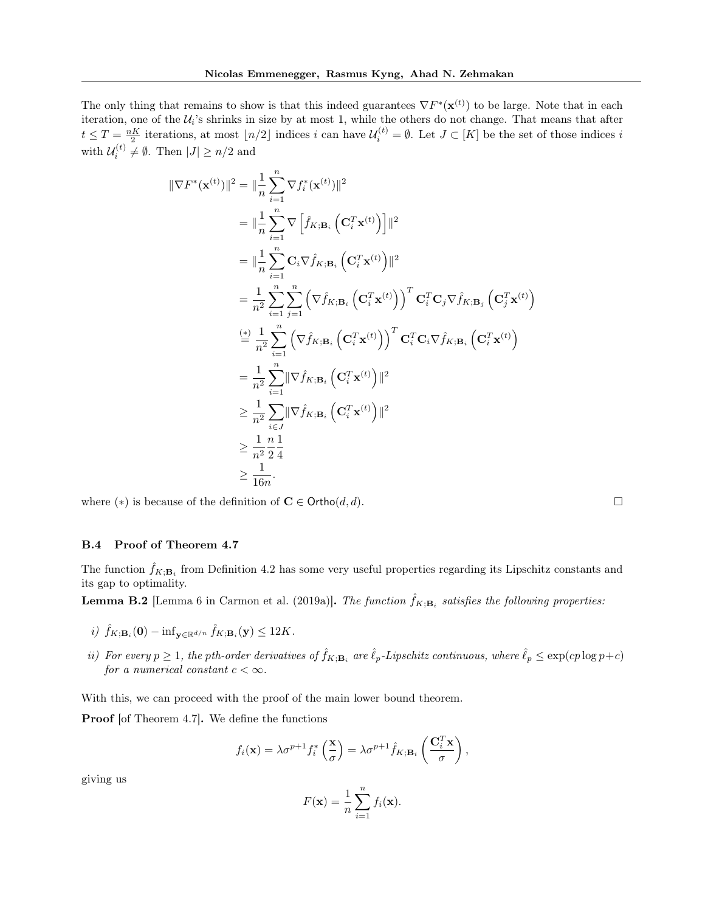The only thing that remains to show is that this indeed guarantees $\nabla F^*(\mathbf{x}^{(t)})$ to be large. Note that in each iteration, one of the $\mathcal{U}_i$'s shrinks in size by at most 1, while the others do not change. That means that after $t \leq T = \frac{nK}{2}$ iterations, at most $\lfloor n/2 \rfloor$ indices $i$ can have $\mathcal{U}_i^{(t)} = \emptyset$. Let $J \subset [K]$ be the set of those indices $i$ with $\mathcal{U}_i^{(t)} \neq \emptyset$. Then $|J| \geq n/2$ and

$$
\begin{aligned}
\|\nabla F^*(\mathbf{x}^{(t)})\|^2 &= \|\frac{1}{n}\sum_{i=1}^{n} \nabla f_i^*(\mathbf{x}^{(t)})\|^2 \\
&= \|\frac{1}{n}\sum_{i=1}^{n} \nabla \left[\hat{f}_{K;\mathbf{B}_i}\left(\mathbf{C}_i^T \mathbf{x}^{(t)}\right)\right]\|^2 \\
&= \|\frac{1}{n}\sum_{i=1}^{n} \mathbf{C}_i \nabla \hat{f}_{K;\mathbf{B}_i}\left(\mathbf{C}_i^T \mathbf{x}^{(t)}\right)\|^2 \\
&= \frac{1}{n^2}\sum_{i=1}^{n}\sum_{j=1}^{n} \left(\nabla \hat{f}_{K;\mathbf{B}_i}\left(\mathbf{C}_i^T \mathbf{x}^{(t)}\right)\right)^T \mathbf{C}_i^T \mathbf{C}_j \nabla \hat{f}_{K;\mathbf{B}_j}\left(\mathbf{C}_j^T \mathbf{x}^{(t)}\right) \\
&\overset{(*)}{=} \frac{1}{n^2}\sum_{i=1}^{n} \left(\nabla \hat{f}_{K;\mathbf{B}_i}\left(\mathbf{C}_i^T \mathbf{x}^{(t)}\right)\right)^T \mathbf{C}_i^T \mathbf{C}_i \nabla \hat{f}_{K;\mathbf{B}_i}\left(\mathbf{C}_i^T \mathbf{x}^{(t)}\right) \\
&= \frac{1}{n^2}\sum_{i=1}^{n} \|\nabla \hat{f}_{K;\mathbf{B}_i}\left(\mathbf{C}_i^T \mathbf{x}^{(t)}\right)\|^2 \\
&\geq \frac{1}{n^2}\sum_{i\in J} \|\nabla \hat{f}_{K;\mathbf{B}_i}\left(\mathbf{C}_i^T \mathbf{x}^{(t)}\right)\|^2 \\
&\geq \frac{1}{n^2}\frac{n}{2}\frac{1}{4} \\
&\geq \frac{1}{16n}.
\end{aligned}
$$

where $(*)$ is because of the definition of $\mathbf{C} \in \mathsf{Ortho}(d, d)$. ☐

### B.4 Proof of Theorem 4.7

The function $\hat{f}_{K;\mathbf{B}_i}$ from Definition 4.2 has some very useful properties regarding its Lipschitz constants and its gap to optimality.

**Lemma B.2** [Lemma 6 in Carmon et al. (2019a)]**.** *The function $\hat{f}_{K;\mathbf{B}_i}$ satisfies the following properties:*

*i) $\hat{f}_{K;\mathbf{B}_i}(\mathbf{0}) - \inf_{\mathbf{y}\in\mathbb{R}^{d/n}} \hat{f}_{K;\mathbf{B}_i}(\mathbf{y}) \leq 12K$.*

*ii) For every $p \geq 1$, the pth-order derivatives of $\hat{f}_{K;\mathbf{B}_i}$ are $\hat{\ell}_p$-Lipschitz continuous, where $\hat{\ell}_p \leq \exp(cp\log p + c)$ for a numerical constant $c < \infty$.*

With this, we can proceed with the proof of the main lower bound theorem.

**Proof** [of Theorem 4.7]**.** We define the functions

$$
f_i(\mathbf{x}) = \lambda\sigma^{p+1} f_i^*\left(\frac{\mathbf{x}}{\sigma}\right) = \lambda\sigma^{p+1}\hat{f}_{K;\mathbf{B}_i}\left(\frac{\mathbf{C}_i^T\mathbf{x}}{\sigma}\right),
$$

giving us

$$
F(\mathbf{x}) = \frac{1}{n}\sum_{i=1}^{n} f_i(\mathbf{x}).
$$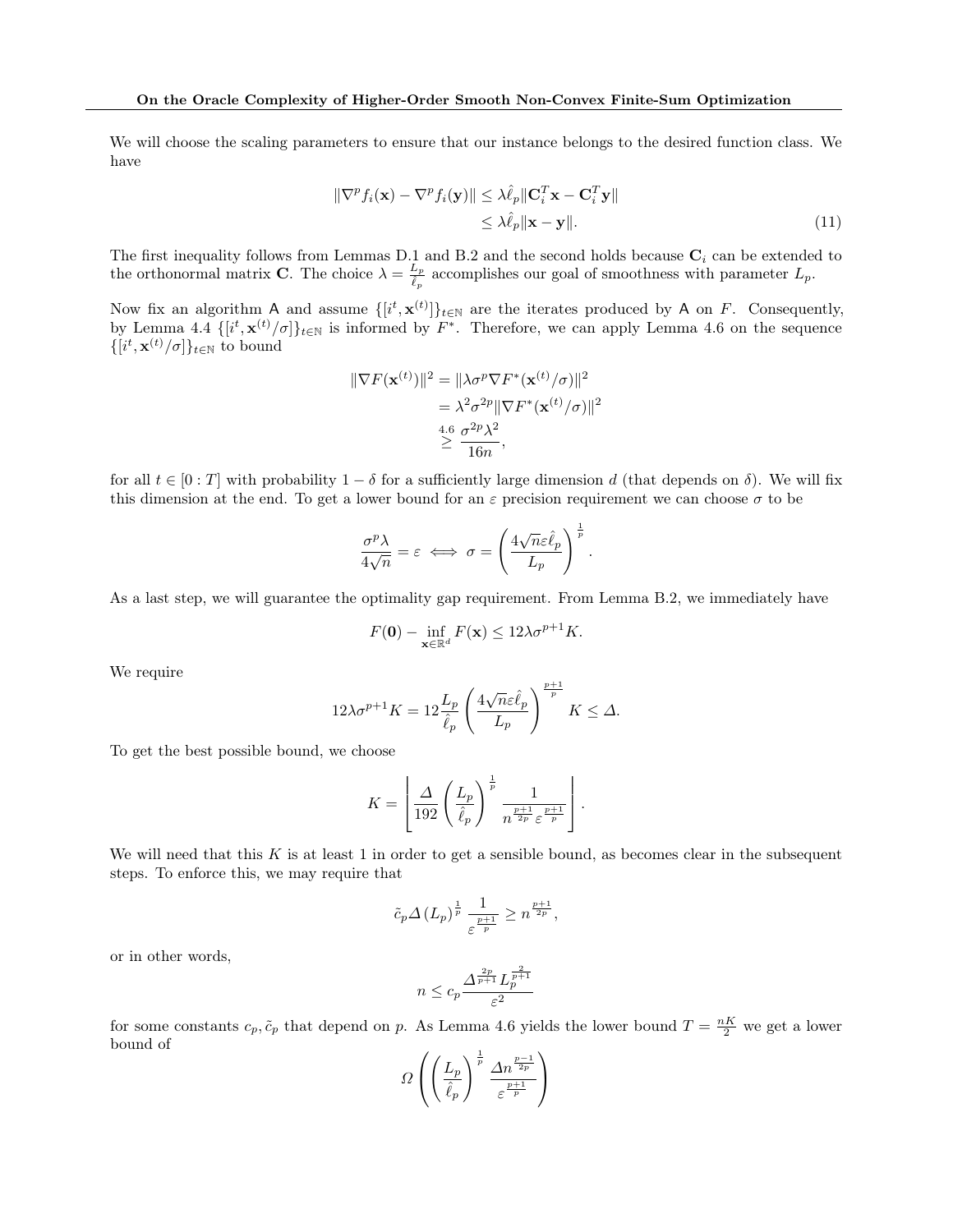We will choose the scaling parameters to ensure that our instance belongs to the desired function class. We have

$$
\begin{aligned}
\|\nabla^p f_i(\mathbf{x}) - \nabla^p f_i(\mathbf{y})\| &\leq \lambda \hat{\ell}_p \|\mathbf{C}_i^T \mathbf{x} - \mathbf{C}_i^T \mathbf{y}\| \\
&\leq \lambda \hat{\ell}_p \|\mathbf{x} - \mathbf{y}\|. 
\end{aligned}
\tag{11}
$$

The first inequality follows from Lemmas D.1 and B.2 and the second holds because $\mathbf{C}_i$ can be extended to the orthonormal matrix $\mathbf{C}$. The choice $\lambda = \frac{L_p}{\hat{\ell}_p}$ accomplishes our goal of smoothness with parameter $L_p$.

Now fix an algorithm $\mathsf{A}$ and assume $\{[i^t, \mathbf{x}^{(t)}]\}_{t\in\mathbb{N}}$ are the iterates produced by $\mathsf{A}$ on $F$. Consequently, by Lemma 4.4 $\{[i^t, \mathbf{x}^{(t)}/\sigma]\}_{t\in\mathbb{N}}$ is informed by $F^*$. Therefore, we can apply Lemma 4.6 on the sequence $\{[i^t, \mathbf{x}^{(t)}/\sigma]\}_{t\in\mathbb{N}}$ to bound

$$
\begin{aligned}
\|\nabla F(\mathbf{x}^{(t)})\|^2 &= \|\lambda \sigma^p \nabla F^*(\mathbf{x}^{(t)}/\sigma)\|^2 \\
&= \lambda^2 \sigma^{2p} \|\nabla F^*(\mathbf{x}^{(t)}/\sigma)\|^2 \\
&\overset{4.6}{\geq} \frac{\sigma^{2p}\lambda^2}{16n},
\end{aligned}
$$

for all $t \in [0:T]$ with probability $1-\delta$ for a sufficiently large dimension $d$ (that depends on $\delta$). We will fix this dimension at the end. To get a lower bound for an $\varepsilon$ precision requirement we can choose $\sigma$ to be

$$
\frac{\sigma^p \lambda}{4\sqrt{n}} = \varepsilon \iff \sigma = \left(\frac{4\sqrt{n}\varepsilon\hat{\ell}_p}{L_p}\right)^{\frac{1}{p}}.
$$

As a last step, we will guarantee the optimality gap requirement. From Lemma B.2, we immediately have

$$
F(\mathbf{0}) - \inf_{\mathbf{x}\in\mathbb{R}^d} F(\mathbf{x}) \leq 12\lambda\sigma^{p+1}K.
$$

We require

$$
12\lambda\sigma^{p+1}K = 12\frac{L_p}{\hat{\ell}_p}\left(\frac{4\sqrt{n}\varepsilon\hat{\ell}_p}{L_p}\right)^{\frac{p+1}{p}} K \leq \Delta.
$$

To get the best possible bound, we choose

$$
K = \left\lfloor \frac{\Delta}{192}\left(\frac{L_p}{\hat{\ell}_p}\right)^{\frac{1}{p}} \frac{1}{n^{\frac{p+1}{2p}}\varepsilon^{\frac{p+1}{p}}} \right\rfloor.
$$

We will need that this $K$ is at least 1 in order to get a sensible bound, as becomes clear in the subsequent steps. To enforce this, we may require that

$$
\tilde{c}_p \Delta (L_p)^{\frac{1}{p}} \frac{1}{\varepsilon^{\frac{p+1}{p}}} \geq n^{\frac{p+1}{2p}},
$$

or in other words,

$$
n \leq c_p \frac{\Delta^{\frac{2p}{p+1}} L_p^{\frac{2}{p+1}}}{\varepsilon^2}
$$

for some constants $c_p, \tilde{c}_p$ that depend on $p$. As Lemma 4.6 yields the lower bound $T = \frac{nK}{2}$ we get a lower bound of

$$
\Omega\left(\left(\frac{L_p}{\hat{\ell}_p}\right)^{\frac{1}{p}} \frac{\Delta n^{\frac{p-1}{2p}}}{\varepsilon^{\frac{p+1}{p}}}\right)
$$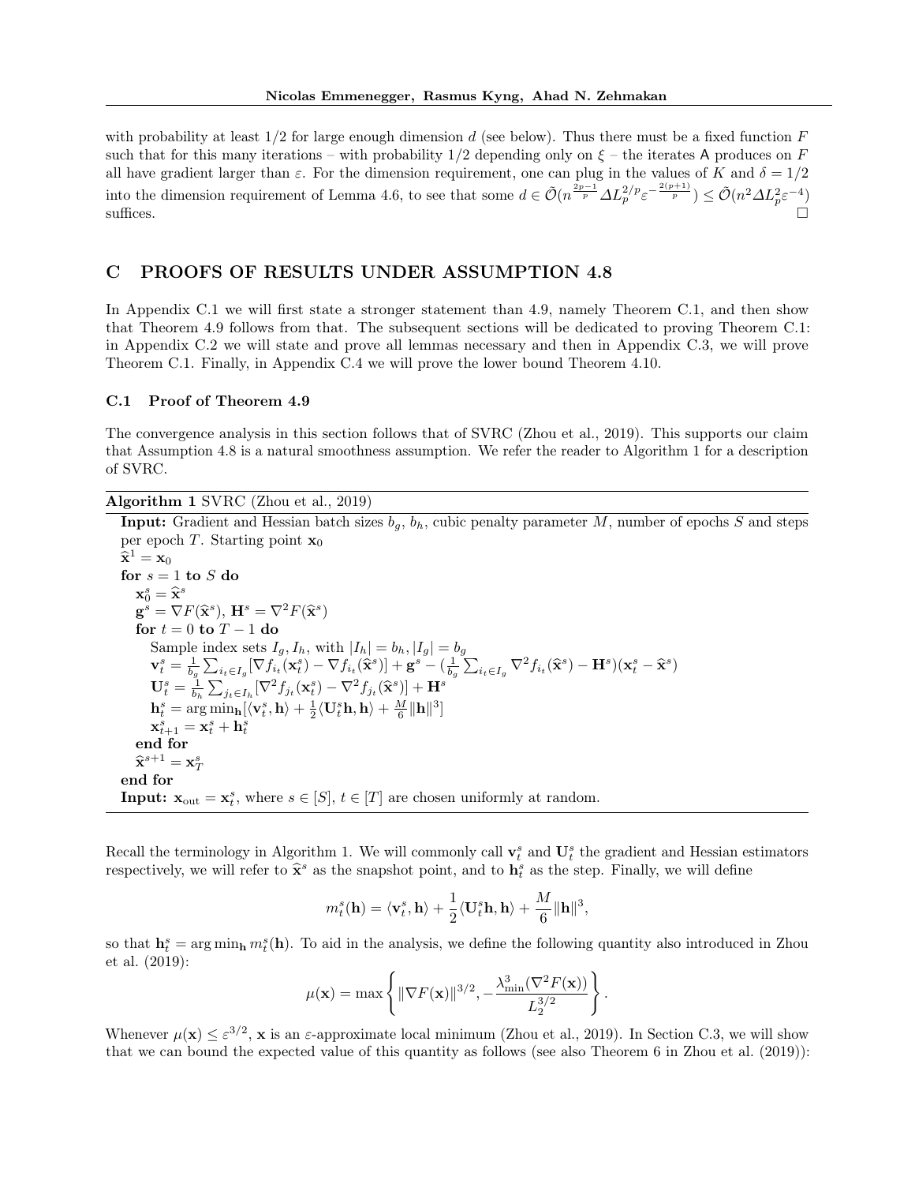with probability at least 1/2 for large enough dimension $d$ (see below). Thus there must be a fixed function $F$ such that for this many iterations – with probability 1/2 depending only on $\xi$ – the iterates A produces on $F$ all have gradient larger than $\varepsilon$. For the dimension requirement, one can plug in the values of $K$ and $\delta = 1/2$ into the dimension requirement of Lemma 4.6, to see that some $d \in \tilde{\mathcal{O}}(n^{\frac{2p-1}{p}} \Delta L_p^{2/p} \varepsilon^{-\frac{2(p+1)}{p}}) \leq \tilde{\mathcal{O}}(n^2 \Delta L_p^2 \varepsilon^{-4})$ suffices. $\square$

## C PROOFS OF RESULTS UNDER ASSUMPTION 4.8

In Appendix C.1 we will first state a stronger statement than 4.9, namely Theorem C.1, and then show that Theorem 4.9 follows from that. The subsequent sections will be dedicated to proving Theorem C.1: in Appendix C.2 we will state and prove all lemmas necessary and then in Appendix C.3, we will prove Theorem C.1. Finally, in Appendix C.4 we will prove the lower bound Theorem 4.10.

### C.1 Proof of Theorem 4.9

The convergence analysis in this section follows that of SVRC (Zhou et al., 2019). This supports our claim that Assumption 4.8 is a natural smoothness assumption. We refer the reader to Algorithm 1 for a description of SVRC.

**Algorithm 1** SVRC (Zhou et al., 2019)

**Input:** Gradient and Hessian batch sizes $b_g$, $b_h$, cubic penalty parameter $M$, number of epochs $S$ and steps per epoch $T$. Starting point $\mathbf{x}_0$
$\widehat{\mathbf{x}}^1 = \mathbf{x}_0$
**for** $s = 1$ **to** $S$ **do**
  $\mathbf{x}_0^s = \widehat{\mathbf{x}}^s$
  $\mathbf{g}^s = \nabla F(\widehat{\mathbf{x}}^s)$, $\mathbf{H}^s = \nabla^2 F(\widehat{\mathbf{x}}^s)$
  **for** $t = 0$ **to** $T - 1$ **do**
    Sample index sets $I_g, I_h$, with $|I_h| = b_h, |I_g| = b_g$
    $\mathbf{v}_t^s = \frac{1}{b_g} \sum_{i_t \in I_g} [\nabla f_{i_t}(\mathbf{x}_t^s) - \nabla f_{i_t}(\widehat{\mathbf{x}}^s)] + \mathbf{g}^s - (\frac{1}{b_g} \sum_{i_t \in I_g} \nabla^2 f_{i_t}(\widehat{\mathbf{x}}^s) - \mathbf{H}^s)(\mathbf{x}_t^s - \widehat{\mathbf{x}}^s)$
    $\mathbf{U}_t^s = \frac{1}{b_h} \sum_{j_t \in I_h} [\nabla^2 f_{j_t}(\mathbf{x}_t^s) - \nabla^2 f_{j_t}(\widehat{\mathbf{x}}^s)] + \mathbf{H}^s$
    $\mathbf{h}_t^s = \arg\min_{\mathbf{h}} [\langle \mathbf{v}_t^s, \mathbf{h} \rangle + \frac{1}{2} \langle \mathbf{U}_t^s \mathbf{h}, \mathbf{h} \rangle + \frac{M}{6} \|\mathbf{h}\|^3]$
    $\mathbf{x}_{t+1}^s = \mathbf{x}_t^s + \mathbf{h}_t^s$
  **end for**
  $\widehat{\mathbf{x}}^{s+1} = \mathbf{x}_T^s$
**end for**
**Input:** $\mathbf{x}_{\text{out}} = \mathbf{x}_t^s$, where $s \in [S]$, $t \in [T]$ are chosen uniformly at random.

Recall the terminology in Algorithm 1. We will commonly call $\mathbf{v}_t^s$ and $\mathbf{U}_t^s$ the gradient and Hessian estimators respectively, we will refer to $\widehat{\mathbf{x}}^s$ as the snapshot point, and to $\mathbf{h}_t^s$ as the step. Finally, we will define

$$m_t^s(\mathbf{h}) = \langle \mathbf{v}_t^s, \mathbf{h} \rangle + \frac{1}{2} \langle \mathbf{U}_t^s \mathbf{h}, \mathbf{h} \rangle + \frac{M}{6} \|\mathbf{h}\|^3,$$

so that $\mathbf{h}_t^s = \arg\min_{\mathbf{h}} m_t^s(\mathbf{h})$. To aid in the analysis, we define the following quantity also introduced in Zhou et al. (2019):

$$\mu(\mathbf{x}) = \max \left\{ \|\nabla F(\mathbf{x})\|^{3/2}, -\frac{\lambda_{\min}^3(\nabla^2 F(\mathbf{x}))}{L_2^{3/2}} \right\}.$$

Whenever $\mu(\mathbf{x}) \leq \varepsilon^{3/2}$, $\mathbf{x}$ is an $\varepsilon$-approximate local minimum (Zhou et al., 2019). In Section C.3, we will show that we can bound the expected value of this quantity as follows (see also Theorem 6 in Zhou et al. (2019)):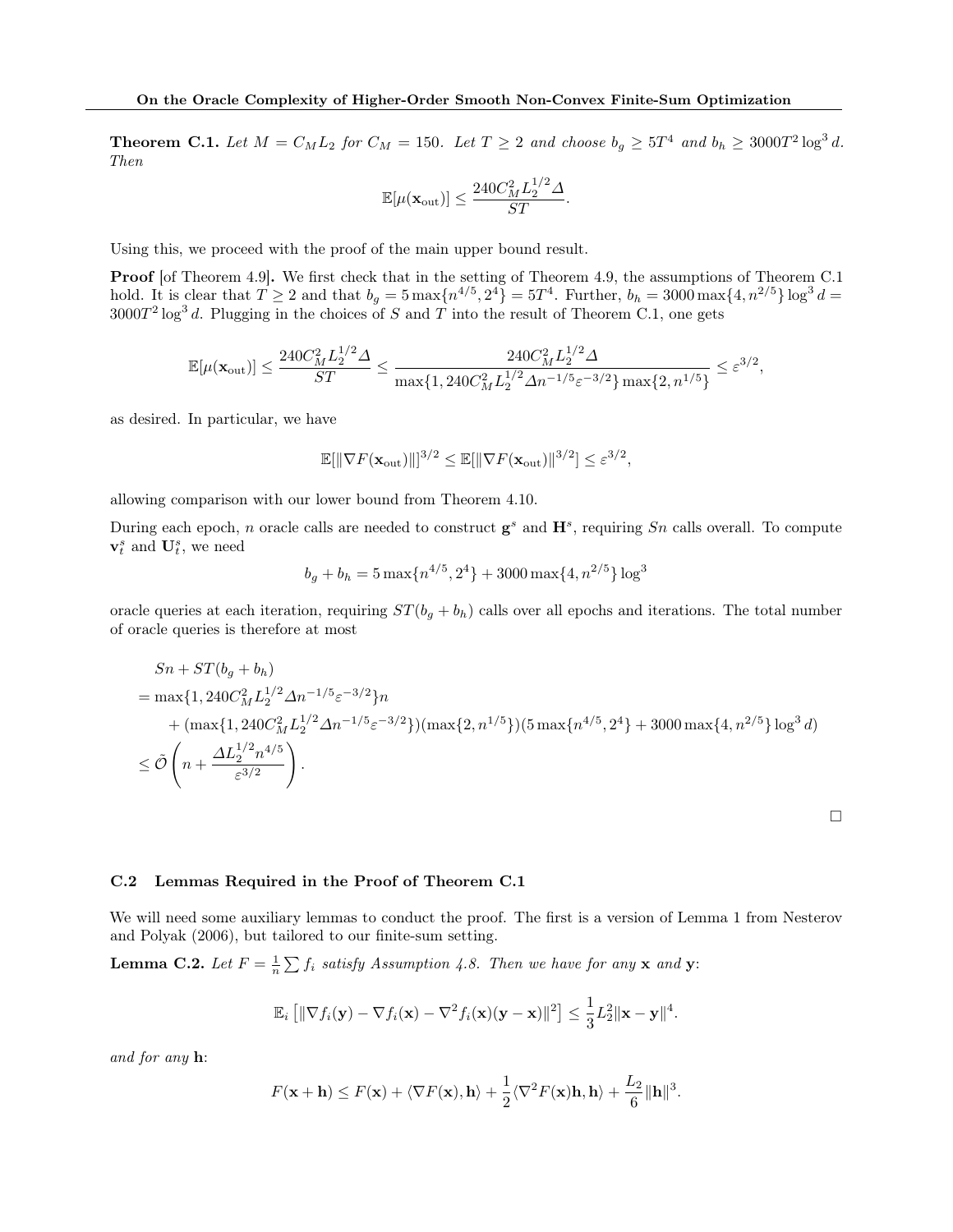**Theorem C.1.** *Let $M = C_M L_2$ for $C_M = 150$. Let $T \geq 2$ and choose $b_g \geq 5T^4$ and $b_h \geq 3000T^2 \log^3 d$. Then*

$$\mathbb{E}[\mu(\mathbf{x}_{\text{out}})] \leq \frac{240 C_M^2 L_2^{1/2} \Delta}{ST}.$$

Using this, we proceed with the proof of the main upper bound result.

**Proof** [of Theorem 4.9]**.** We first check that in the setting of Theorem 4.9, the assumptions of Theorem C.1 hold. It is clear that $T \geq 2$ and that $b_g = 5\max\{n^{4/5}, 2^4\} = 5T^4$. Further, $b_h = 3000\max\{4, n^{2/5}\}\log^3 d = 3000T^2 \log^3 d$. Plugging in the choices of $S$ and $T$ into the result of Theorem C.1, one gets

$$\mathbb{E}[\mu(\mathbf{x}_{\text{out}})] \leq \frac{240 C_M^2 L_2^{1/2} \Delta}{ST} \leq \frac{240 C_M^2 L_2^{1/2} \Delta}{\max\{1, 240 C_M^2 L_2^{1/2} \Delta n^{-1/5} \varepsilon^{-3/2}\} \max\{2, n^{1/5}\}} \leq \varepsilon^{3/2},$$

as desired. In particular, we have

$$\mathbb{E}[\|\nabla F(\mathbf{x}_{\text{out}})\|]^{3/2} \leq \mathbb{E}[\|\nabla F(\mathbf{x}_{\text{out}})\|^{3/2}] \leq \varepsilon^{3/2},$$

allowing comparison with our lower bound from Theorem 4.10.

During each epoch, $n$ oracle calls are needed to construct $\mathbf{g}^s$ and $\mathbf{H}^s$, requiring $Sn$ calls overall. To compute $\mathbf{v}_t^s$ and $\mathbf{U}_t^s$, we need

$$b_g + b_h = 5\max\{n^{4/5}, 2^4\} + 3000\max\{4, n^{2/5}\}\log^3$$

oracle queries at each iteration, requiring $ST(b_g + b_h)$ calls over all epochs and iterations. The total number of oracle queries is therefore at most

$$\begin{aligned}
&Sn + ST(b_g + b_h) \\
&= \max\{1, 240 C_M^2 L_2^{1/2} \Delta n^{-1/5} \varepsilon^{-3/2}\} n \\
&\quad + (\max\{1, 240 C_M^2 L_2^{1/2} \Delta n^{-1/5} \varepsilon^{-3/2}\})(\max\{2, n^{1/5}\})(5\max\{n^{4/5}, 2^4\} + 3000\max\{4, n^{2/5}\}\log^3 d) \\
&\leq \tilde{\mathcal{O}}\left(n + \frac{\Delta L_2^{1/2} n^{4/5}}{\varepsilon^{3/2}}\right).
\end{aligned}$$

$\square$

### C.2 Lemmas Required in the Proof of Theorem C.1

We will need some auxiliary lemmas to conduct the proof. The first is a version of Lemma 1 from Nesterov and Polyak (2006), but tailored to our finite-sum setting.

**Lemma C.2.** *Let $F = \frac{1}{n}\sum f_i$ satisfy Assumption 4.8. Then we have for any $\mathbf{x}$ and $\mathbf{y}$:*

$$\mathbb{E}_i\left[\|\nabla f_i(\mathbf{y}) - \nabla f_i(\mathbf{x}) - \nabla^2 f_i(\mathbf{x})(\mathbf{y} - \mathbf{x})\|^2\right] \leq \frac{1}{3} L_2^2 \|\mathbf{x} - \mathbf{y}\|^4.$$

*and for any $\mathbf{h}$:*

$$F(\mathbf{x} + \mathbf{h}) \leq F(\mathbf{x}) + \langle \nabla F(\mathbf{x}), \mathbf{h} \rangle + \frac{1}{2}\langle \nabla^2 F(\mathbf{x})\mathbf{h}, \mathbf{h} \rangle + \frac{L_2}{6}\|\mathbf{h}\|^3.$$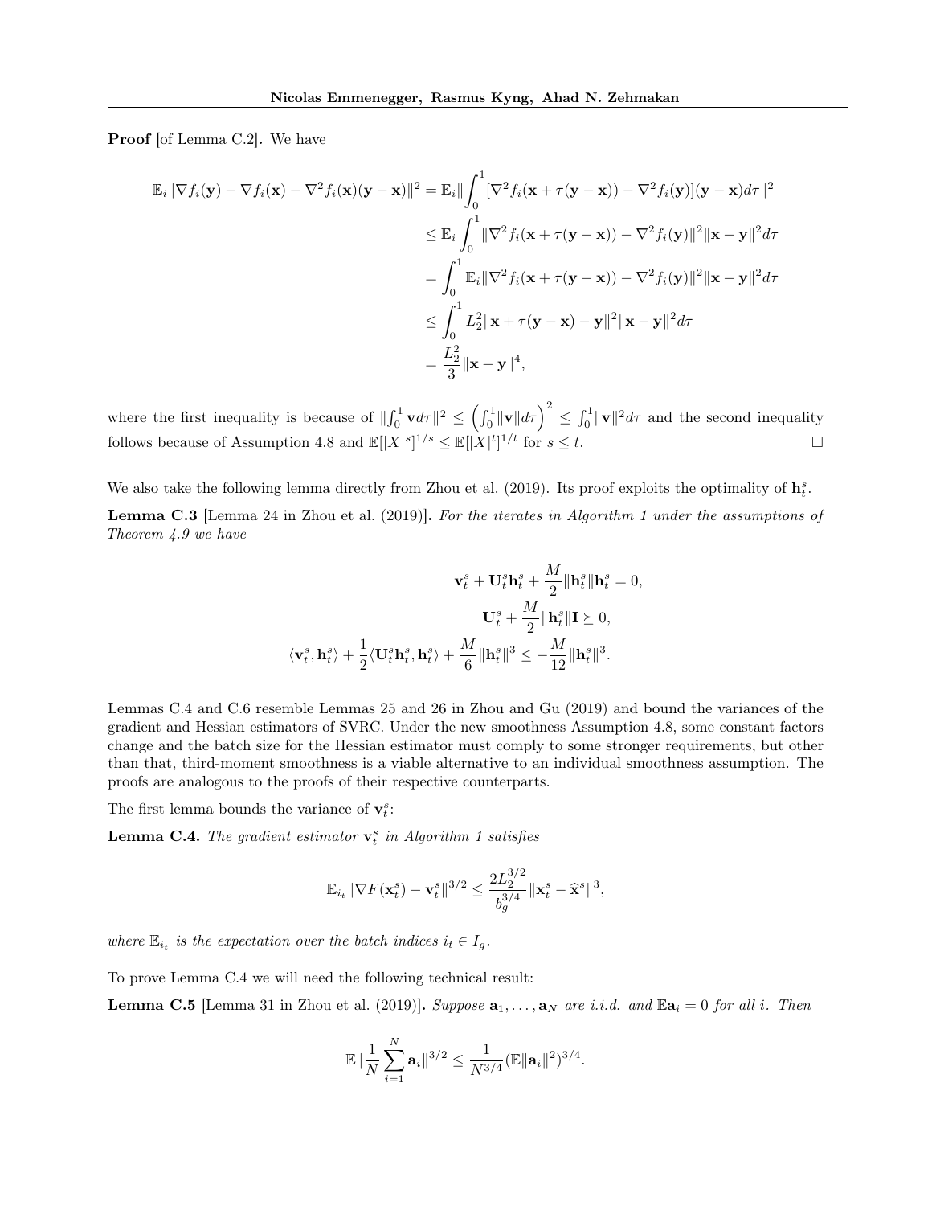**Proof** [of Lemma C.2]**.** We have

$$
\begin{aligned}
\mathbb{E}_i\|\nabla f_i(\mathbf{y}) - \nabla f_i(\mathbf{x}) - \nabla^2 f_i(\mathbf{x})(\mathbf{y}-\mathbf{x})\|^2 &= \mathbb{E}_i\|\int_0^1 [\nabla^2 f_i(\mathbf{x}+\tau(\mathbf{y}-\mathbf{x})) - \nabla^2 f_i(\mathbf{y})](\mathbf{y}-\mathbf{x})d\tau\|^2 \\
&\leq \mathbb{E}_i \int_0^1 \|\nabla^2 f_i(\mathbf{x}+\tau(\mathbf{y}-\mathbf{x})) - \nabla^2 f_i(\mathbf{y})\|^2 \|\mathbf{x}-\mathbf{y}\|^2 d\tau \\
&= \int_0^1 \mathbb{E}_i \|\nabla^2 f_i(\mathbf{x}+\tau(\mathbf{y}-\mathbf{x})) - \nabla^2 f_i(\mathbf{y})\|^2 \|\mathbf{x}-\mathbf{y}\|^2 d\tau \\
&\leq \int_0^1 L_2^2 \|\mathbf{x}+\tau(\mathbf{y}-\mathbf{x}) - \mathbf{y}\|^2 \|\mathbf{x}-\mathbf{y}\|^2 d\tau \\
&= \frac{L_2^2}{3}\|\mathbf{x}-\mathbf{y}\|^4,
\end{aligned}
$$

where the first inequality is because of $\|\int_0^1 \mathbf{v} d\tau\|^2 \leq \left(\int_0^1 \|\mathbf{v}\| d\tau\right)^2 \leq \int_0^1 \|\mathbf{v}\|^2 d\tau$ and the second inequality follows because of Assumption 4.8 and $\mathbb{E}[|X|^s]^{1/s} \leq \mathbb{E}[|X|^t]^{1/t}$ for $s \leq t$. ☐

We also take the following lemma directly from Zhou et al. (2019). Its proof exploits the optimality of $\mathbf{h}_t^s$.

**Lemma C.3** [Lemma 24 in Zhou et al. (2019)]**.** *For the iterates in Algorithm 1 under the assumptions of Theorem 4.9 we have*

$$
\begin{aligned}
\mathbf{v}_t^s + \mathbf{U}_t^s \mathbf{h}_t^s + \frac{M}{2}\|\mathbf{h}_t^s\|\mathbf{h}_t^s = 0, \\
\mathbf{U}_t^s + \frac{M}{2}\|\mathbf{h}_t^s\|\mathbf{I} \succeq 0, \\
\langle \mathbf{v}_t^s, \mathbf{h}_t^s\rangle + \frac{1}{2}\langle \mathbf{U}_t^s \mathbf{h}_t^s, \mathbf{h}_t^s\rangle + \frac{M}{6}\|\mathbf{h}_t^s\|^3 \leq -\frac{M}{12}\|\mathbf{h}_t^s\|^3.
\end{aligned}
$$

Lemmas C.4 and C.6 resemble Lemmas 25 and 26 in Zhou and Gu (2019) and bound the variances of the gradient and Hessian estimators of SVRC. Under the new smoothness Assumption 4.8, some constant factors change and the batch size for the Hessian estimator must comply to some stronger requirements, but other than that, third-moment smoothness is a viable alternative to an individual smoothness assumption. The proofs are analogous to the proofs of their respective counterparts.

The first lemma bounds the variance of $\mathbf{v}_t^s$:

**Lemma C.4.** *The gradient estimator $\mathbf{v}_t^s$ in Algorithm 1 satisfies*

$$
\mathbb{E}_{i_t}\|\nabla F(\mathbf{x}_t^s) - \mathbf{v}_t^s\|^{3/2} \leq \frac{2L_2^{3/2}}{b_g^{3/4}}\|\mathbf{x}_t^s - \widehat{\mathbf{x}}^s\|^3,
$$

*where $\mathbb{E}_{i_t}$ is the expectation over the batch indices $i_t \in I_g$.*

To prove Lemma C.4 we will need the following technical result:

**Lemma C.5** [Lemma 31 in Zhou et al. (2019)]**.** *Suppose $\mathbf{a}_1, \ldots, \mathbf{a}_N$ are i.i.d. and $\mathbb{E}\mathbf{a}_i = 0$ for all $i$. Then*

$$
\mathbb{E}\|\frac{1}{N}\sum_{i=1}^N \mathbf{a}_i\|^{3/2} \leq \frac{1}{N^{3/4}}(\mathbb{E}\|\mathbf{a}_i\|^2)^{3/4}.
$$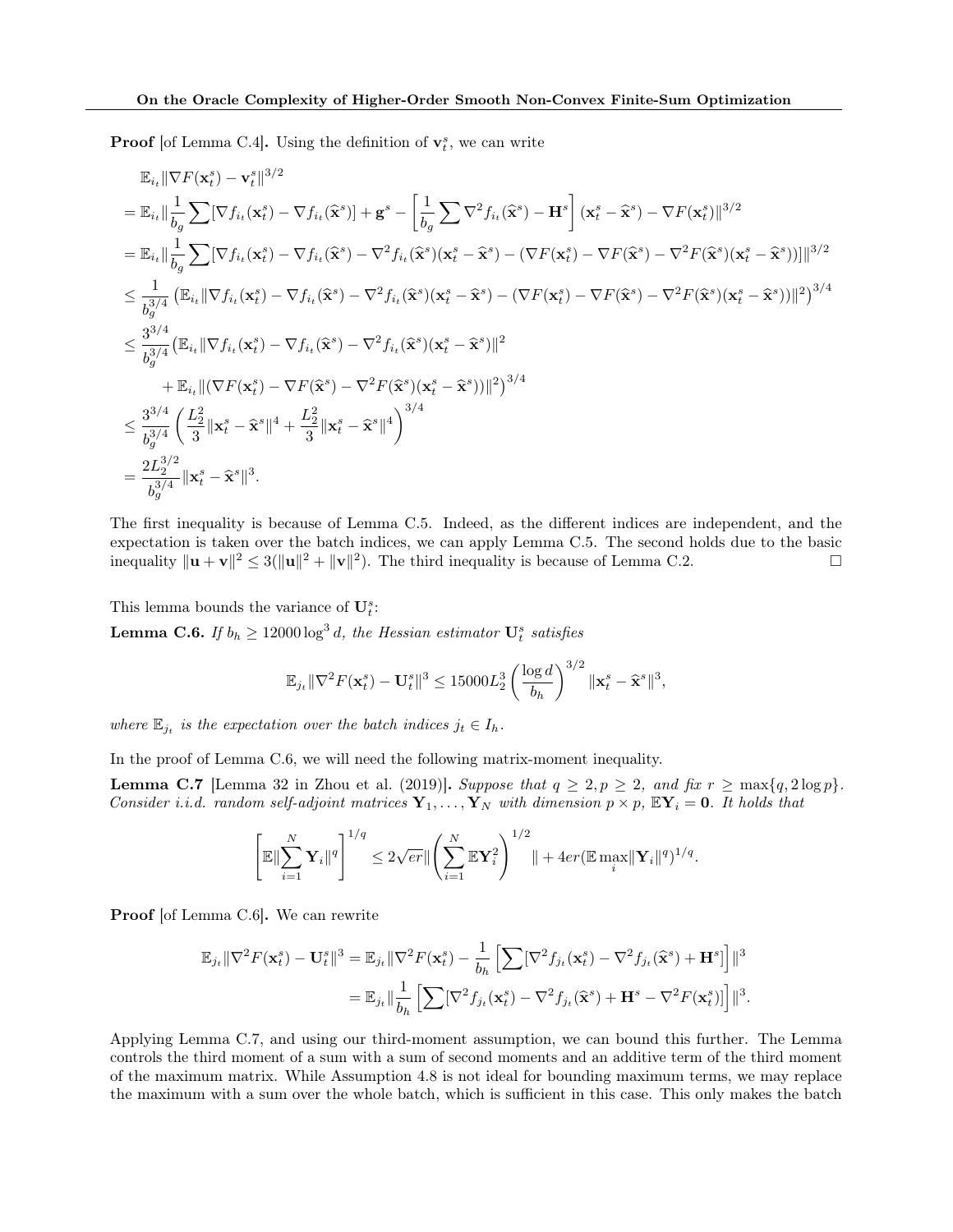**Proof** [of Lemma C.4]**.** Using the definition of $\mathbf{v}_t^s$, we can write

$$
\begin{aligned}
&\mathbb{E}_{i_t}\|\nabla F(\mathbf{x}_t^s) - \mathbf{v}_t^s\|^{3/2} \\
&= \mathbb{E}_{i_t}\|\frac{1}{b_g}\sum[\nabla f_{i_t}(\mathbf{x}_t^s) - \nabla f_{i_t}(\widehat{\mathbf{x}}^s)] + \mathbf{g}^s - \left[\frac{1}{b_g}\sum \nabla^2 f_{i_t}(\widehat{\mathbf{x}}^s) - \mathbf{H}^s\right](\mathbf{x}_t^s - \widehat{\mathbf{x}}^s) - \nabla F(\mathbf{x}_t^s)\|^{3/2} \\
&= \mathbb{E}_{i_t}\|\frac{1}{b_g}\sum[\nabla f_{i_t}(\mathbf{x}_t^s) - \nabla f_{i_t}(\widehat{\mathbf{x}}^s) - \nabla^2 f_{i_t}(\widehat{\mathbf{x}}^s)(\mathbf{x}_t^s - \widehat{\mathbf{x}}^s) - (\nabla F(\mathbf{x}_t^s) - \nabla F(\widehat{\mathbf{x}}^s) - \nabla^2 F(\widehat{\mathbf{x}}^s)(\mathbf{x}_t^s - \widehat{\mathbf{x}}^s))]\|^{3/2} \\
&\leq \frac{1}{b_g^{3/4}}\left(\mathbb{E}_{i_t}\|\nabla f_{i_t}(\mathbf{x}_t^s) - \nabla f_{i_t}(\widehat{\mathbf{x}}^s) - \nabla^2 f_{i_t}(\widehat{\mathbf{x}}^s)(\mathbf{x}_t^s - \widehat{\mathbf{x}}^s) - (\nabla F(\mathbf{x}_t^s) - \nabla F(\widehat{\mathbf{x}}^s) - \nabla^2 F(\widehat{\mathbf{x}}^s)(\mathbf{x}_t^s - \widehat{\mathbf{x}}^s))\|^2\right)^{3/4} \\
&\leq \frac{3^{3/4}}{b_g^{3/4}}\big(\mathbb{E}_{i_t}\|\nabla f_{i_t}(\mathbf{x}_t^s) - \nabla f_{i_t}(\widehat{\mathbf{x}}^s) - \nabla^2 f_{i_t}(\widehat{\mathbf{x}}^s)(\mathbf{x}_t^s - \widehat{\mathbf{x}}^s)\|^2 \\
&\qquad + \mathbb{E}_{i_t}\|(\nabla F(\mathbf{x}_t^s) - \nabla F(\widehat{\mathbf{x}}^s) - \nabla^2 F(\widehat{\mathbf{x}}^s)(\mathbf{x}_t^s - \widehat{\mathbf{x}}^s))\|^2\big)^{3/4} \\
&\leq \frac{3^{3/4}}{b_g^{3/4}}\left(\frac{L_2^2}{3}\|\mathbf{x}_t^s - \widehat{\mathbf{x}}^s\|^4 + \frac{L_2^2}{3}\|\mathbf{x}_t^s - \widehat{\mathbf{x}}^s\|^4\right)^{3/4} \\
&= \frac{2L_2^{3/2}}{b_g^{3/4}}\|\mathbf{x}_t^s - \widehat{\mathbf{x}}^s\|^3.
\end{aligned}
$$

The first inequality is because of Lemma C.5. Indeed, as the different indices are independent, and the expectation is taken over the batch indices, we can apply Lemma C.5. The second holds due to the basic inequality $\|\mathbf{u} + \mathbf{v}\|^2 \leq 3(\|\mathbf{u}\|^2 + \|\mathbf{v}\|^2)$. The third inequality is because of Lemma C.2. $\square$

This lemma bounds the variance of $\mathbf{U}_t^s$:

**Lemma C.6.** *If $b_h \geq 12000 \log^3 d$, the Hessian estimator $\mathbf{U}_t^s$ satisfies*

$$
\mathbb{E}_{j_t}\|\nabla^2 F(\mathbf{x}_t^s) - \mathbf{U}_t^s\|^3 \leq 15000 L_2^3 \left(\frac{\log d}{b_h}\right)^{3/2}\|\mathbf{x}_t^s - \widehat{\mathbf{x}}^s\|^3,
$$

*where $\mathbb{E}_{j_t}$ is the expectation over the batch indices $j_t \in I_h$.*

In the proof of Lemma C.6, we will need the following matrix-moment inequality.

**Lemma C.7** [Lemma 32 in Zhou et al. (2019)]**.** *Suppose that $q \geq 2, p \geq 2$, and fix $r \geq \max\{q, 2\log p\}$. Consider i.i.d. random self-adjoint matrices $\mathbf{Y}_1, \ldots, \mathbf{Y}_N$ with dimension $p \times p$, $\mathbb{E}\mathbf{Y}_i = \mathbf{0}$. It holds that*

$$
\left[\mathbb{E}\|\sum_{i=1}^N \mathbf{Y}_i\|^q\right]^{1/q} \leq 2\sqrt{er}\|\left(\sum_{i=1}^N \mathbb{E}\mathbf{Y}_i^2\right)^{1/2}\| + 4er(\mathbb{E}\max_i\|\mathbf{Y}_i\|^q)^{1/q}.
$$

**Proof** [of Lemma C.6]**.** We can rewrite

$$
\begin{aligned}
\mathbb{E}_{j_t}\|\nabla^2 F(\mathbf{x}_t^s) - \mathbf{U}_t^s\|^3 &= \mathbb{E}_{j_t}\|\nabla^2 F(\mathbf{x}_t^s) - \frac{1}{b_h}\left[\sum[\nabla^2 f_{j_t}(\mathbf{x}_t^s) - \nabla^2 f_{j_t}(\widehat{\mathbf{x}}^s) + \mathbf{H}^s]\right]\|^3 \\
&= \mathbb{E}_{j_t}\|\frac{1}{b_h}\left[\sum[\nabla^2 f_{j_t}(\mathbf{x}_t^s) - \nabla^2 f_{j_t}(\widehat{\mathbf{x}}^s) + \mathbf{H}^s - \nabla^2 F(\mathbf{x}_t^s)]\right]\|^3.
\end{aligned}
$$

Applying Lemma C.7, and using our third-moment assumption, we can bound this further. The Lemma controls the third moment of a sum with a sum of second moments and an additive term of the third moment of the maximum matrix. While Assumption 4.8 is not ideal for bounding maximum terms, we may replace the maximum with a sum over the whole batch, which is sufficient in this case. This only makes the batch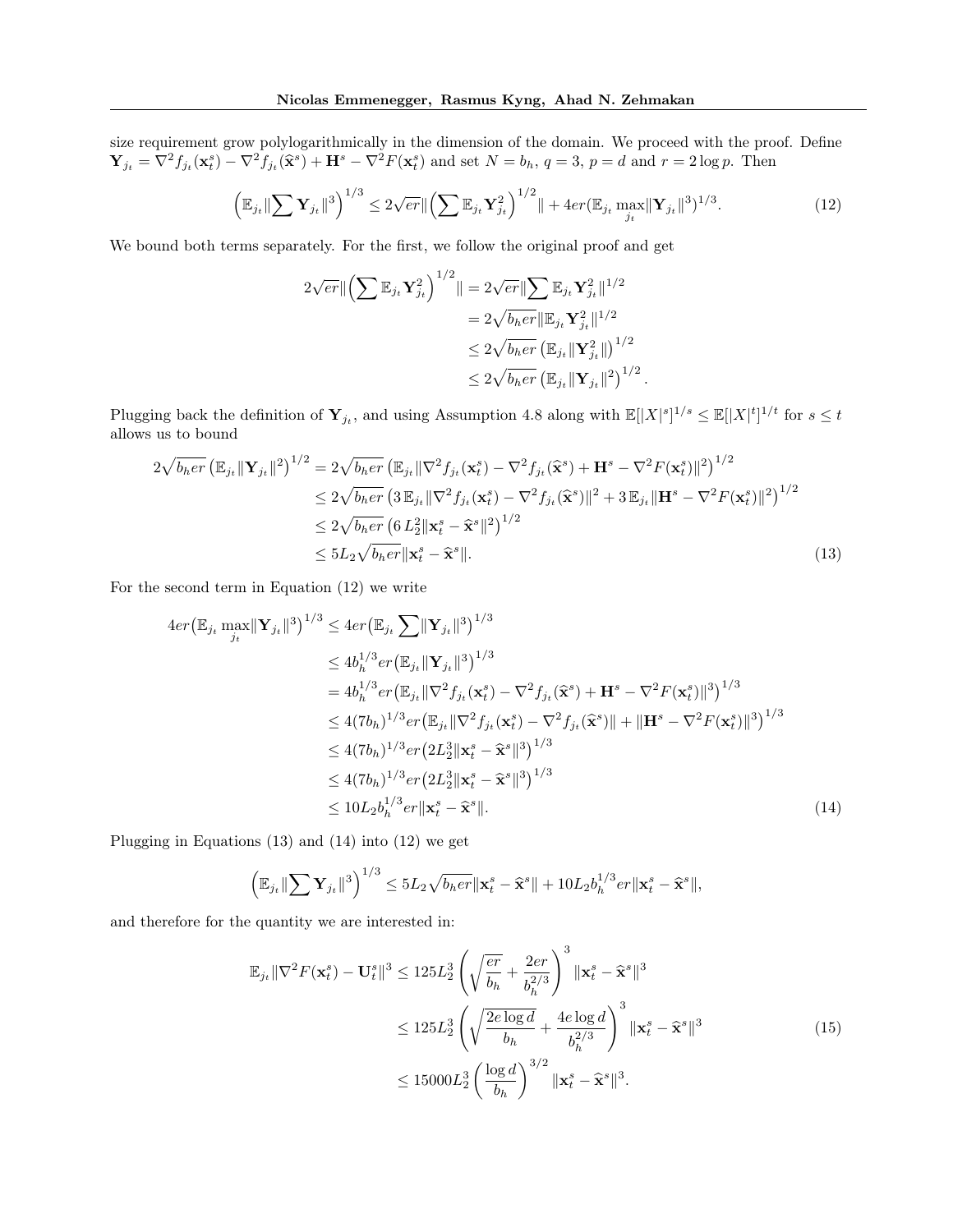size requirement grow polylogarithmically in the dimension of the domain. We proceed with the proof. Define $\mathbf{Y}_{j_t} = \nabla^2 f_{j_t}(\mathbf{x}_t^s) - \nabla^2 f_{j_t}(\widehat{\mathbf{x}}^s) + \mathbf{H}^s - \nabla^2 F(\mathbf{x}_t^s)$ and set $N = b_h$, $q = 3$, $p = d$ and $r = 2\log p$. Then

$$\Big(\mathbb{E}_{j_t}\|\sum \mathbf{Y}_{j_t}\|^3\Big)^{1/3} \leq 2\sqrt{er}\|\Big(\sum \mathbb{E}_{j_t}\mathbf{Y}_{j_t}^2\Big)^{1/2}\| + 4er(\mathbb{E}_{j_t}\max_{j_t}\|\mathbf{Y}_{j_t}\|^3)^{1/3}. \tag{12}$$

We bound both terms separately. For the first, we follow the original proof and get

$$\begin{aligned}
2\sqrt{er}\|\Big(\sum \mathbb{E}_{j_t}\mathbf{Y}_{j_t}^2\Big)^{1/2}\| &= 2\sqrt{er}\|\sum \mathbb{E}_{j_t}\mathbf{Y}_{j_t}^2\|^{1/2} \\
&= 2\sqrt{b_h er}\|\mathbb{E}_{j_t}\mathbf{Y}_{j_t}^2\|^{1/2} \\
&\leq 2\sqrt{b_h er}\left(\mathbb{E}_{j_t}\|\mathbf{Y}_{j_t}^2\|\right)^{1/2} \\
&\leq 2\sqrt{b_h er}\left(\mathbb{E}_{j_t}\|\mathbf{Y}_{j_t}\|^2\right)^{1/2}.
\end{aligned}$$

Plugging back the definition of $\mathbf{Y}_{j_t}$, and using Assumption 4.8 along with $\mathbb{E}[|X|^s]^{1/s} \leq \mathbb{E}[|X|^t]^{1/t}$ for $s \leq t$ allows us to bound

$$\begin{aligned}
2\sqrt{b_h er}\left(\mathbb{E}_{j_t}\|\mathbf{Y}_{j_t}\|^2\right)^{1/2} &= 2\sqrt{b_h er}\left(\mathbb{E}_{j_t}\|\nabla^2 f_{j_t}(\mathbf{x}_t^s) - \nabla^2 f_{j_t}(\widehat{\mathbf{x}}^s) + \mathbf{H}^s - \nabla^2 F(\mathbf{x}_t^s)\|^2\right)^{1/2} \\
&\leq 2\sqrt{b_h er}\left(3\,\mathbb{E}_{j_t}\|\nabla^2 f_{j_t}(\mathbf{x}_t^s) - \nabla^2 f_{j_t}(\widehat{\mathbf{x}}^s)\|^2 + 3\,\mathbb{E}_{j_t}\|\mathbf{H}^s - \nabla^2 F(\mathbf{x}_t^s)\|^2\right)^{1/2} \\
&\leq 2\sqrt{b_h er}\left(6\,L_2^2\|\mathbf{x}_t^s - \widehat{\mathbf{x}}^s\|^2\right)^{1/2} \\
&\leq 5L_2\sqrt{b_h er}\|\mathbf{x}_t^s - \widehat{\mathbf{x}}^s\|.
\end{aligned} \tag{13}$$

For the second term in Equation (12) we write

$$\begin{aligned}
4er\big(\mathbb{E}_{j_t}\max_{j_t}\|\mathbf{Y}_{j_t}\|^3\big)^{1/3} &\leq 4er\big(\mathbb{E}_{j_t}\sum\|\mathbf{Y}_{j_t}\|^3\big)^{1/3} \\
&\leq 4b_h^{1/3}er\big(\mathbb{E}_{j_t}\|\mathbf{Y}_{j_t}\|^3\big)^{1/3} \\
&= 4b_h^{1/3}er\big(\mathbb{E}_{j_t}\|\nabla^2 f_{j_t}(\mathbf{x}_t^s) - \nabla^2 f_{j_t}(\widehat{\mathbf{x}}^s) + \mathbf{H}^s - \nabla^2 F(\mathbf{x}_t^s)\|^3\big)^{1/3} \\
&\leq 4(7b_h)^{1/3}er\big(\mathbb{E}_{j_t}\|\nabla^2 f_{j_t}(\mathbf{x}_t^s) - \nabla^2 f_{j_t}(\widehat{\mathbf{x}}^s)\| + \|\mathbf{H}^s - \nabla^2 F(\mathbf{x}_t^s)\|^3\big)^{1/3} \\
&\leq 4(7b_h)^{1/3}er\big(2L_2^3\|\mathbf{x}_t^s - \widehat{\mathbf{x}}^s\|^3\big)^{1/3} \\
&\leq 4(7b_h)^{1/3}er\big(2L_2^3\|\mathbf{x}_t^s - \widehat{\mathbf{x}}^s\|^3\big)^{1/3} \\
&\leq 10L_2 b_h^{1/3}er\|\mathbf{x}_t^s - \widehat{\mathbf{x}}^s\|.
\end{aligned} \tag{14}$$

Plugging in Equations (13) and (14) into (12) we get

$$\Big(\mathbb{E}_{j_t}\|\sum \mathbf{Y}_{j_t}\|^3\Big)^{1/3} \leq 5L_2\sqrt{b_h er}\|\mathbf{x}_t^s - \widehat{\mathbf{x}}^s\| + 10L_2 b_h^{1/3}er\|\mathbf{x}_t^s - \widehat{\mathbf{x}}^s\|,$$

and therefore for the quantity we are interested in:

$$\begin{aligned}
\mathbb{E}_{j_t}\|\nabla^2 F(\mathbf{x}_t^s) - \mathbf{U}_t^s\|^3 &\leq 125L_2^3\left(\sqrt{\frac{er}{b_h}} + \frac{2er}{b_h^{2/3}}\right)^3\|\mathbf{x}_t^s - \widehat{\mathbf{x}}^s\|^3 \\
&\leq 125L_2^3\left(\sqrt{\frac{2e\log d}{b_h}} + \frac{4e\log d}{b_h^{2/3}}\right)^3\|\mathbf{x}_t^s - \widehat{\mathbf{x}}^s\|^3 \\
&\leq 15000L_2^3\left(\frac{\log d}{b_h}\right)^{3/2}\|\mathbf{x}_t^s - \widehat{\mathbf{x}}^s\|^3.
\end{aligned} \tag{15}$$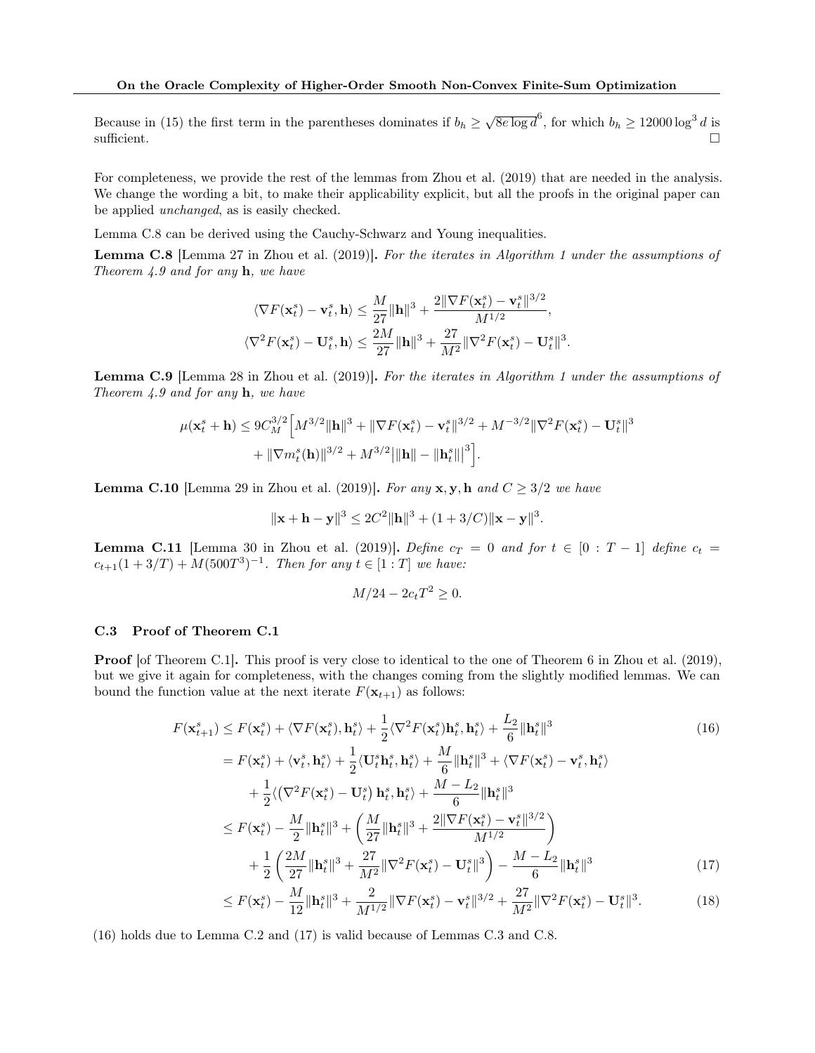Because in (15) the first term in the parentheses dominates if $b_h \geq \sqrt{8e\log d}^6$, for which $b_h \geq 12000\log^3 d$ is sufficient. $\square$

For completeness, we provide the rest of the lemmas from Zhou et al. (2019) that are needed in the analysis. We change the wording a bit, to make their applicability explicit, but all the proofs in the original paper can be applied *unchanged*, as is easily checked.

Lemma C.8 can be derived using the Cauchy-Schwarz and Young inequalities.

**Lemma C.8** [Lemma 27 in Zhou et al. (2019)]**.** *For the iterates in Algorithm 1 under the assumptions of Theorem 4.9 and for any* $\mathbf{h}$*, we have*

$$\langle \nabla F(\mathbf{x}_t^s) - \mathbf{v}_t^s, \mathbf{h}\rangle \leq \frac{M}{27}\|\mathbf{h}\|^3 + \frac{2\|\nabla F(\mathbf{x}_t^s) - \mathbf{v}_t^s\|^{3/2}}{M^{1/2}},$$
$$\langle \nabla^2 F(\mathbf{x}_t^s) - \mathbf{U}_t^s, \mathbf{h}\rangle \leq \frac{2M}{27}\|\mathbf{h}\|^3 + \frac{27}{M^2}\|\nabla^2 F(\mathbf{x}_t^s) - \mathbf{U}_t^s\|^3.$$

**Lemma C.9** [Lemma 28 in Zhou et al. (2019)]**.** *For the iterates in Algorithm 1 under the assumptions of Theorem 4.9 and for any* $\mathbf{h}$*, we have*

$$\mu(\mathbf{x}_t^s + \mathbf{h}) \leq 9C_M^{3/2}\Big[M^{3/2}\|\mathbf{h}\|^3 + \|\nabla F(\mathbf{x}_t^s) - \mathbf{v}_t^s\|^{3/2} + M^{-3/2}\|\nabla^2 F(\mathbf{x}_t^s) - \mathbf{U}_t^s\|^3 + \|\nabla m_t^s(\mathbf{h})\|^{3/2} + M^{3/2}\big|\|\mathbf{h}\| - \|\mathbf{h}_t^s\|\big|^3\Big].$$

**Lemma C.10** [Lemma 29 in Zhou et al. (2019)]**.** *For any* $\mathbf{x}, \mathbf{y}, \mathbf{h}$ *and* $C \geq 3/2$ *we have*

$$\|\mathbf{x} + \mathbf{h} - \mathbf{y}\|^3 \leq 2C^2\|\mathbf{h}\|^3 + (1 + 3/C)\|\mathbf{x} - \mathbf{y}\|^3.$$

**Lemma C.11** [Lemma 30 in Zhou et al. (2019)]**.** *Define* $c_T = 0$ *and for* $t \in [0 : T-1]$ *define* $c_t = c_{t+1}(1 + 3/T) + M(500T^3)^{-1}$*. Then for any* $t \in [1 : T]$ *we have:*

$$M/24 - 2c_t T^2 \geq 0.$$

### C.3 Proof of Theorem C.1

**Proof** [of Theorem C.1]**.** This proof is very close to identical to the one of Theorem 6 in Zhou et al. (2019), but we give it again for completeness, with the changes coming from the slightly modified lemmas. We can bound the function value at the next iterate $F(\mathbf{x}_{t+1})$ as follows:

$$\begin{aligned}
F(\mathbf{x}_{t+1}^s) &\leq F(\mathbf{x}_t^s) + \langle \nabla F(\mathbf{x}_t^s), \mathbf{h}_t^s\rangle + \frac{1}{2}\langle \nabla^2 F(\mathbf{x}_t^s)\mathbf{h}_t^s, \mathbf{h}_t^s\rangle + \frac{L_2}{6}\|\mathbf{h}_t^s\|^3 \qquad (16)\\
&= F(\mathbf{x}_t^s) + \langle \mathbf{v}_t^s, \mathbf{h}_t^s\rangle + \frac{1}{2}\langle \mathbf{U}_t^s\mathbf{h}_t^s, \mathbf{h}_t^s\rangle + \frac{M}{6}\|\mathbf{h}_t^s\|^3 + \langle \nabla F(\mathbf{x}_t^s) - \mathbf{v}_t^s, \mathbf{h}_t^s\rangle\\
&\quad + \frac{1}{2}\langle \left(\nabla^2 F(\mathbf{x}_t^s) - \mathbf{U}_t^s\right)\mathbf{h}_t^s, \mathbf{h}_t^s\rangle + \frac{M - L_2}{6}\|\mathbf{h}_t^s\|^3\\
&\leq F(\mathbf{x}_t^s) - \frac{M}{2}\|\mathbf{h}_t^s\|^3 + \left(\frac{M}{27}\|\mathbf{h}_t^s\|^3 + \frac{2\|\nabla F(\mathbf{x}_t^s) - \mathbf{v}_t^s\|^{3/2}}{M^{1/2}}\right)\\
&\quad + \frac{1}{2}\left(\frac{2M}{27}\|\mathbf{h}_t^s\|^3 + \frac{27}{M^2}\|\nabla^2 F(\mathbf{x}_t^s) - \mathbf{U}_t^s\|^3\right) - \frac{M - L_2}{6}\|\mathbf{h}_t^s\|^3 \qquad (17)\\
&\leq F(\mathbf{x}_t^s) - \frac{M}{12}\|\mathbf{h}_t^s\|^3 + \frac{2}{M^{1/2}}\|\nabla F(\mathbf{x}_t^s) - \mathbf{v}_t^s\|^{3/2} + \frac{27}{M^2}\|\nabla^2 F(\mathbf{x}_t^s) - \mathbf{U}_t^s\|^3. \qquad (18)
\end{aligned}$$

(16) holds due to Lemma C.2 and (17) is valid because of Lemmas C.3 and C.8.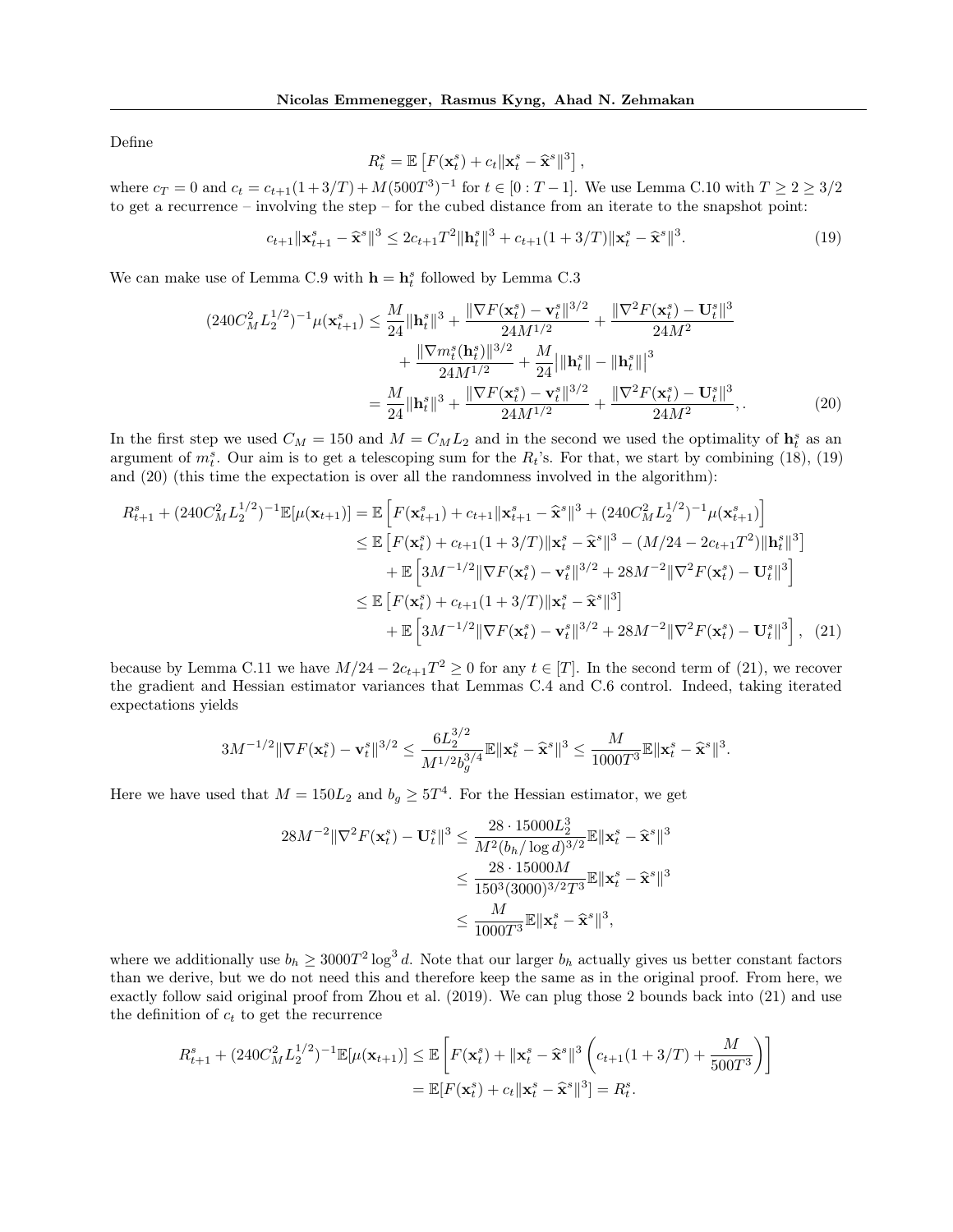Define

$$R_t^s = \mathbb{E}\left[F(\mathbf{x}_t^s) + c_t\|\mathbf{x}_t^s - \widehat{\mathbf{x}}^s\|^3\right],$$

where $c_T = 0$ and $c_t = c_{t+1}(1+3/T) + M(500T^3)^{-1}$ for $t \in [0 : T-1]$. We use Lemma C.10 with $T \geq 2 \geq 3/2$ to get a recurrence – involving the step – for the cubed distance from an iterate to the snapshot point:

$$c_{t+1}\|\mathbf{x}_{t+1}^s - \widehat{\mathbf{x}}^s\|^3 \leq 2c_{t+1}T^2\|\mathbf{h}_t^s\|^3 + c_{t+1}(1+3/T)\|\mathbf{x}_t^s - \widehat{\mathbf{x}}^s\|^3. \tag{19}$$

We can make use of Lemma C.9 with $\mathbf{h} = \mathbf{h}_t^s$ followed by Lemma C.3

$$\begin{aligned}
(240C_M^2 L_2^{1/2})^{-1}\mu(\mathbf{x}_{t+1}^s) &\leq \frac{M}{24}\|\mathbf{h}_t^s\|^3 + \frac{\|\nabla F(\mathbf{x}_t^s) - \mathbf{v}_t^s\|^{3/2}}{24M^{1/2}} + \frac{\|\nabla^2 F(\mathbf{x}_t^s) - \mathbf{U}_t^s\|^3}{24M^2} \\
&\quad + \frac{\|\nabla m_t^s(\mathbf{h}_t^s)\|^{3/2}}{24M^{1/2}} + \frac{M}{24}\big|\|\mathbf{h}_t^s\| - \|\mathbf{h}_t^s\|\big|^3 \\
&= \frac{M}{24}\|\mathbf{h}_t^s\|^3 + \frac{\|\nabla F(\mathbf{x}_t^s) - \mathbf{v}_t^s\|^{3/2}}{24M^{1/2}} + \frac{\|\nabla^2 F(\mathbf{x}_t^s) - \mathbf{U}_t^s\|^3}{24M^2},. 
\end{aligned} \tag{20}$$

In the first step we used $C_M = 150$ and $M = C_M L_2$ and in the second we used the optimality of $\mathbf{h}_t^s$ as an argument of $m_t^s$. Our aim is to get a telescoping sum for the $R_t$'s. For that, we start by combining (18), (19) and (20) (this time the expectation is over all the randomness involved in the algorithm):

$$\begin{aligned}
R_{t+1}^s + (240C_M^2 L_2^{1/2})^{-1}\mathbb{E}[\mu(\mathbf{x}_{t+1})] &= \mathbb{E}\left[F(\mathbf{x}_{t+1}^s) + c_{t+1}\|\mathbf{x}_{t+1}^s - \widehat{\mathbf{x}}^s\|^3 + (240C_M^2 L_2^{1/2})^{-1}\mu(\mathbf{x}_{t+1}^s)\right] \\
&\leq \mathbb{E}\left[F(\mathbf{x}_t^s) + c_{t+1}(1+3/T)\|\mathbf{x}_t^s - \widehat{\mathbf{x}}^s\|^3 - (M/24 - 2c_{t+1}T^2)\|\mathbf{h}_t^s\|^3\right] \\
&\quad + \mathbb{E}\left[3M^{-1/2}\|\nabla F(\mathbf{x}_t^s) - \mathbf{v}_t^s\|^{3/2} + 28M^{-2}\|\nabla^2 F(\mathbf{x}_t^s) - \mathbf{U}_t^s\|^3\right] \\
&\leq \mathbb{E}\left[F(\mathbf{x}_t^s) + c_{t+1}(1+3/T)\|\mathbf{x}_t^s - \widehat{\mathbf{x}}^s\|^3\right] \\
&\quad + \mathbb{E}\left[3M^{-1/2}\|\nabla F(\mathbf{x}_t^s) - \mathbf{v}_t^s\|^{3/2} + 28M^{-2}\|\nabla^2 F(\mathbf{x}_t^s) - \mathbf{U}_t^s\|^3\right],
\end{aligned} \tag{21}$$

because by Lemma C.11 we have $M/24 - 2c_{t+1}T^2 \geq 0$ for any $t \in [T]$. In the second term of (21), we recover the gradient and Hessian estimator variances that Lemmas C.4 and C.6 control. Indeed, taking iterated expectations yields

$$3M^{-1/2}\|\nabla F(\mathbf{x}_t^s) - \mathbf{v}_t^s\|^{3/2} \leq \frac{6L_2^{3/2}}{M^{1/2}b_g^{3/4}}\mathbb{E}\|\mathbf{x}_t^s - \widehat{\mathbf{x}}^s\|^3 \leq \frac{M}{1000T^3}\mathbb{E}\|\mathbf{x}_t^s - \widehat{\mathbf{x}}^s\|^3.$$

Here we have used that $M = 150L_2$ and $b_g \geq 5T^4$. For the Hessian estimator, we get

$$\begin{aligned}
28M^{-2}\|\nabla^2 F(\mathbf{x}_t^s) - \mathbf{U}_t^s\|^3 &\leq \frac{28 \cdot 15000 L_2^3}{M^2(b_h/\log d)^{3/2}}\mathbb{E}\|\mathbf{x}_t^s - \widehat{\mathbf{x}}^s\|^3 \\
&\leq \frac{28 \cdot 15000 M}{150^3(3000)^{3/2}T^3}\mathbb{E}\|\mathbf{x}_t^s - \widehat{\mathbf{x}}^s\|^3 \\
&\leq \frac{M}{1000T^3}\mathbb{E}\|\mathbf{x}_t^s - \widehat{\mathbf{x}}^s\|^3,
\end{aligned}$$

where we additionally use $b_h \geq 3000T^2\log^3 d$. Note that our larger $b_h$ actually gives us better constant factors than we derive, but we do not need this and therefore keep the same as in the original proof. From here, we exactly follow said original proof from Zhou et al. (2019). We can plug those 2 bounds back into (21) and use the definition of $c_t$ to get the recurrence

$$\begin{aligned}
R_{t+1}^s + (240C_M^2 L_2^{1/2})^{-1}\mathbb{E}[\mu(\mathbf{x}_{t+1})] &\leq \mathbb{E}\left[F(\mathbf{x}_t^s) + \|\mathbf{x}_t^s - \widehat{\mathbf{x}}^s\|^3\left(c_{t+1}(1+3/T) + \frac{M}{500T^3}\right)\right] \\
&= \mathbb{E}[F(\mathbf{x}_t^s) + c_t\|\mathbf{x}_t^s - \widehat{\mathbf{x}}^s\|^3] = R_t^s.
\end{aligned}$$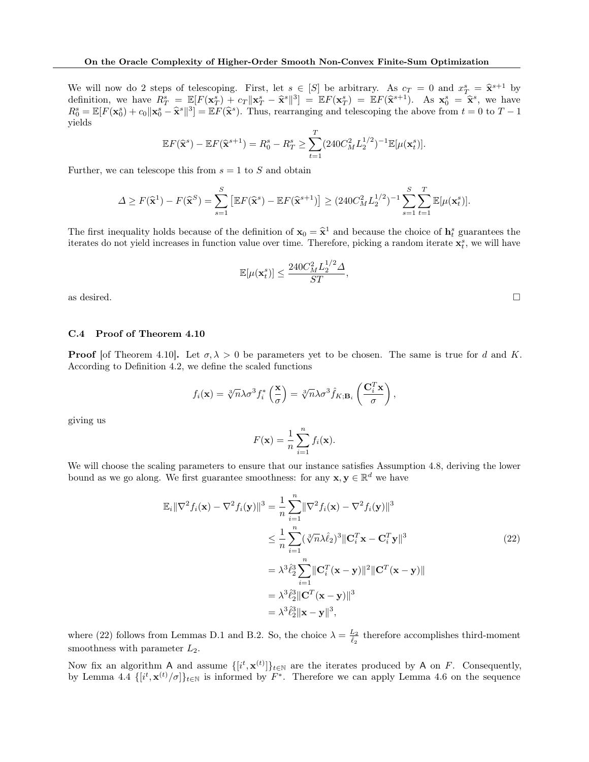We will now do 2 steps of telescoping. First, let $s \in [S]$ be arbitrary. As $c_T = 0$ and $x_T^s = \widehat{\mathbf{x}}^{s+1}$ by definition, we have $R_T^s = \mathbb{E}[F(\mathbf{x}_T^s) + c_T \|\mathbf{x}_T^s - \widehat{\mathbf{x}}^s\|^3] = \mathbb{E}F(\mathbf{x}_T^s) = \mathbb{E}F(\widehat{\mathbf{x}}^{s+1})$. As $\mathbf{x}_0^s = \widehat{\mathbf{x}}^s$, we have $R_0^s = \mathbb{E}[F(\mathbf{x}_0^s) + c_0 \|\mathbf{x}_0^s - \widehat{\mathbf{x}}^s\|^3] = \mathbb{E}F(\widehat{\mathbf{x}}^s)$. Thus, rearranging and telescoping the above from $t = 0$ to $T - 1$ yields

$$\mathbb{E}F(\widehat{\mathbf{x}}^s) - \mathbb{E}F(\widehat{\mathbf{x}}^{s+1}) = R_0^s - R_T^s \geq \sum_{t=1}^{T} (240 C_M^2 L_2^{1/2})^{-1} \mathbb{E}[\mu(\mathbf{x}_t^s)].$$

Further, we can telescope this from $s = 1$ to $S$ and obtain

$$\Delta \geq F(\widehat{\mathbf{x}}^1) - F(\widehat{\mathbf{x}}^S) = \sum_{s=1}^{S} \left[\mathbb{E}F(\widehat{\mathbf{x}}^s) - \mathbb{E}F(\widehat{\mathbf{x}}^{s+1})\right] \geq (240 C_M^2 L_2^{1/2})^{-1} \sum_{s=1}^{S} \sum_{t=1}^{T} \mathbb{E}[\mu(\mathbf{x}_t^s)].$$

The first inequality holds because of the definition of $\mathbf{x}_0 = \widehat{\mathbf{x}}^1$ and because the choice of $\mathbf{h}_t^s$ guarantees the iterates do not yield increases in function value over time. Therefore, picking a random iterate $\mathbf{x}_t^s$, we will have

$$\mathbb{E}[\mu(\mathbf{x}_t^s)] \leq \frac{240 C_M^2 L_2^{1/2} \Delta}{ST},$$

as desired. $\square$

### C.4 Proof of Theorem 4.10

**Proof** [of Theorem 4.10]**.** Let $\sigma, \lambda > 0$ be parameters yet to be chosen. The same is true for $d$ and $K$. According to Definition 4.2, we define the scaled functions

$$f_i(\mathbf{x}) = \sqrt[3]{n} \lambda \sigma^3 f_i^*\left(\frac{\mathbf{x}}{\sigma}\right) = \sqrt[3]{n} \lambda \sigma^3 \hat{f}_{K;\mathbf{B}_i}\left(\frac{\mathbf{C}_i^T \mathbf{x}}{\sigma}\right),$$

giving us

$$F(\mathbf{x}) = \frac{1}{n} \sum_{i=1}^{n} f_i(\mathbf{x}).$$

We will choose the scaling parameters to ensure that our instance satisfies Assumption 4.8, deriving the lower bound as we go along. We first guarantee smoothness: for any $\mathbf{x}, \mathbf{y} \in \mathbb{R}^d$ we have

$$\begin{aligned}
\mathbb{E}_i \|\nabla^2 f_i(\mathbf{x}) - \nabla^2 f_i(\mathbf{y})\|^3 &= \frac{1}{n} \sum_{i=1}^{n} \|\nabla^2 f_i(\mathbf{x}) - \nabla^2 f_i(\mathbf{y})\|^3 \\
&\leq \frac{1}{n} \sum_{i=1}^{n} (\sqrt[3]{n} \lambda \hat{\ell}_2)^3 \|\mathbf{C}_i^T \mathbf{x} - \mathbf{C}_i^T \mathbf{y}\|^3 \qquad (22) \\
&= \lambda^3 \hat{\ell}_2^3 \sum_{i=1}^{n} \|\mathbf{C}_i^T (\mathbf{x} - \mathbf{y})\|^2 \|\mathbf{C}^T (\mathbf{x} - \mathbf{y})\| \\
&= \lambda^3 \hat{\ell}_2^3 \|\mathbf{C}^T (\mathbf{x} - \mathbf{y})\|^3 \\
&= \lambda^3 \hat{\ell}_2^3 \|\mathbf{x} - \mathbf{y}\|^3,
\end{aligned}$$

where (22) follows from Lemmas D.1 and B.2. So, the choice $\lambda = \frac{L_2}{\hat{\ell}_2}$ therefore accomplishes third-moment smoothness with parameter $L_2$.

Now fix an algorithm A and assume $\{[i^t, \mathbf{x}^{(t)}]\}_{t \in \mathbb{N}}$ are the iterates produced by A on $F$. Consequently, by Lemma 4.4 $\{[i^t, \mathbf{x}^{(t)}/\sigma]\}_{t \in \mathbb{N}}$ is informed by $F^*$. Therefore we can apply Lemma 4.6 on the sequence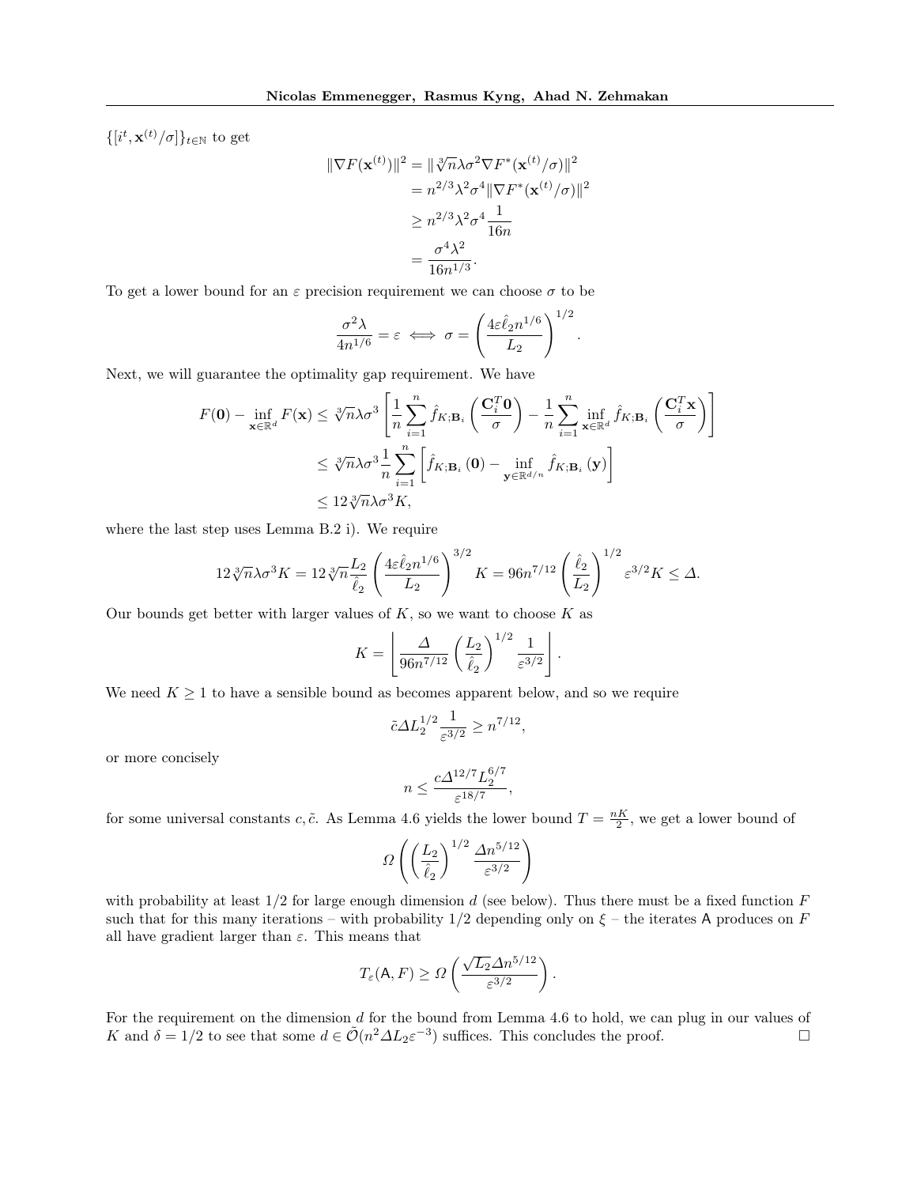$\{[i^t, \mathbf{x}^{(t)}/\sigma]\}_{t\in\mathbb{N}}$ to get

$$
\begin{aligned}
\|\nabla F(\mathbf{x}^{(t)})\|^2 &= \|\sqrt[3]{n}\lambda\sigma^2 \nabla F^*(\mathbf{x}^{(t)}/\sigma)\|^2 \\
&= n^{2/3}\lambda^2\sigma^4 \|\nabla F^*(\mathbf{x}^{(t)}/\sigma)\|^2 \\
&\geq n^{2/3}\lambda^2\sigma^4 \frac{1}{16n} \\
&= \frac{\sigma^4\lambda^2}{16n^{1/3}}.
\end{aligned}
$$

To get a lower bound for an $\varepsilon$ precision requirement we can choose $\sigma$ to be

$$
\frac{\sigma^2\lambda}{4n^{1/6}} = \varepsilon \iff \sigma = \left(\frac{4\varepsilon\hat{\ell}_2 n^{1/6}}{L_2}\right)^{1/2}.
$$

Next, we will guarantee the optimality gap requirement. We have

$$
\begin{aligned}
F(\mathbf{0}) - \inf_{\mathbf{x}\in\mathbb{R}^d} F(\mathbf{x}) &\leq \sqrt[3]{n}\lambda\sigma^3 \left[\frac{1}{n}\sum_{i=1}^n \hat{f}_{K;\mathbf{B}_i}\left(\frac{\mathbf{C}_i^T\mathbf{0}}{\sigma}\right) - \frac{1}{n}\sum_{i=1}^n \inf_{\mathbf{x}\in\mathbb{R}^d} \hat{f}_{K;\mathbf{B}_i}\left(\frac{\mathbf{C}_i^T\mathbf{x}}{\sigma}\right)\right] \\
&\leq \sqrt[3]{n}\lambda\sigma^3 \frac{1}{n}\sum_{i=1}^n \left[\hat{f}_{K;\mathbf{B}_i}(\mathbf{0}) - \inf_{\mathbf{y}\in\mathbb{R}^{d/n}} \hat{f}_{K;\mathbf{B}_i}(\mathbf{y})\right] \\
&\leq 12\sqrt[3]{n}\lambda\sigma^3 K,
\end{aligned}
$$

where the last step uses Lemma B.2 i). We require

$$
12\sqrt[3]{n}\lambda\sigma^3 K = 12\sqrt[3]{n}\frac{L_2}{\hat{\ell}_2}\left(\frac{4\varepsilon\hat{\ell}_2 n^{1/6}}{L_2}\right)^{3/2} K = 96n^{7/12}\left(\frac{\hat{\ell}_2}{L_2}\right)^{1/2}\varepsilon^{3/2}K \leq \Delta.
$$

Our bounds get better with larger values of $K$, so we want to choose $K$ as

$$
K = \left\lfloor \frac{\Delta}{96n^{7/12}}\left(\frac{L_2}{\hat{\ell}_2}\right)^{1/2}\frac{1}{\varepsilon^{3/2}} \right\rfloor.
$$

We need $K \geq 1$ to have a sensible bound as becomes apparent below, and so we require

$$
\tilde{c}\Delta L_2^{1/2}\frac{1}{\varepsilon^{3/2}} \geq n^{7/12},
$$

or more concisely

$$
n \leq \frac{c\Delta^{12/7}L_2^{6/7}}{\varepsilon^{18/7}},
$$

for some universal constants $c, \tilde{c}$. As Lemma 4.6 yields the lower bound $T = \frac{nK}{2}$, we get a lower bound of

$$
\Omega\left(\left(\frac{L_2}{\hat{\ell}_2}\right)^{1/2}\frac{\Delta n^{5/12}}{\varepsilon^{3/2}}\right)
$$

with probability at least $1/2$ for large enough dimension $d$ (see below). Thus there must be a fixed function $F$ such that for this many iterations – with probability $1/2$ depending only on $\xi$ – the iterates $\mathsf{A}$ produces on $F$ all have gradient larger than $\varepsilon$. This means that

$$
T_\varepsilon(\mathsf{A}, F) \geq \Omega\left(\frac{\sqrt{L_2}\Delta n^{5/12}}{\varepsilon^{3/2}}\right).
$$

For the requirement on the dimension $d$ for the bound from Lemma 4.6 to hold, we can plug in our values of $K$ and $\delta = 1/2$ to see that some $d \in \tilde{\mathcal{O}}(n^2\Delta L_2\varepsilon^{-3})$ suffices. This concludes the proof. □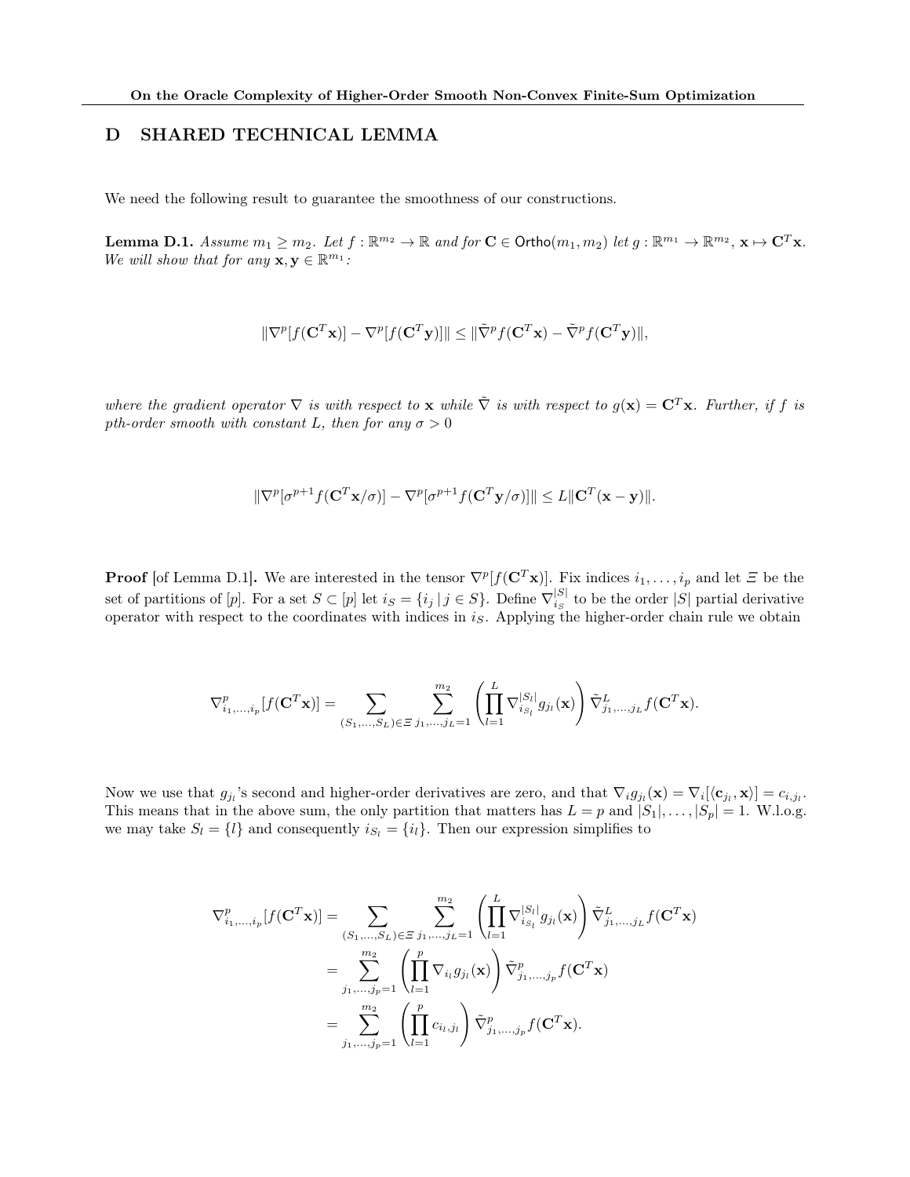# D SHARED TECHNICAL LEMMA

We need the following result to guarantee the smoothness of our constructions.

**Lemma D.1.** *Assume $m_1 \geq m_2$. Let $f : \mathbb{R}^{m_2} \to \mathbb{R}$ and for $\mathbf{C} \in \mathsf{Ortho}(m_1, m_2)$ let $g : \mathbb{R}^{m_1} \to \mathbb{R}^{m_2}$, $\mathbf{x} \mapsto \mathbf{C}^T\mathbf{x}$. We will show that for any $\mathbf{x}, \mathbf{y} \in \mathbb{R}^{m_1}$:*

$$\|\nabla^p[f(\mathbf{C}^T\mathbf{x})] - \nabla^p[f(\mathbf{C}^T\mathbf{y})]\| \leq \|\tilde{\nabla}^p f(\mathbf{C}^T\mathbf{x}) - \tilde{\nabla}^p f(\mathbf{C}^T\mathbf{y})\|,$$

*where the gradient operator $\nabla$ is with respect to $\mathbf{x}$ while $\tilde{\nabla}$ is with respect to $g(\mathbf{x}) = \mathbf{C}^T\mathbf{x}$. Further, if $f$ is pth-order smooth with constant $L$, then for any $\sigma > 0$*

$$\|\nabla^p[\sigma^{p+1} f(\mathbf{C}^T\mathbf{x}/\sigma)] - \nabla^p[\sigma^{p+1} f(\mathbf{C}^T\mathbf{y}/\sigma)]\| \leq L\|\mathbf{C}^T(\mathbf{x} - \mathbf{y})\|.$$

**Proof** [of Lemma D.1]. We are interested in the tensor $\nabla^p[f(\mathbf{C}^T\mathbf{x})]$. Fix indices $i_1, \ldots, i_p$ and let $\Xi$ be the set of partitions of $[p]$. For a set $S \subset [p]$ let $i_S = \{i_j \mid j \in S\}$. Define $\nabla^{|S|}_{i_S}$ to be the order $|S|$ partial derivative operator with respect to the coordinates with indices in $i_S$. Applying the higher-order chain rule we obtain

$$\nabla^p_{i_1,\ldots,i_p}[f(\mathbf{C}^T\mathbf{x})] = \sum_{(S_1,\ldots,S_L)\in\Xi} \sum_{j_1,\ldots,j_L=1}^{m_2} \left(\prod_{l=1}^{L} \nabla^{|S_l|}_{i_{S_l}} g_{j_l}(\mathbf{x})\right) \tilde{\nabla}^L_{j_1,\ldots,j_L} f(\mathbf{C}^T\mathbf{x}).$$

Now we use that $g_{j_l}$'s second and higher-order derivatives are zero, and that $\nabla_i g_{j_l}(\mathbf{x}) = \nabla_i[\langle \mathbf{c}_{j_l}, \mathbf{x}\rangle] = c_{i,j_l}$. This means that in the above sum, the only partition that matters has $L = p$ and $|S_1|, \ldots, |S_p| = 1$. W.l.o.g. we may take $S_l = \{l\}$ and consequently $i_{S_l} = \{i_l\}$. Then our expression simplifies to

$$\begin{aligned}
\nabla^p_{i_1,\ldots,i_p}[f(\mathbf{C}^T\mathbf{x})] &= \sum_{(S_1,\ldots,S_L)\in\Xi} \sum_{j_1,\ldots,j_L=1}^{m_2} \left(\prod_{l=1}^{L} \nabla^{|S_l|}_{i_{S_l}} g_{j_l}(\mathbf{x})\right) \tilde{\nabla}^L_{j_1,\ldots,j_L} f(\mathbf{C}^T\mathbf{x}) \\
&= \sum_{j_1,\ldots,j_p=1}^{m_2} \left(\prod_{l=1}^{p} \nabla_{i_l} g_{j_l}(\mathbf{x})\right) \tilde{\nabla}^p_{j_1,\ldots,j_p} f(\mathbf{C}^T\mathbf{x}) \\
&= \sum_{j_1,\ldots,j_p=1}^{m_2} \left(\prod_{l=1}^{p} c_{i_l,j_l}\right) \tilde{\nabla}^p_{j_1,\ldots,j_p} f(\mathbf{C}^T\mathbf{x}).
\end{aligned}$$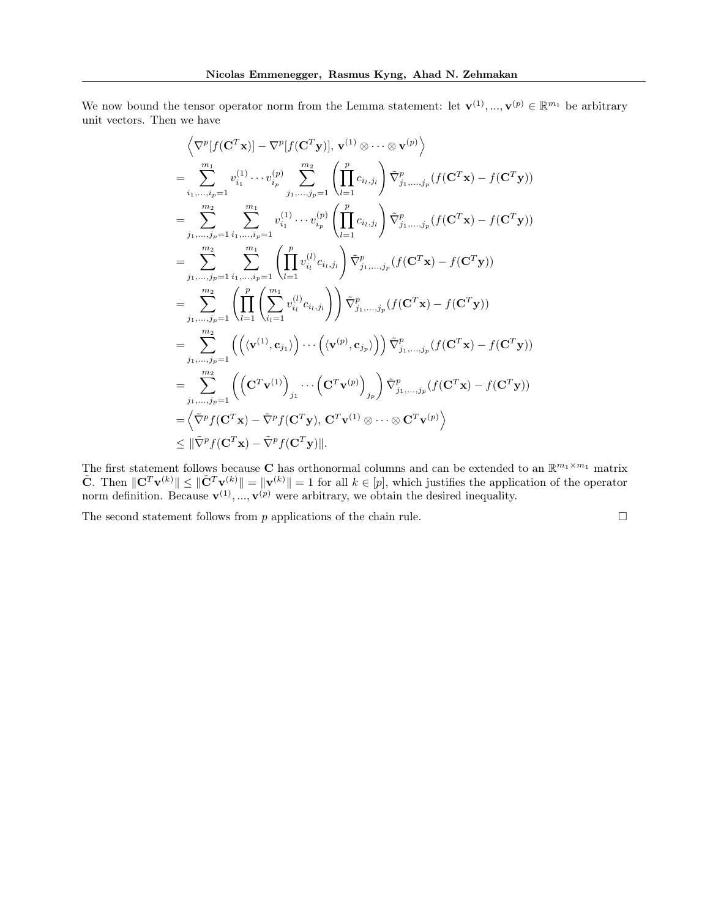We now bound the tensor operator norm from the Lemma statement: let $\mathbf{v}^{(1)}, ..., \mathbf{v}^{(p)} \in \mathbb{R}^{m_1}$ be arbitrary unit vectors. Then we have

$$
\begin{aligned}
&\left\langle \nabla^p[f(\mathbf{C}^T\mathbf{x})] - \nabla^p[f(\mathbf{C}^T\mathbf{y})],\, \mathbf{v}^{(1)} \otimes \cdots \otimes \mathbf{v}^{(p)} \right\rangle \\
&= \sum_{i_1,...,i_p=1}^{m_1} v_{i_1}^{(1)} \cdots v_{i_p}^{(p)} \sum_{j_1,...,j_p=1}^{m_2} \left( \prod_{l=1}^{p} c_{i_l,j_l} \right) \tilde{\nabla}^p_{j_1,...,j_p}(f(\mathbf{C}^T\mathbf{x}) - f(\mathbf{C}^T\mathbf{y})) \\
&= \sum_{j_1,...,j_p=1}^{m_2} \sum_{i_1,...,i_p=1}^{m_1} v_{i_1}^{(1)} \cdots v_{i_p}^{(p)} \left( \prod_{l=1}^{p} c_{i_l,j_l} \right) \tilde{\nabla}^p_{j_1,...,j_p}(f(\mathbf{C}^T\mathbf{x}) - f(\mathbf{C}^T\mathbf{y})) \\
&= \sum_{j_1,...,j_p=1}^{m_2} \sum_{i_1,...,i_p=1}^{m_1} \left( \prod_{l=1}^{p} v_{i_l}^{(l)} c_{i_l,j_l} \right) \tilde{\nabla}^p_{j_1,...,j_p}(f(\mathbf{C}^T\mathbf{x}) - f(\mathbf{C}^T\mathbf{y})) \\
&= \sum_{j_1,...,j_p=1}^{m_2} \left( \prod_{l=1}^{p} \left( \sum_{i_l=1}^{m_1} v_{i_l}^{(l)} c_{i_l,j_l} \right) \right) \tilde{\nabla}^p_{j_1,...,j_p}(f(\mathbf{C}^T\mathbf{x}) - f(\mathbf{C}^T\mathbf{y})) \\
&= \sum_{j_1,...,j_p=1}^{m_2} \left( \left( \langle \mathbf{v}^{(1)}, \mathbf{c}_{j_1} \rangle \right) \cdots \left( \langle \mathbf{v}^{(p)}, \mathbf{c}_{j_p} \rangle \right) \right) \tilde{\nabla}^p_{j_1,...,j_p}(f(\mathbf{C}^T\mathbf{x}) - f(\mathbf{C}^T\mathbf{y})) \\
&= \sum_{j_1,...,j_p=1}^{m_2} \left( \left( \mathbf{C}^T\mathbf{v}^{(1)} \right)_{j_1} \cdots \left( \mathbf{C}^T\mathbf{v}^{(p)} \right)_{j_p} \right) \tilde{\nabla}^p_{j_1,...,j_p}(f(\mathbf{C}^T\mathbf{x}) - f(\mathbf{C}^T\mathbf{y})) \\
&= \left\langle \tilde{\nabla}^p f(\mathbf{C}^T\mathbf{x}) - \tilde{\nabla}^p f(\mathbf{C}^T\mathbf{y}),\, \mathbf{C}^T\mathbf{v}^{(1)} \otimes \cdots \otimes \mathbf{C}^T\mathbf{v}^{(p)} \right\rangle \\
&\leq \|\tilde{\nabla}^p f(\mathbf{C}^T\mathbf{x}) - \tilde{\nabla}^p f(\mathbf{C}^T\mathbf{y})\|.
\end{aligned}
$$

The first statement follows because $\mathbf{C}$ has orthonormal columns and can be extended to an $\mathbb{R}^{m_1 \times m_1}$ matrix $\tilde{\mathbf{C}}$. Then $\|\mathbf{C}^T\mathbf{v}^{(k)}\| \leq \|\tilde{\mathbf{C}}^T\mathbf{v}^{(k)}\| = \|\mathbf{v}^{(k)}\| = 1$ for all $k \in [p]$, which justifies the application of the operator norm definition. Because $\mathbf{v}^{(1)}, ..., \mathbf{v}^{(p)}$ were arbitrary, we obtain the desired inequality.

The second statement follows from $p$ applications of the chain rule. $\square$